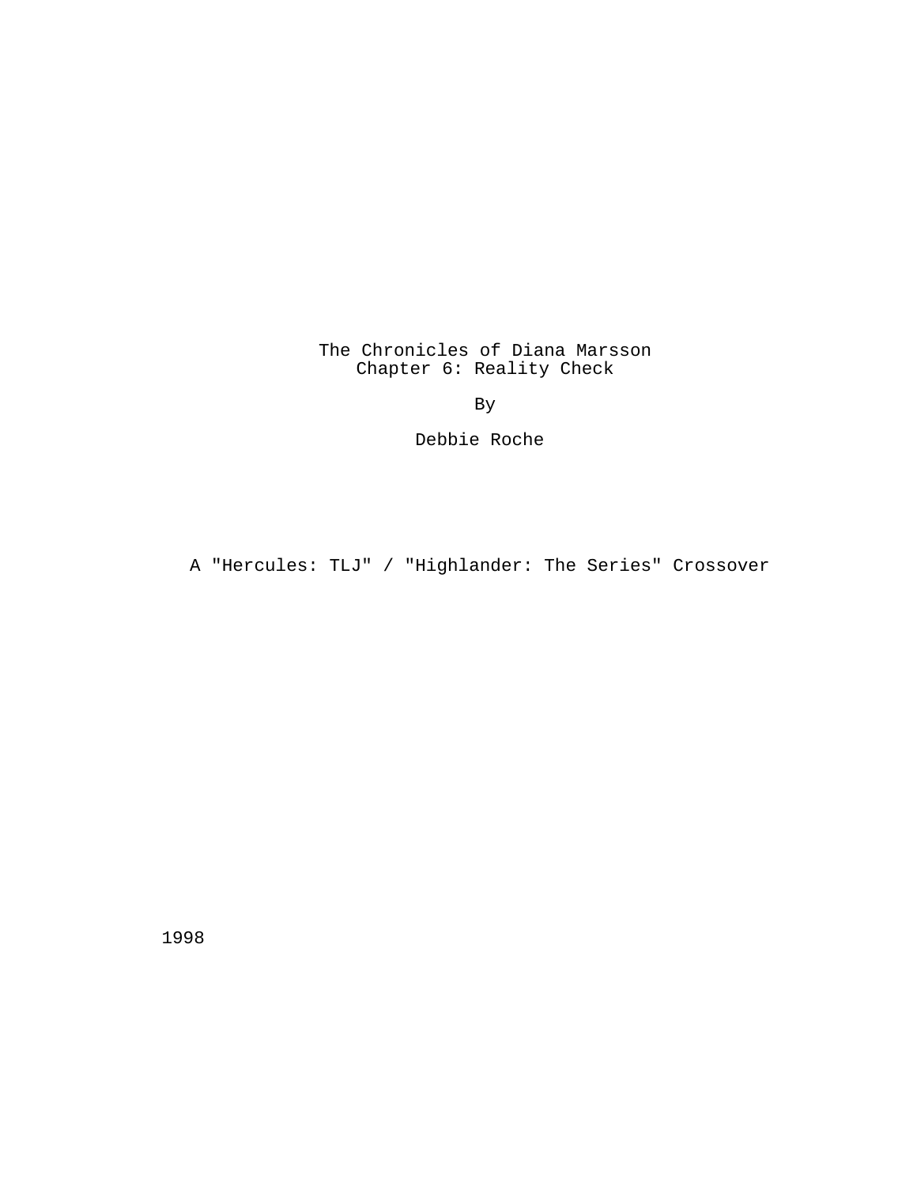# The Chronicles of Diana Marsson
## Chapter 6: Reality Check

By

Debbie Roche

A "Hercules: TLJ" / "Highlander: The Series" Crossover

1998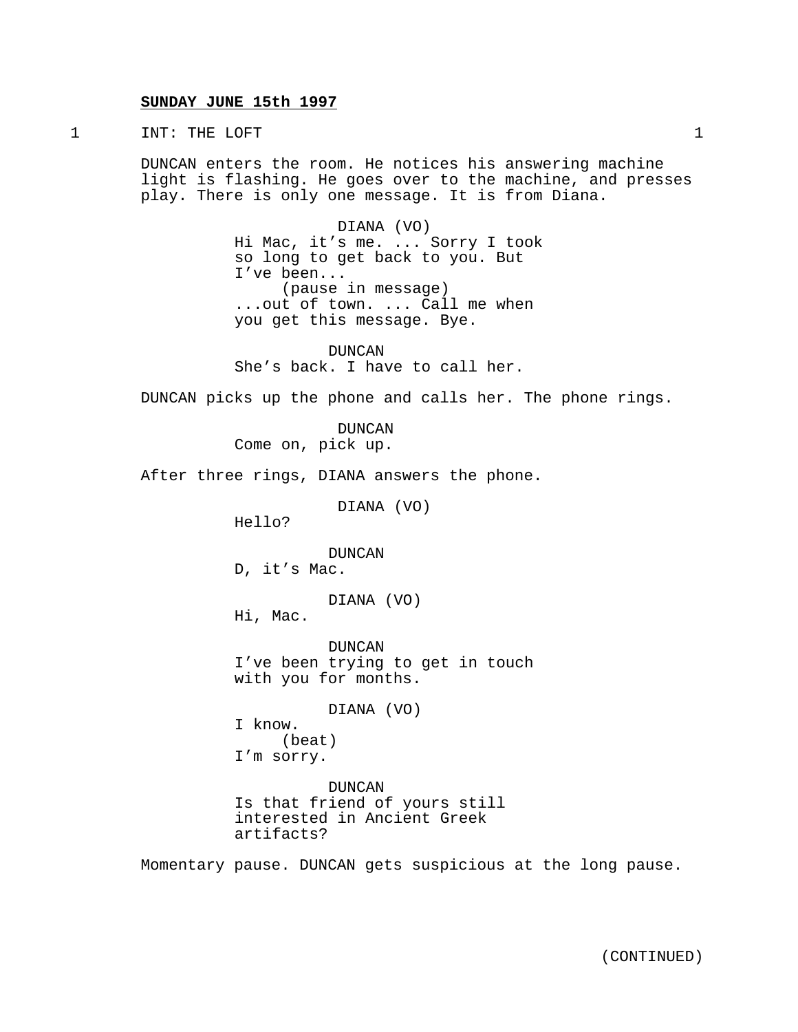**SUNDAY JUNE 15th 1997**

1 INT: THE LOFT 1

DUNCAN enters the room. He notices his answering machine light is flashing. He goes over to the machine, and presses play. There is only one message. It is from Diana.

DIANA (VO)
Hi Mac, it's me. ... Sorry I took so long to get back to you. But I've been...
(pause in message)
...out of town. ... Call me when you get this message. Bye.

DUNCAN
She's back. I have to call her.

DUNCAN picks up the phone and calls her. The phone rings.

DUNCAN
Come on, pick up.

After three rings, DIANA answers the phone.

DIANA (VO)
Hello?

DUNCAN
D, it's Mac.

DIANA (VO)
Hi, Mac.

DUNCAN
I've been trying to get in touch with you for months.

DIANA (VO)
I know.
(beat)
I'm sorry.

DUNCAN
Is that friend of yours still interested in Ancient Greek artifacts?

Momentary pause. DUNCAN gets suspicious at the long pause.

(CONTINUED)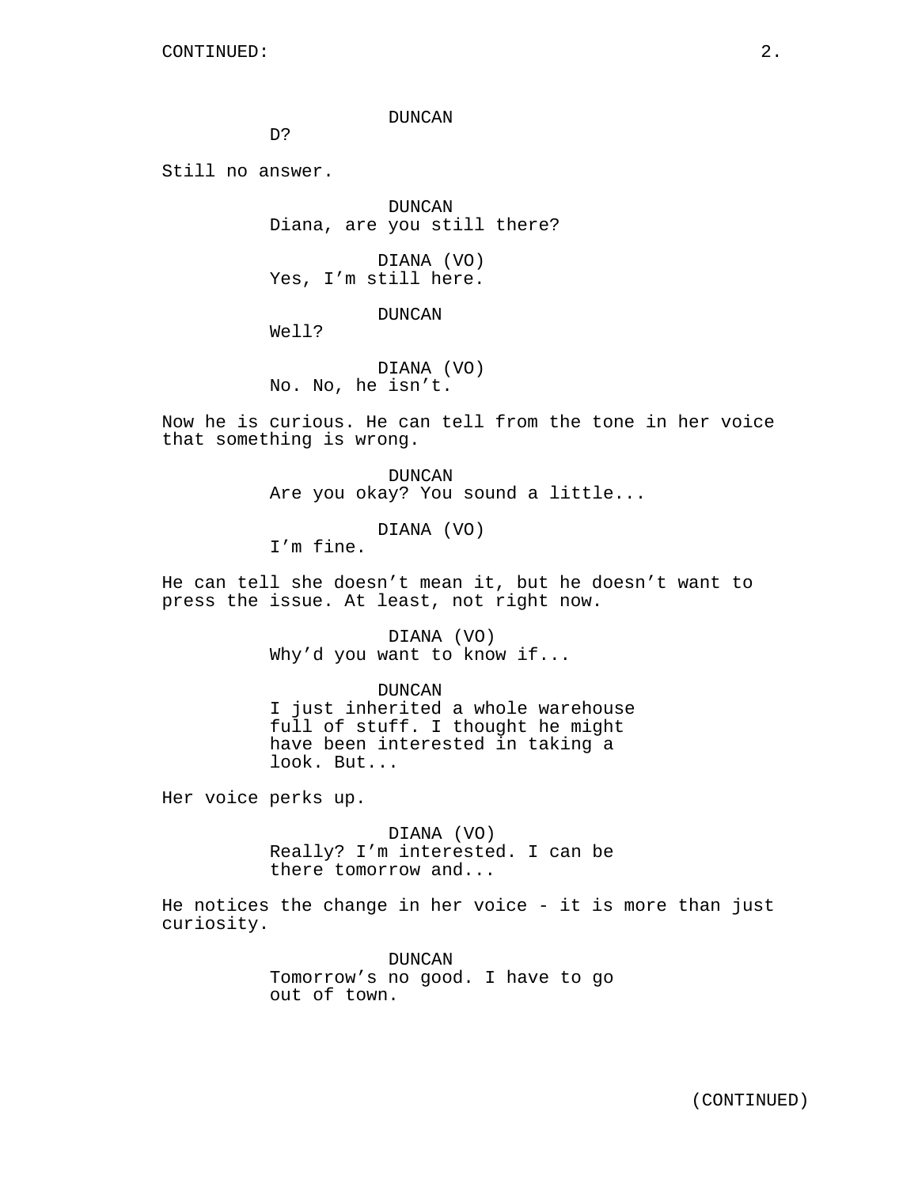DUNCAN
D?

Still no answer.

DUNCAN
Diana, are you still there?

DIANA (VO)
Yes, I’m still here.

DUNCAN
Well?

DIANA (VO)
No. No, he isn’t.

Now he is curious. He can tell from the tone in her voice that something is wrong.

DUNCAN
Are you okay? You sound a little...

DIANA (VO)
I’m fine.

He can tell she doesn’t mean it, but he doesn’t want to press the issue. At least, not right now.

DIANA (VO)
Why’d you want to know if...

DUNCAN
I just inherited a whole warehouse full of stuff. I thought he might have been interested in taking a look. But...

Her voice perks up.

DIANA (VO)
Really? I’m interested. I can be there tomorrow and...

He notices the change in her voice - it is more than just curiosity.

DUNCAN
Tomorrow’s no good. I have to go out of town.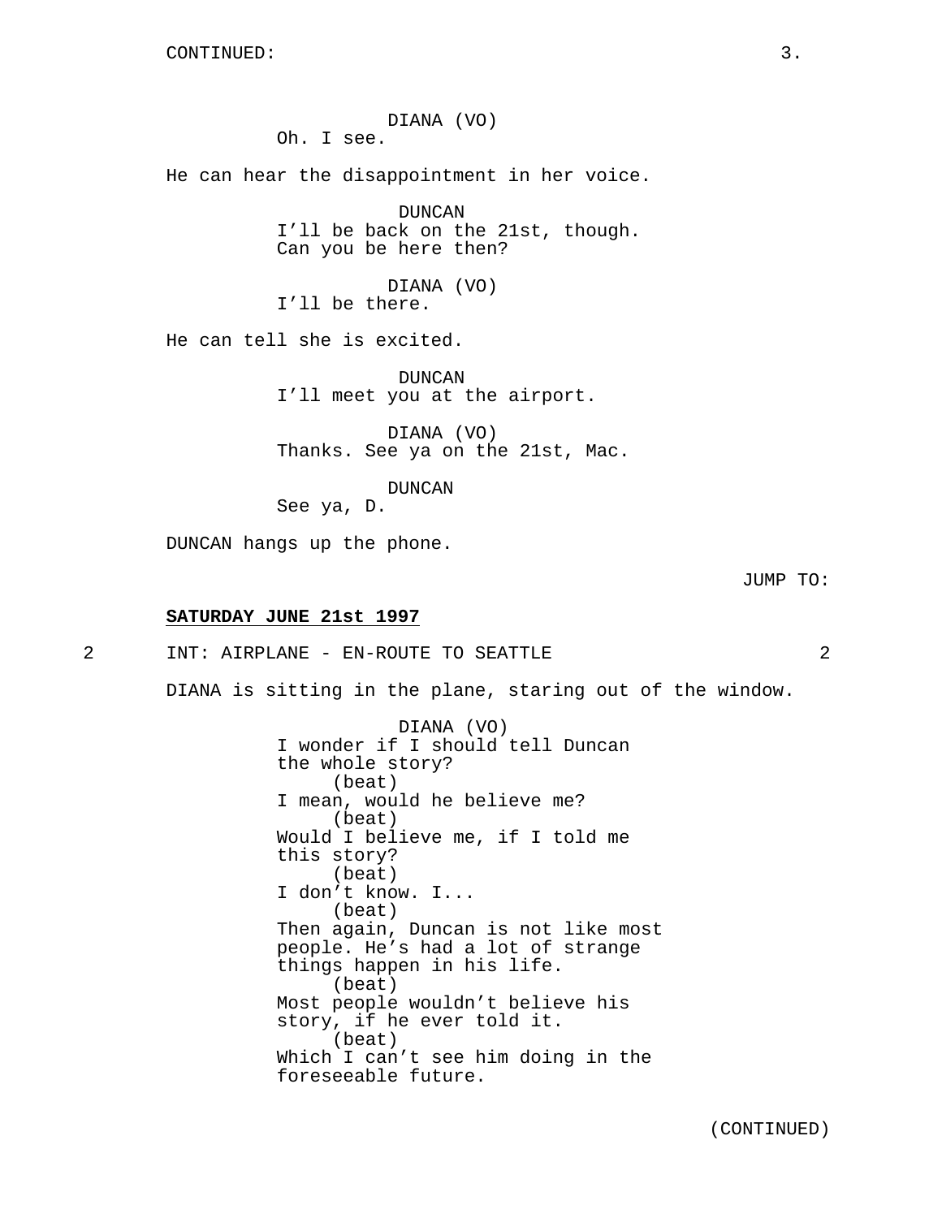DIANA (VO)
Oh. I see.

He can hear the disappointment in her voice.

DUNCAN
I'll be back on the 21st, though.
Can you be here then?

DIANA (VO)
I'll be there.

He can tell she is excited.

DUNCAN
I'll meet you at the airport.

DIANA (VO)
Thanks. See ya on the 21st, Mac.

DUNCAN
See ya, D.

DUNCAN hangs up the phone.

JUMP TO:

**SATURDAY JUNE 21st 1997**

2 INT: AIRPLANE - EN-ROUTE TO SEATTLE 2

DIANA is sitting in the plane, staring out of the window.

DIANA (VO)
I wonder if I should tell Duncan
the whole story?
(beat)
I mean, would he believe me?
(beat)
Would I believe me, if I told me
this story?
(beat)
I don't know. I...
(beat)
Then again, Duncan is not like most
people. He's had a lot of strange
things happen in his life.
(beat)
Most people wouldn't believe his
story, if he ever told it.
(beat)
Which I can't see him doing in the
foreseeable future.

(CONTINUED)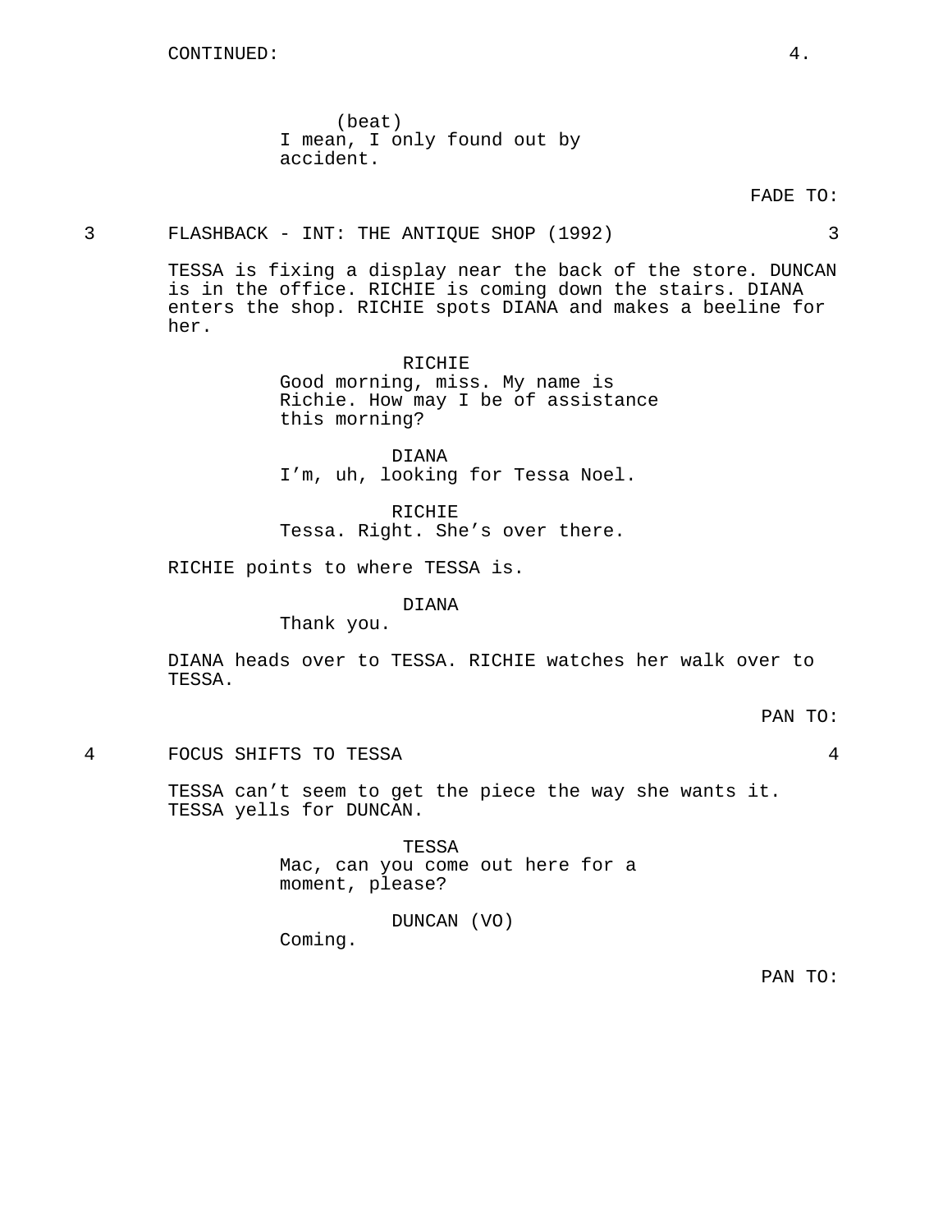CONTINUED:

(beat)
I mean, I only found out by accident.

FADE TO:

3 FLASHBACK - INT: THE ANTIQUE SHOP (1992) 3

TESSA is fixing a display near the back of the store. DUNCAN is in the office. RICHIE is coming down the stairs. DIANA enters the shop. RICHIE spots DIANA and makes a beeline for her.

RICHIE
Good morning, miss. My name is Richie. How may I be of assistance this morning?

DIANA
I'm, uh, looking for Tessa Noel.

RICHIE
Tessa. Right. She's over there.

RICHIE points to where TESSA is.

DIANA
Thank you.

DIANA heads over to TESSA. RICHIE watches her walk over to TESSA.

PAN TO:

4 FOCUS SHIFTS TO TESSA 4

TESSA can't seem to get the piece the way she wants it. TESSA yells for DUNCAN.

TESSA
Mac, can you come out here for a moment, please?

DUNCAN (VO)
Coming.

PAN TO: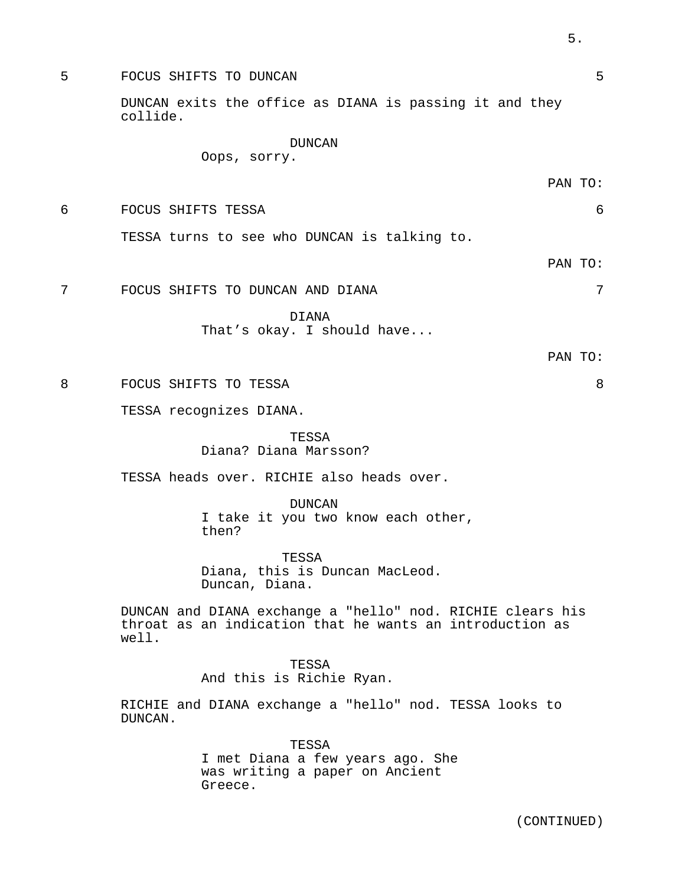5 FOCUS SHIFTS TO DUNCAN 5

DUNCAN exits the office as DIANA is passing it and they collide.

DUNCAN
Oops, sorry.

PAN TO:

6 FOCUS SHIFTS TESSA 6

TESSA turns to see who DUNCAN is talking to.

PAN TO:

7 FOCUS SHIFTS TO DUNCAN AND DIANA 7

DIANA
That’s okay. I should have...

PAN TO:

8 FOCUS SHIFTS TO TESSA 8

TESSA recognizes DIANA.

TESSA
Diana? Diana Marsson?

TESSA heads over. RICHIE also heads over.

DUNCAN
I take it you two know each other, then?

TESSA
Diana, this is Duncan MacLeod. Duncan, Diana.

DUNCAN and DIANA exchange a "hello" nod. RICHIE clears his throat as an indication that he wants an introduction as well.

TESSA
And this is Richie Ryan.

RICHIE and DIANA exchange a "hello" nod. TESSA looks to DUNCAN.

TESSA
I met Diana a few years ago. She was writing a paper on Ancient Greece.

(CONTINUED)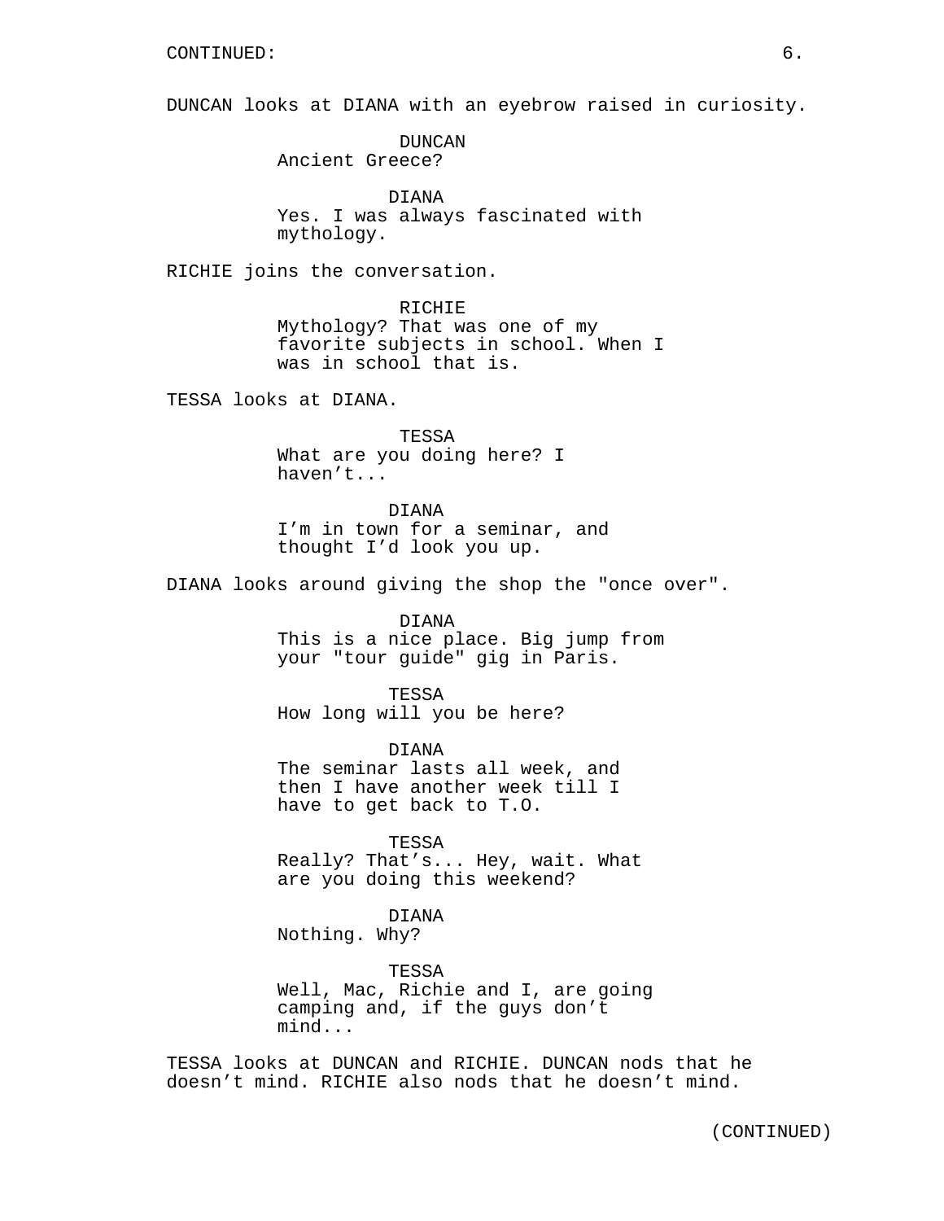CONTINUED:

DUNCAN looks at DIANA with an eyebrow raised in curiosity.

DUNCAN
Ancient Greece?

DIANA
Yes. I was always fascinated with mythology.

RICHIE joins the conversation.

RICHIE
Mythology? That was one of my favorite subjects in school. When I was in school that is.

TESSA looks at DIANA.

TESSA
What are you doing here? I haven't...

DIANA
I'm in town for a seminar, and thought I'd look you up.

DIANA looks around giving the shop the "once over".

DIANA
This is a nice place. Big jump from your "tour guide" gig in Paris.

TESSA
How long will you be here?

DIANA
The seminar lasts all week, and then I have another week till I have to get back to T.O.

TESSA
Really? That's... Hey, wait. What are you doing this weekend?

DIANA
Nothing. Why?

TESSA
Well, Mac, Richie and I, are going camping and, if the guys don't mind...

TESSA looks at DUNCAN and RICHIE. DUNCAN nods that he doesn't mind. RICHIE also nods that he doesn't mind.

(CONTINUED)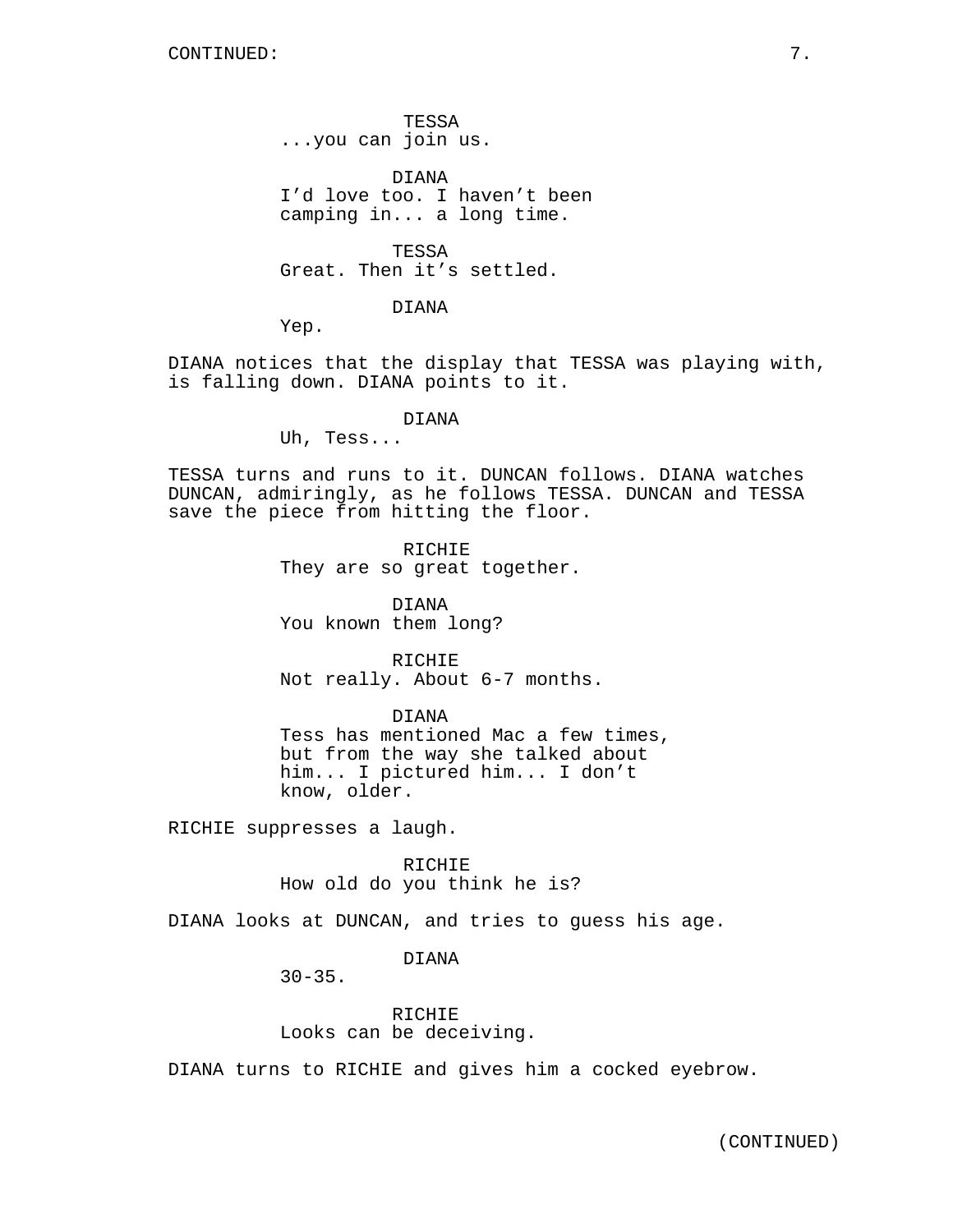TESSA
...you can join us.

DIANA
I'd love too. I haven't been camping in... a long time.

TESSA
Great. Then it's settled.

DIANA
Yep.

DIANA notices that the display that TESSA was playing with, is falling down. DIANA points to it.

DIANA
Uh, Tess...

TESSA turns and runs to it. DUNCAN follows. DIANA watches DUNCAN, admiringly, as he follows TESSA. DUNCAN and TESSA save the piece from hitting the floor.

RICHIE
They are so great together.

DIANA
You known them long?

RICHIE
Not really. About 6-7 months.

DIANA
Tess has mentioned Mac a few times, but from the way she talked about him... I pictured him... I don't know, older.

RICHIE suppresses a laugh.

RICHIE
How old do you think he is?

DIANA looks at DUNCAN, and tries to guess his age.

DIANA
30-35.

RICHIE
Looks can be deceiving.

DIANA turns to RICHIE and gives him a cocked eyebrow.

(CONTINUED)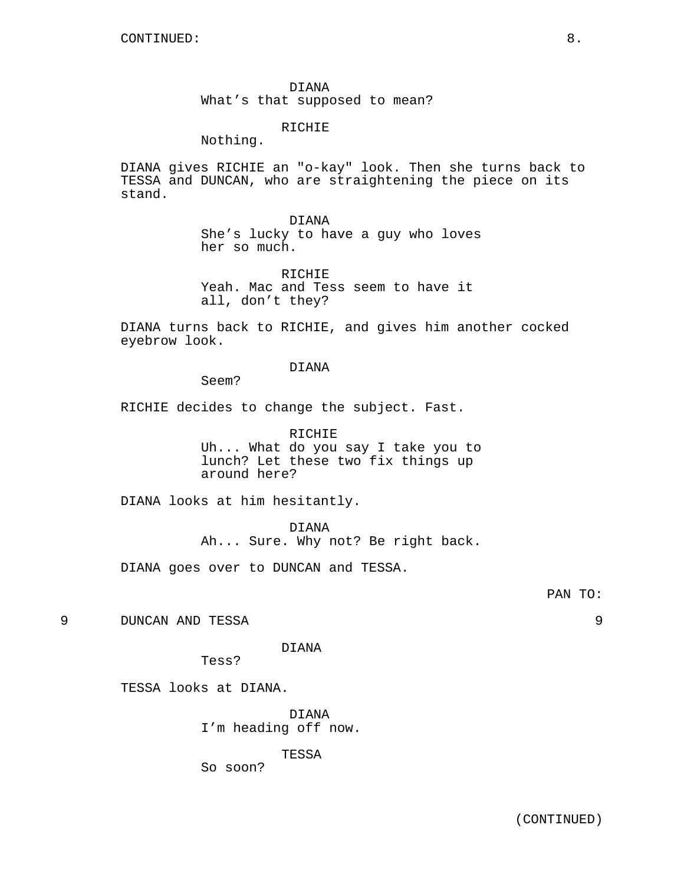CONTINUED:

DIANA
What's that supposed to mean?

RICHIE
Nothing.

DIANA gives RICHIE an "o-kay" look. Then she turns back to TESSA and DUNCAN, who are straightening the piece on its stand.

DIANA
She's lucky to have a guy who loves her so much.

RICHIE
Yeah. Mac and Tess seem to have it all, don't they?

DIANA turns back to RICHIE, and gives him another cocked eyebrow look.

DIANA
Seem?

RICHIE decides to change the subject. Fast.

RICHIE
Uh... What do you say I take you to lunch? Let these two fix things up around here?

DIANA looks at him hesitantly.

DIANA
Ah... Sure. Why not? Be right back.

DIANA goes over to DUNCAN and TESSA.

PAN TO:

9 DUNCAN AND TESSA 9

DIANA
Tess?

TESSA looks at DIANA.

DIANA
I'm heading off now.

TESSA
So soon?

(CONTINUED)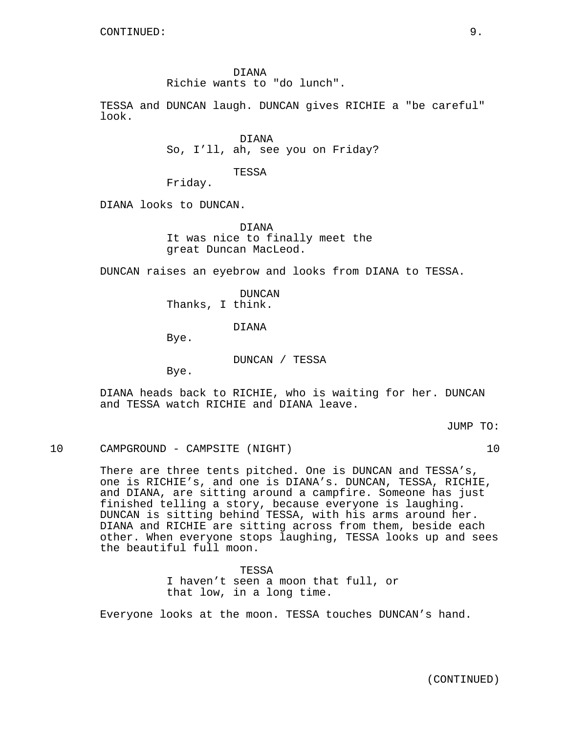DIANA
Richie wants to "do lunch".

TESSA and DUNCAN laugh. DUNCAN gives RICHIE a "be careful" look.

DIANA
So, I'll, ah, see you on Friday?

TESSA
Friday.

DIANA looks to DUNCAN.

DIANA
It was nice to finally meet the great Duncan MacLeod.

DUNCAN raises an eyebrow and looks from DIANA to TESSA.

DUNCAN
Thanks, I think.

DIANA
Bye.

DUNCAN / TESSA
Bye.

DIANA heads back to RICHIE, who is waiting for her. DUNCAN and TESSA watch RICHIE and DIANA leave.

JUMP TO:

10 CAMPGROUND - CAMPSITE (NIGHT) 10

There are three tents pitched. One is DUNCAN and TESSA's, one is RICHIE's, and one is DIANA's. DUNCAN, TESSA, RICHIE, and DIANA, are sitting around a campfire. Someone has just finished telling a story, because everyone is laughing. DUNCAN is sitting behind TESSA, with his arms around her. DIANA and RICHIE are sitting across from them, beside each other. When everyone stops laughing, TESSA looks up and sees the beautiful full moon.

TESSA
I haven't seen a moon that full, or that low, in a long time.

Everyone looks at the moon. TESSA touches DUNCAN's hand.

(CONTINUED)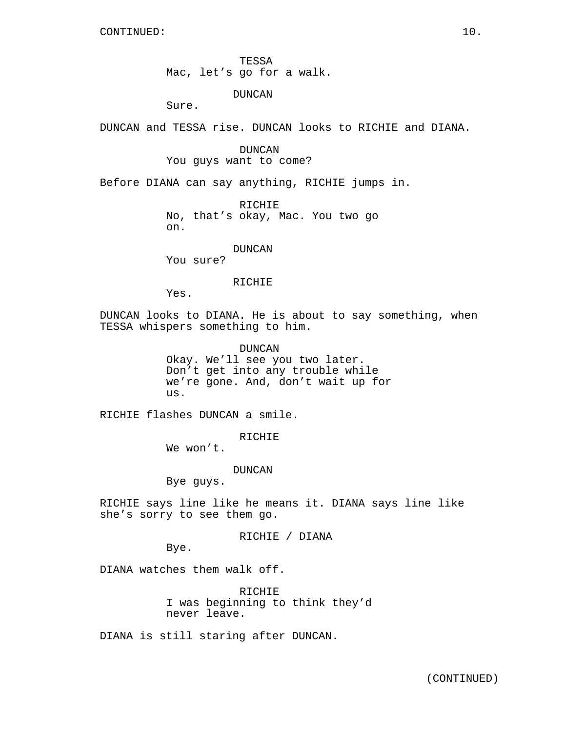CONTINUED:

TESSA
Mac, let's go for a walk.

DUNCAN
Sure.

DUNCAN and TESSA rise. DUNCAN looks to RICHIE and DIANA.

DUNCAN
You guys want to come?

Before DIANA can say anything, RICHIE jumps in.

RICHIE
No, that's okay, Mac. You two go on.

DUNCAN
You sure?

RICHIE
Yes.

DUNCAN looks to DIANA. He is about to say something, when TESSA whispers something to him.

DUNCAN
Okay. We'll see you two later. Don't get into any trouble while we're gone. And, don't wait up for us.

RICHIE flashes DUNCAN a smile.

RICHIE
We won't.

DUNCAN
Bye guys.

RICHIE says line like he means it. DIANA says line like she's sorry to see them go.

RICHIE / DIANA
Bye.

DIANA watches them walk off.

RICHIE
I was beginning to think they'd never leave.

DIANA is still staring after DUNCAN.

(CONTINUED)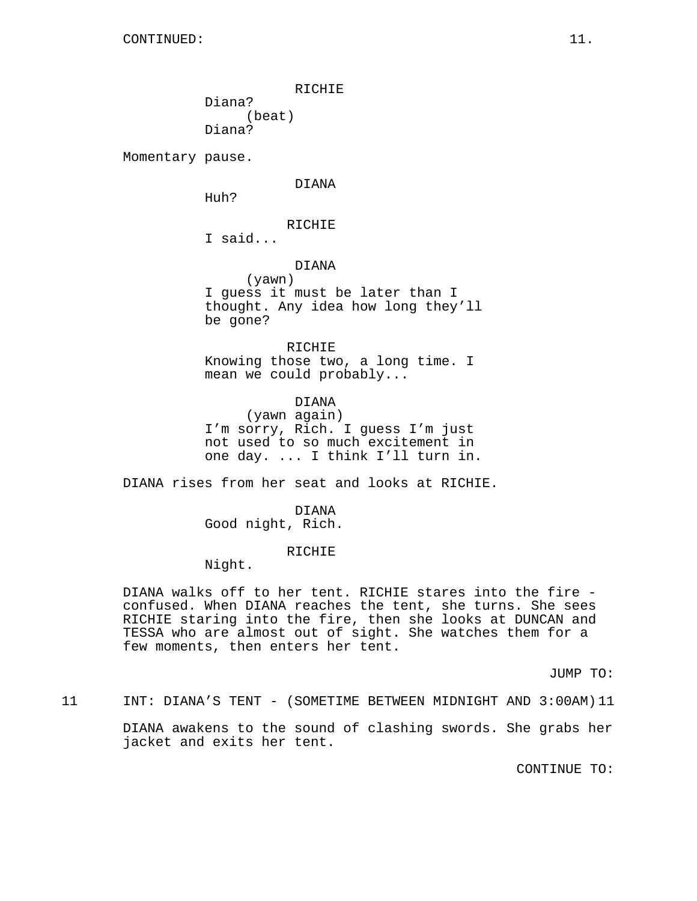CONTINUED:

RICHIE
Diana?
(beat)
Diana?

Momentary pause.

DIANA
Huh?

RICHIE
I said...

DIANA
(yawn)
I guess it must be later than I thought. Any idea how long they'll be gone?

RICHIE
Knowing those two, a long time. I mean we could probably...

DIANA
(yawn again)
I'm sorry, Rich. I guess I'm just not used to so much excitement in one day. ... I think I'll turn in.

DIANA rises from her seat and looks at RICHIE.

DIANA
Good night, Rich.

RICHIE
Night.

DIANA walks off to her tent. RICHIE stares into the fire - confused. When DIANA reaches the tent, she turns. She sees RICHIE staring into the fire, then she looks at DUNCAN and TESSA who are almost out of sight. She watches them for a few moments, then enters her tent.

JUMP TO:

11 INT: DIANA'S TENT - (SOMETIME BETWEEN MIDNIGHT AND 3:00AM) 11

DIANA awakens to the sound of clashing swords. She grabs her jacket and exits her tent.

CONTINUE TO: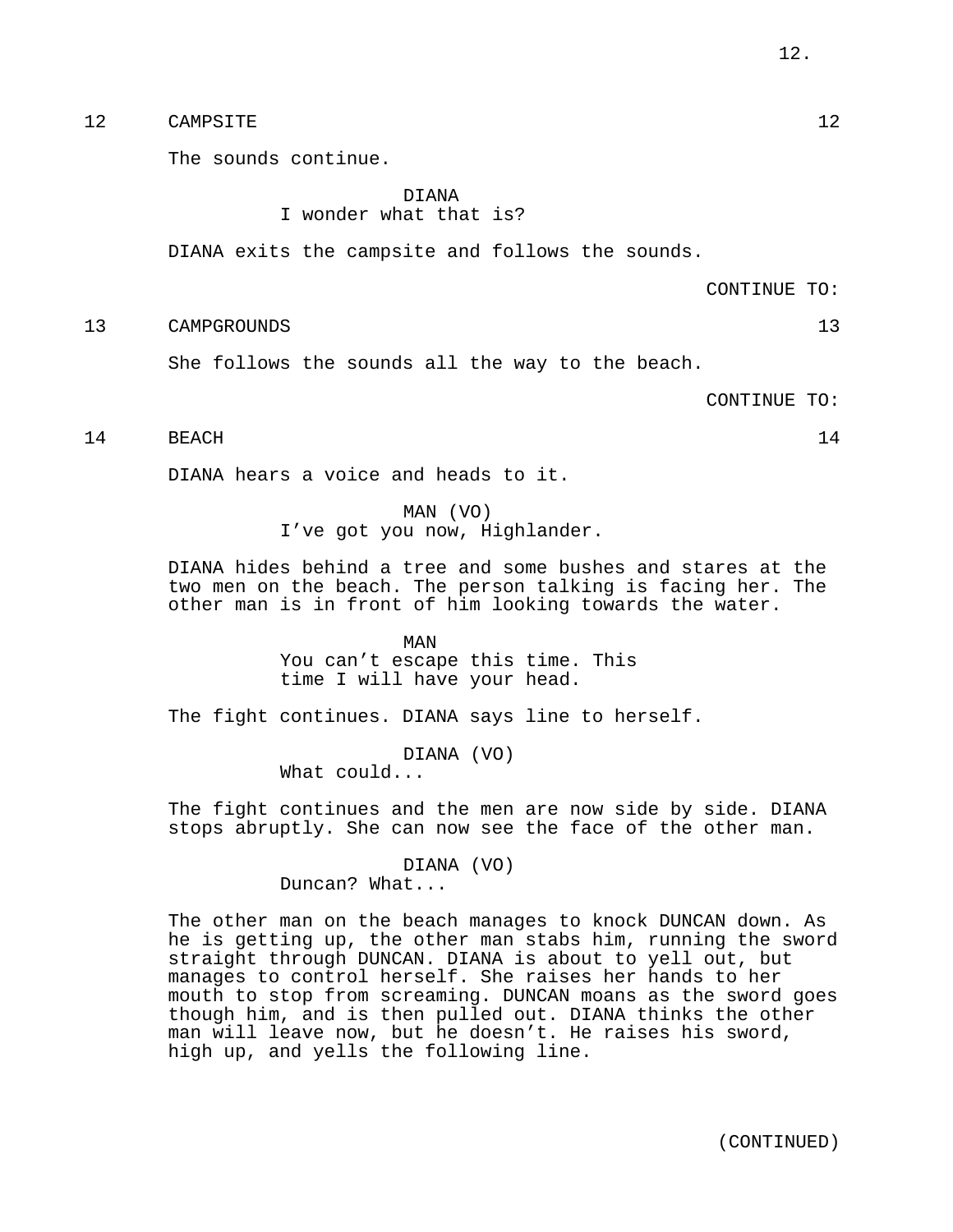12 CAMPSITE 12

The sounds continue.

DIANA
I wonder what that is?

DIANA exits the campsite and follows the sounds.

CONTINUE TO:

13 CAMPGROUNDS 13

She follows the sounds all the way to the beach.

CONTINUE TO:

14 BEACH 14

DIANA hears a voice and heads to it.

MAN (VO)
I've got you now, Highlander.

DIANA hides behind a tree and some bushes and stares at the two men on the beach. The person talking is facing her. The other man is in front of him looking towards the water.

MAN
You can't escape this time. This time I will have your head.

The fight continues. DIANA says line to herself.

DIANA (VO)
What could...

The fight continues and the men are now side by side. DIANA stops abruptly. She can now see the face of the other man.

DIANA (VO)
Duncan? What...

The other man on the beach manages to knock DUNCAN down. As he is getting up, the other man stabs him, running the sword straight through DUNCAN. DIANA is about to yell out, but manages to control herself. She raises her hands to her mouth to stop from screaming. DUNCAN moans as the sword goes though him, and is then pulled out. DIANA thinks the other man will leave now, but he doesn't. He raises his sword, high up, and yells the following line.

(CONTINUED)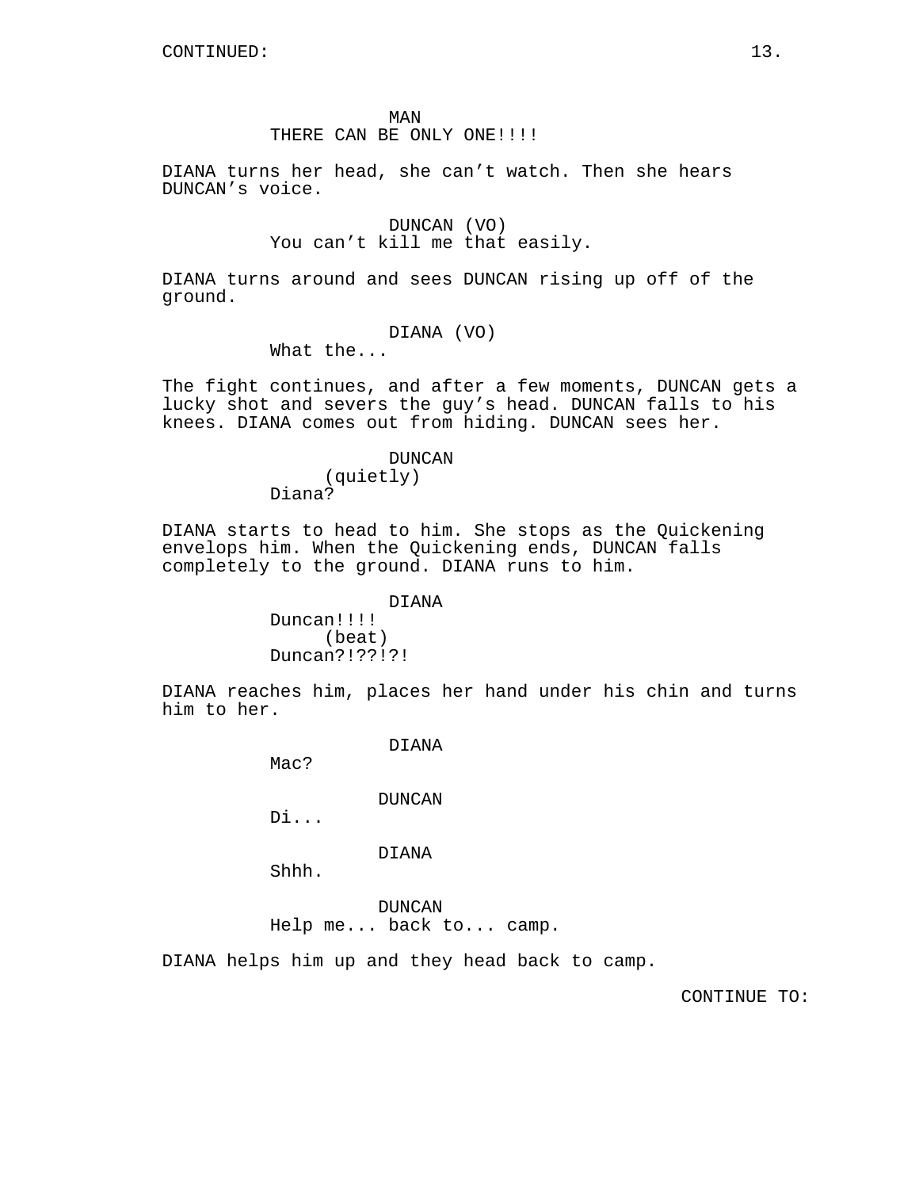CONTINUED:

MAN
THERE CAN BE ONLY ONE!!!!

DIANA turns her head, she can't watch. Then she hears DUNCAN's voice.

DUNCAN (VO)
You can't kill me that easily.

DIANA turns around and sees DUNCAN rising up off of the ground.

DIANA (VO)
What the...

The fight continues, and after a few moments, DUNCAN gets a lucky shot and severs the guy's head. DUNCAN falls to his knees. DIANA comes out from hiding. DUNCAN sees her.

DUNCAN
(quietly)
Diana?

DIANA starts to head to him. She stops as the Quickening envelops him. When the Quickening ends, DUNCAN falls completely to the ground. DIANA runs to him.

DIANA
Duncan!!!!
(beat)
Duncan?!??!?!

DIANA reaches him, places her hand under his chin and turns him to her.

DIANA
Mac?

DUNCAN
Di...

DIANA
Shhh.

DUNCAN
Help me... back to... camp.

DIANA helps him up and they head back to camp.

CONTINUE TO: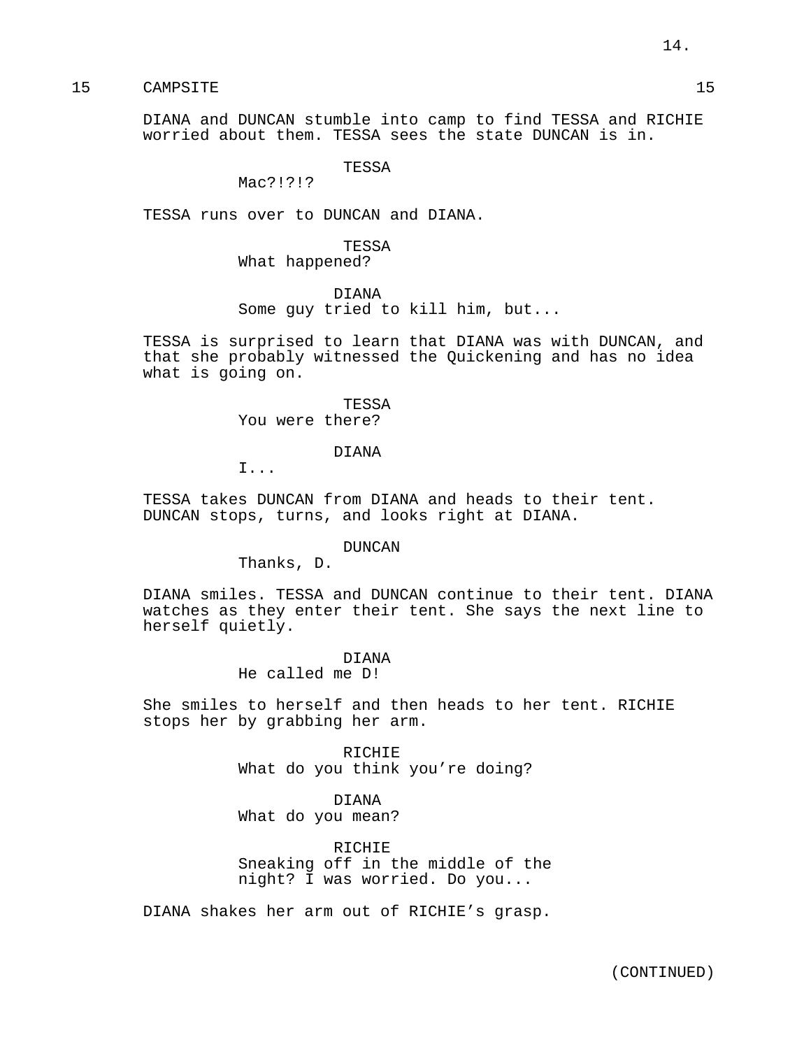15 CAMPSITE 15

DIANA and DUNCAN stumble into camp to find TESSA and RICHIE worried about them. TESSA sees the state DUNCAN is in.

TESSA
Mac?!?!?

TESSA runs over to DUNCAN and DIANA.

TESSA
What happened?

DIANA
Some guy tried to kill him, but...

TESSA is surprised to learn that DIANA was with DUNCAN, and that she probably witnessed the Quickening and has no idea what is going on.

TESSA
You were there?

DIANA
I...

TESSA takes DUNCAN from DIANA and heads to their tent. DUNCAN stops, turns, and looks right at DIANA.

DUNCAN
Thanks, D.

DIANA smiles. TESSA and DUNCAN continue to their tent. DIANA watches as they enter their tent. She says the next line to herself quietly.

DIANA
He called me D!

She smiles to herself and then heads to her tent. RICHIE stops her by grabbing her arm.

RICHIE
What do you think you're doing?

DIANA
What do you mean?

RICHIE
Sneaking off in the middle of the night? I was worried. Do you...

DIANA shakes her arm out of RICHIE's grasp.

(CONTINUED)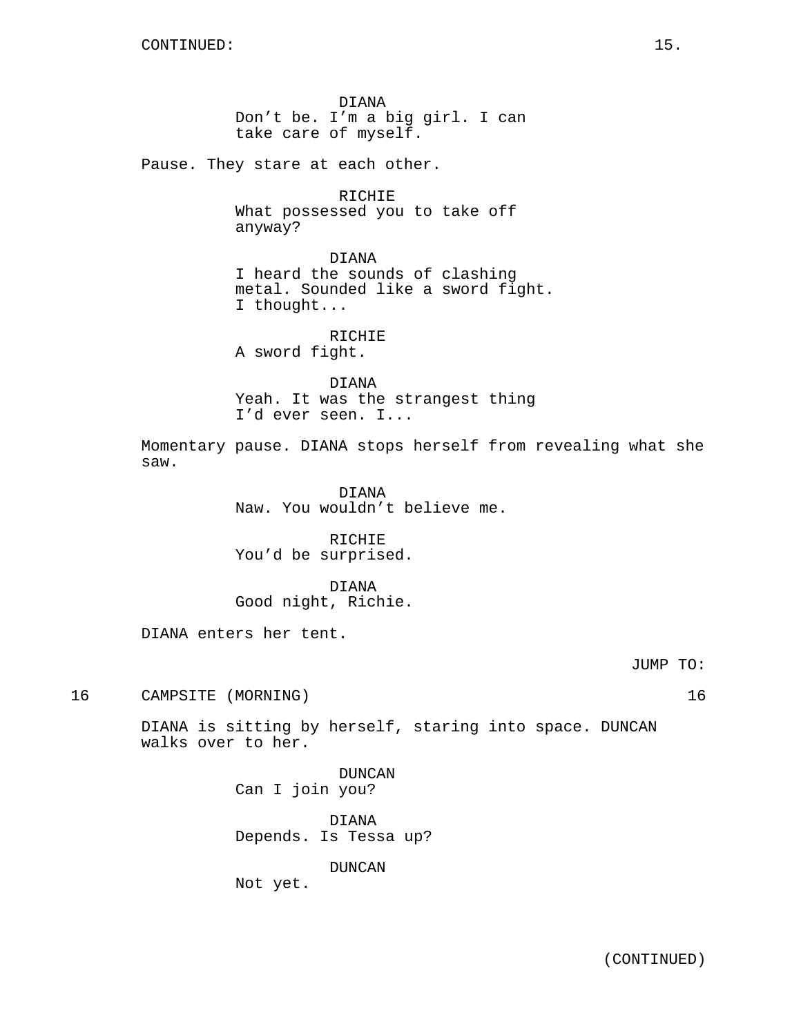CONTINUED:

DIANA
Don't be. I'm a big girl. I can take care of myself.

Pause. They stare at each other.

RICHIE
What possessed you to take off anyway?

DIANA
I heard the sounds of clashing metal. Sounded like a sword fight. I thought...

RICHIE
A sword fight.

DIANA
Yeah. It was the strangest thing I'd ever seen. I...

Momentary pause. DIANA stops herself from revealing what she saw.

DIANA
Naw. You wouldn't believe me.

RICHIE
You'd be surprised.

DIANA
Good night, Richie.

DIANA enters her tent.

JUMP TO:

16 CAMPSITE (MORNING) 16

DIANA is sitting by herself, staring into space. DUNCAN walks over to her.

DUNCAN
Can I join you?

DIANA
Depends. Is Tessa up?

DUNCAN
Not yet.

(CONTINUED)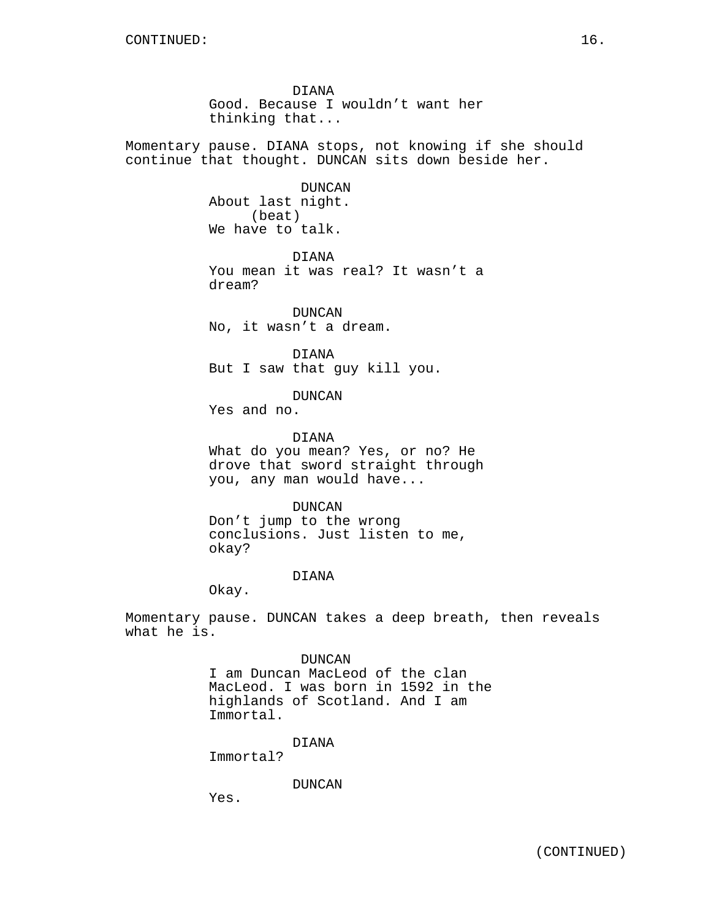DIANA
Good. Because I wouldn't want her thinking that...

Momentary pause. DIANA stops, not knowing if she should continue that thought. DUNCAN sits down beside her.

DUNCAN
About last night.
(beat)
We have to talk.

DIANA
You mean it was real? It wasn't a dream?

DUNCAN
No, it wasn't a dream.

DIANA
But I saw that guy kill you.

DUNCAN
Yes and no.

DIANA
What do you mean? Yes, or no? He drove that sword straight through you, any man would have...

DUNCAN
Don't jump to the wrong conclusions. Just listen to me, okay?

DIANA
Okay.

Momentary pause. DUNCAN takes a deep breath, then reveals what he is.

DUNCAN
I am Duncan MacLeod of the clan MacLeod. I was born in 1592 in the highlands of Scotland. And I am Immortal.

DIANA
Immortal?

DUNCAN
Yes.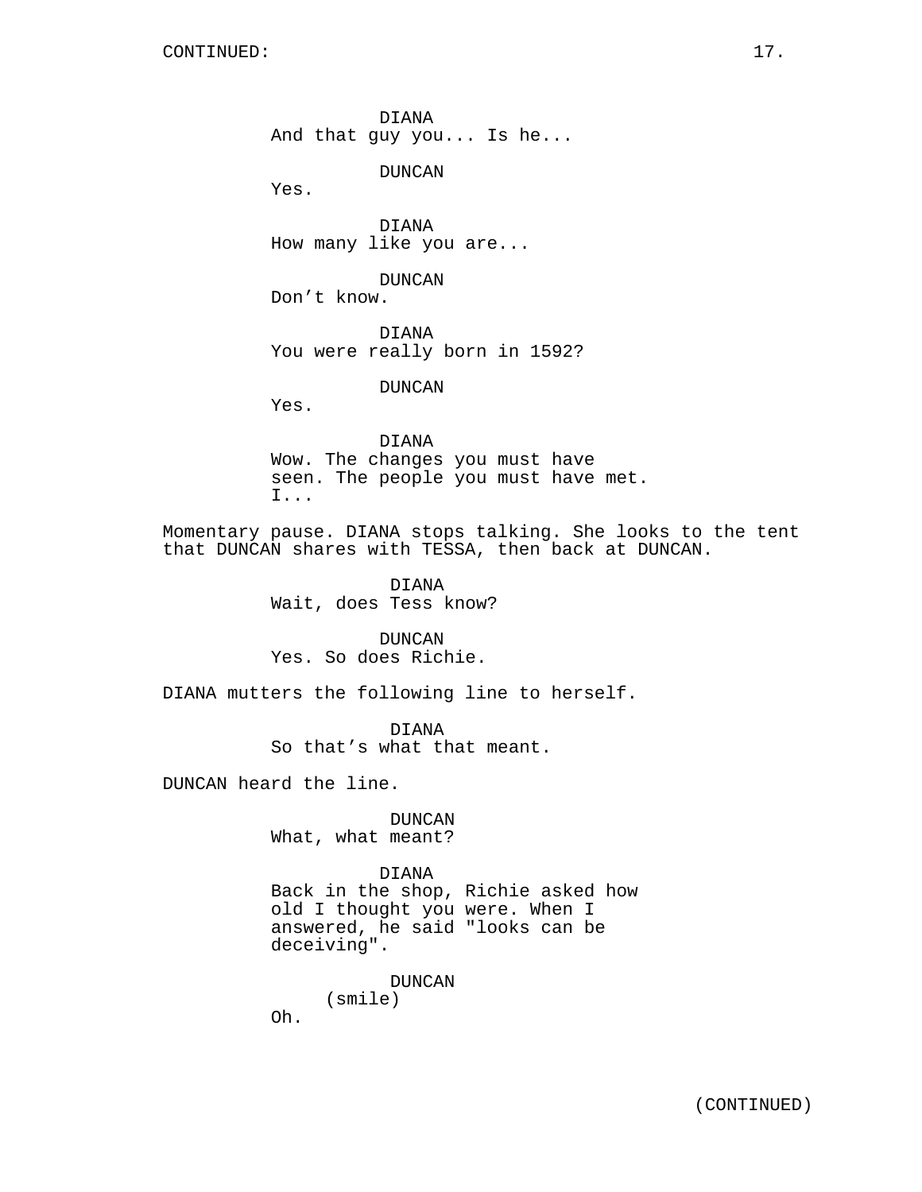CONTINUED:

DIANA
And that guy you... Is he...

DUNCAN
Yes.

DIANA
How many like you are...

DUNCAN
Don’t know.

DIANA
You were really born in 1592?

DUNCAN
Yes.

DIANA
Wow. The changes you must have seen. The people you must have met. I...

Momentary pause. DIANA stops talking. She looks to the tent that DUNCAN shares with TESSA, then back at DUNCAN.

DIANA
Wait, does Tess know?

DUNCAN
Yes. So does Richie.

DIANA mutters the following line to herself.

DIANA
So that’s what that meant.

DUNCAN heard the line.

DUNCAN
What, what meant?

DIANA
Back in the shop, Richie asked how old I thought you were. When I answered, he said "looks can be deceiving".

DUNCAN
(smile)
Oh.

(CONTINUED)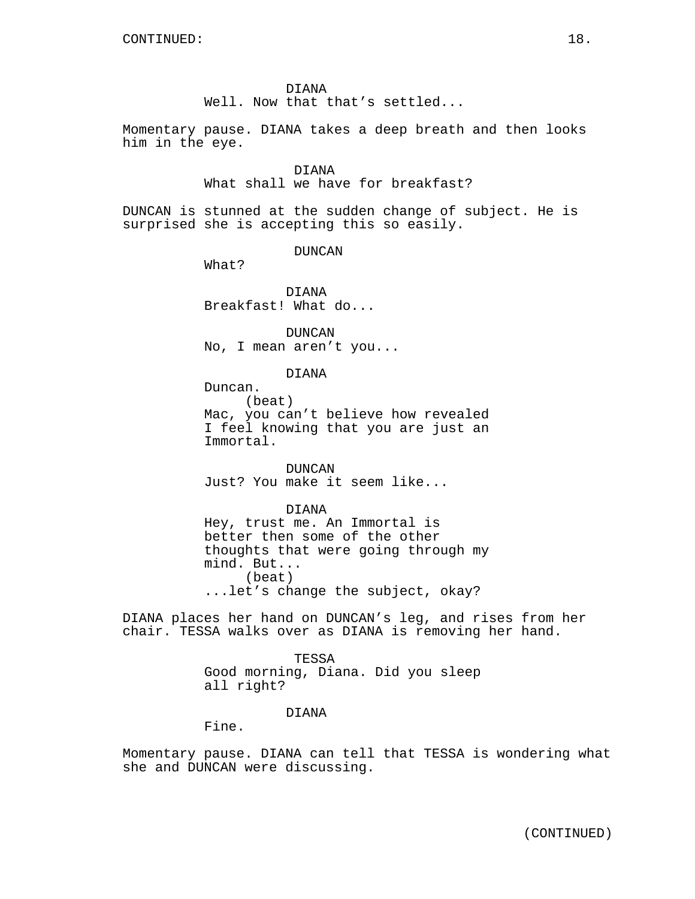CONTINUED:

DIANA
Well. Now that that's settled...

Momentary pause. DIANA takes a deep breath and then looks him in the eye.

DIANA
What shall we have for breakfast?

DUNCAN is stunned at the sudden change of subject. He is surprised she is accepting this so easily.

DUNCAN
What?

DIANA
Breakfast! What do...

DUNCAN
No, I mean aren't you...

DIANA
Duncan.
(beat)
Mac, you can't believe how revealed I feel knowing that you are just an Immortal.

DUNCAN
Just? You make it seem like...

DIANA
Hey, trust me. An Immortal is better then some of the other thoughts that were going through my mind. But...
(beat)
...let's change the subject, okay?

DIANA places her hand on DUNCAN's leg, and rises from her chair. TESSA walks over as DIANA is removing her hand.

TESSA
Good morning, Diana. Did you sleep all right?

DIANA
Fine.

Momentary pause. DIANA can tell that TESSA is wondering what she and DUNCAN were discussing.

(CONTINUED)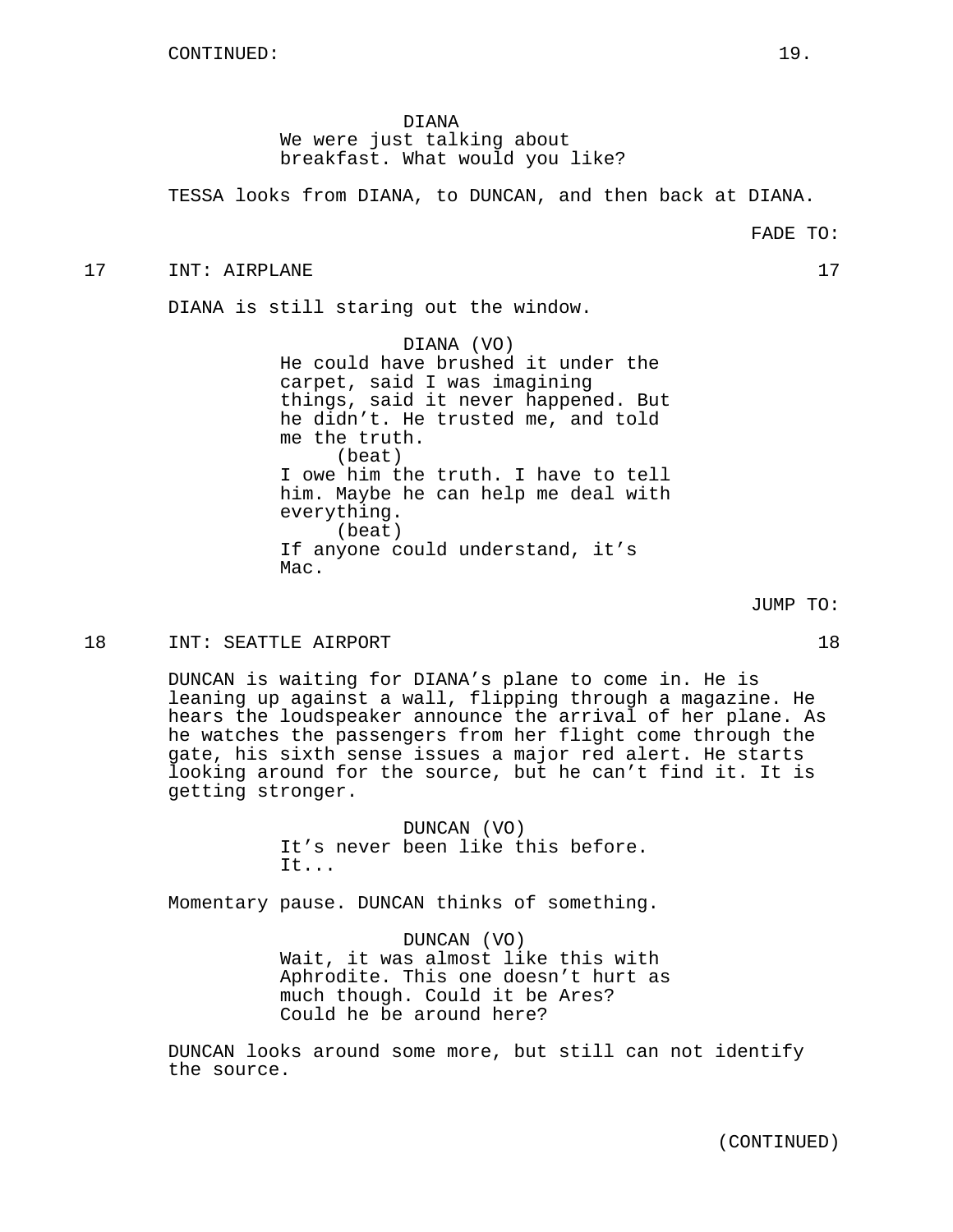CONTINUED:

DIANA
We were just talking about breakfast. What would you like?

TESSA looks from DIANA, to DUNCAN, and then back at DIANA.

FADE TO:

17 INT: AIRPLANE 17

DIANA is still staring out the window.

DIANA (VO)
He could have brushed it under the carpet, said I was imagining things, said it never happened. But he didn't. He trusted me, and told me the truth.
(beat)
I owe him the truth. I have to tell him. Maybe he can help me deal with everything.
(beat)
If anyone could understand, it's Mac.

JUMP TO:

18 INT: SEATTLE AIRPORT 18

DUNCAN is waiting for DIANA's plane to come in. He is leaning up against a wall, flipping through a magazine. He hears the loudspeaker announce the arrival of her plane. As he watches the passengers from her flight come through the gate, his sixth sense issues a major red alert. He starts looking around for the source, but he can't find it. It is getting stronger.

DUNCAN (VO)
It's never been like this before. It...

Momentary pause. DUNCAN thinks of something.

DUNCAN (VO)
Wait, it was almost like this with Aphrodite. This one doesn't hurt as much though. Could it be Ares? Could he be around here?

DUNCAN looks around some more, but still can not identify the source.

(CONTINUED)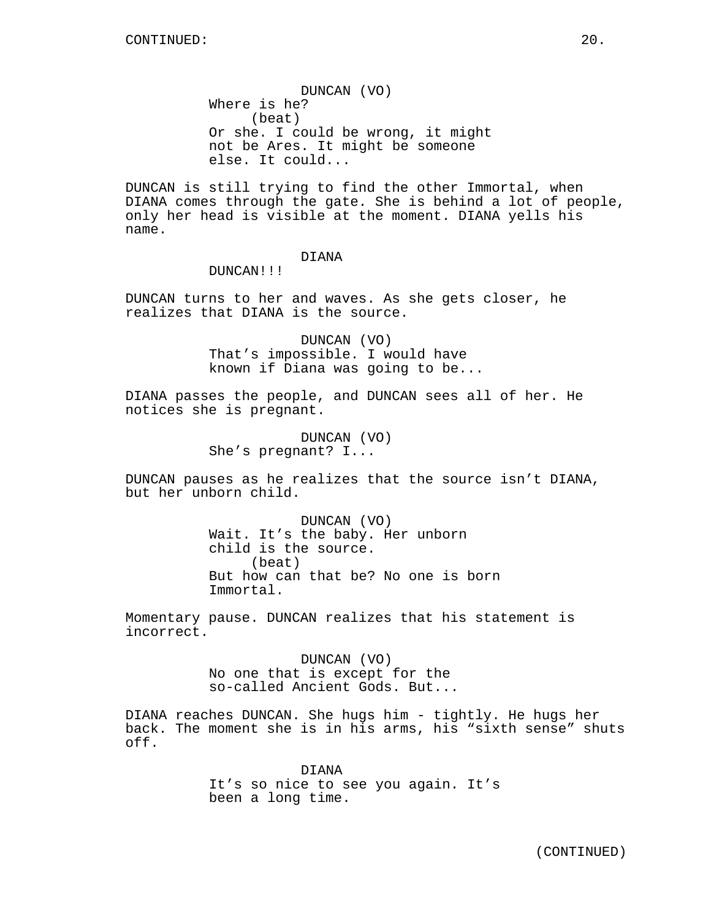DUNCAN (VO)
Where is he?
(beat)
Or she. I could be wrong, it might not be Ares. It might be someone else. It could...

DUNCAN is still trying to find the other Immortal, when DIANA comes through the gate. She is behind a lot of people, only her head is visible at the moment. DIANA yells his name.

DIANA
DUNCAN!!!

DUNCAN turns to her and waves. As she gets closer, he realizes that DIANA is the source.

DUNCAN (VO)
That's impossible. I would have known if Diana was going to be...

DIANA passes the people, and DUNCAN sees all of her. He notices she is pregnant.

DUNCAN (VO)
She's pregnant? I...

DUNCAN pauses as he realizes that the source isn't DIANA, but her unborn child.

DUNCAN (VO)
Wait. It's the baby. Her unborn child is the source.
(beat)
But how can that be? No one is born Immortal.

Momentary pause. DUNCAN realizes that his statement is incorrect.

DUNCAN (VO)
No one that is except for the so-called Ancient Gods. But...

DIANA reaches DUNCAN. She hugs him - tightly. He hugs her back. The moment she is in his arms, his "sixth sense" shuts off.

DIANA
It's so nice to see you again. It's been a long time.

(CONTINUED)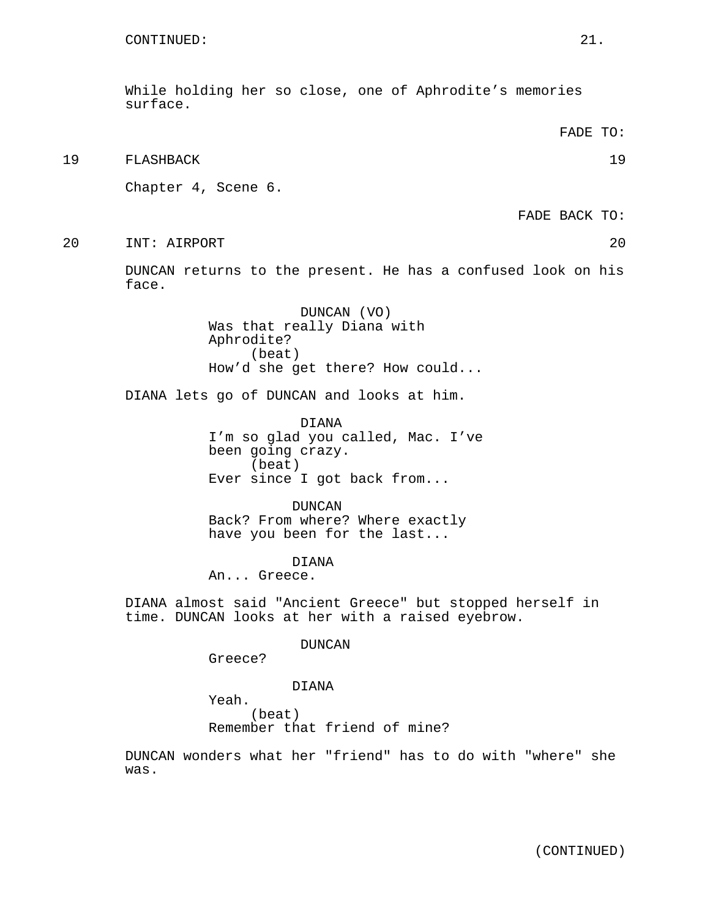CONTINUED:

While holding her so close, one of Aphrodite's memories surface.

FADE TO:

19 FLASHBACK 19

Chapter 4, Scene 6.

FADE BACK TO:

20 INT: AIRPORT 20

DUNCAN returns to the present. He has a confused look on his face.

DUNCAN (VO)
Was that really Diana with Aphrodite?
(beat)
How'd she get there? How could...

DIANA lets go of DUNCAN and looks at him.

DIANA
I'm so glad you called, Mac. I've been going crazy.
(beat)
Ever since I got back from...

DUNCAN
Back? From where? Where exactly have you been for the last...

DIANA
An... Greece.

DIANA almost said "Ancient Greece" but stopped herself in time. DUNCAN looks at her with a raised eyebrow.

DUNCAN
Greece?

DIANA
Yeah.
(beat)
Remember that friend of mine?

DUNCAN wonders what her "friend" has to do with "where" she was.

(CONTINUED)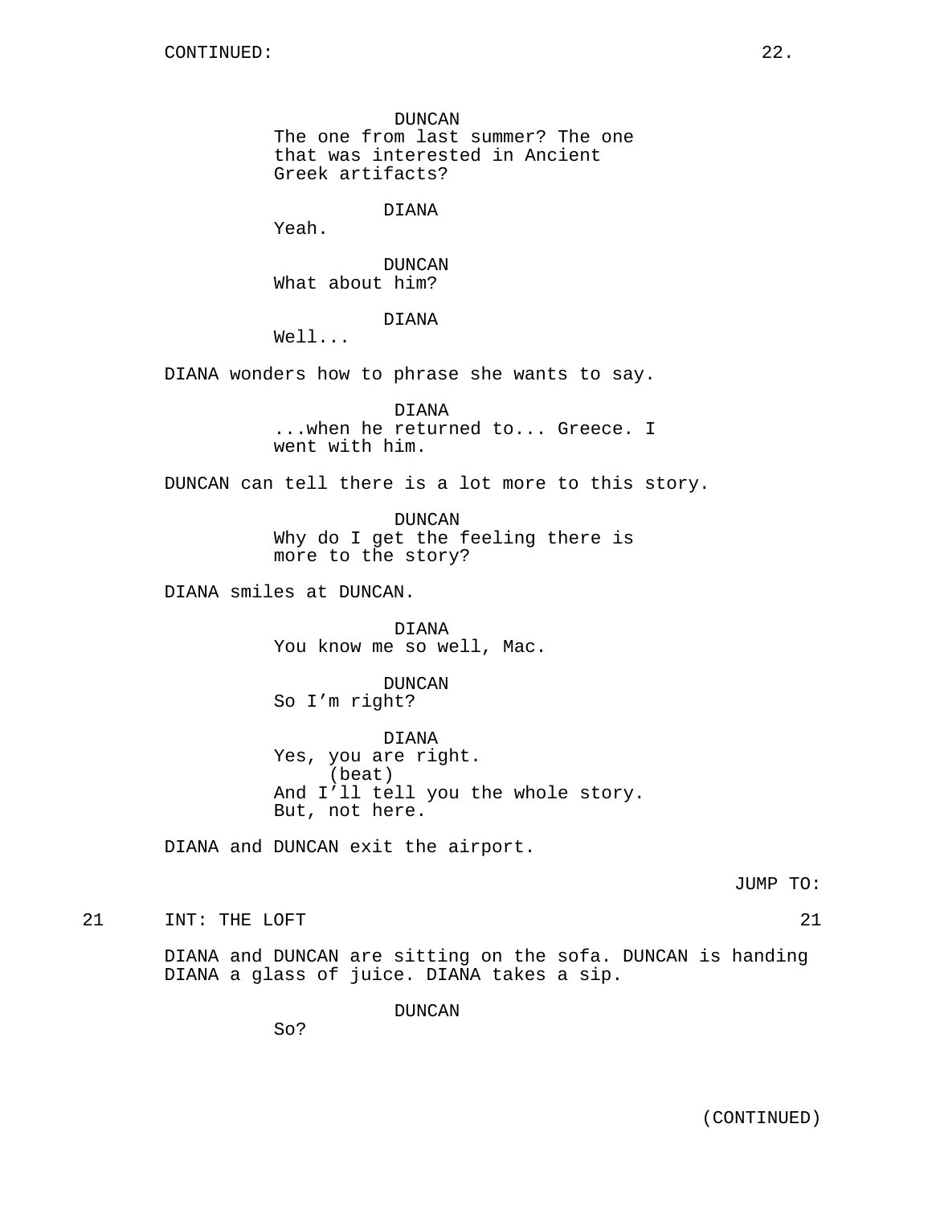CONTINUED:

DUNCAN
The one from last summer? The one that was interested in Ancient Greek artifacts?

DIANA
Yeah.

DUNCAN
What about him?

DIANA
Well...

DIANA wonders how to phrase she wants to say.

DIANA
...when he returned to... Greece. I went with him.

DUNCAN can tell there is a lot more to this story.

DUNCAN
Why do I get the feeling there is more to the story?

DIANA smiles at DUNCAN.

DIANA
You know me so well, Mac.

DUNCAN
So I’m right?

DIANA
Yes, you are right.
(beat)
And I’ll tell you the whole story. But, not here.

DIANA and DUNCAN exit the airport.

JUMP TO:

21 INT: THE LOFT 21

DIANA and DUNCAN are sitting on the sofa. DUNCAN is handing DIANA a glass of juice. DIANA takes a sip.

DUNCAN
So?

(CONTINUED)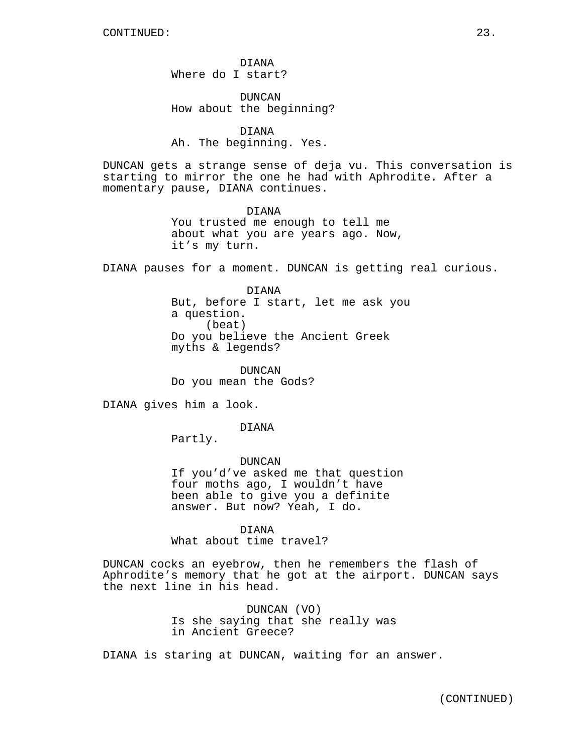CONTINUED:

DIANA
Where do I start?

DUNCAN
How about the beginning?

DIANA
Ah. The beginning. Yes.

DUNCAN gets a strange sense of deja vu. This conversation is starting to mirror the one he had with Aphrodite. After a momentary pause, DIANA continues.

DIANA
You trusted me enough to tell me about what you are years ago. Now, it's my turn.

DIANA pauses for a moment. DUNCAN is getting real curious.

DIANA
But, before I start, let me ask you a question.
(beat)
Do you believe the Ancient Greek myths & legends?

DUNCAN
Do you mean the Gods?

DIANA gives him a look.

DIANA
Partly.

DUNCAN
If you'd've asked me that question four moths ago, I wouldn't have been able to give you a definite answer. But now? Yeah, I do.

DIANA
What about time travel?

DUNCAN cocks an eyebrow, then he remembers the flash of Aphrodite's memory that he got at the airport. DUNCAN says the next line in his head.

DUNCAN (VO)
Is she saying that she really was in Ancient Greece?

DIANA is staring at DUNCAN, waiting for an answer.

(CONTINUED)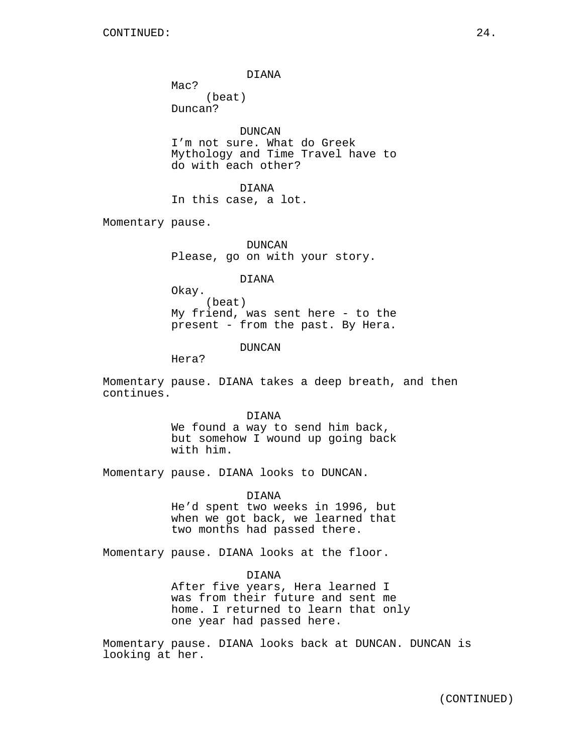DIANA
Mac?
(beat)
Duncan?

DUNCAN
I'm not sure. What do Greek Mythology and Time Travel have to do with each other?

DIANA
In this case, a lot.

Momentary pause.

DUNCAN
Please, go on with your story.

DIANA
Okay.
(beat)
My friend, was sent here - to the present - from the past. By Hera.

DUNCAN
Hera?

Momentary pause. DIANA takes a deep breath, and then continues.

DIANA
We found a way to send him back, but somehow I wound up going back with him.

Momentary pause. DIANA looks to DUNCAN.

DIANA
He'd spent two weeks in 1996, but when we got back, we learned that two months had passed there.

Momentary pause. DIANA looks at the floor.

DIANA
After five years, Hera learned I was from their future and sent me home. I returned to learn that only one year had passed here.

Momentary pause. DIANA looks back at DUNCAN. DUNCAN is looking at her.

(CONTINUED)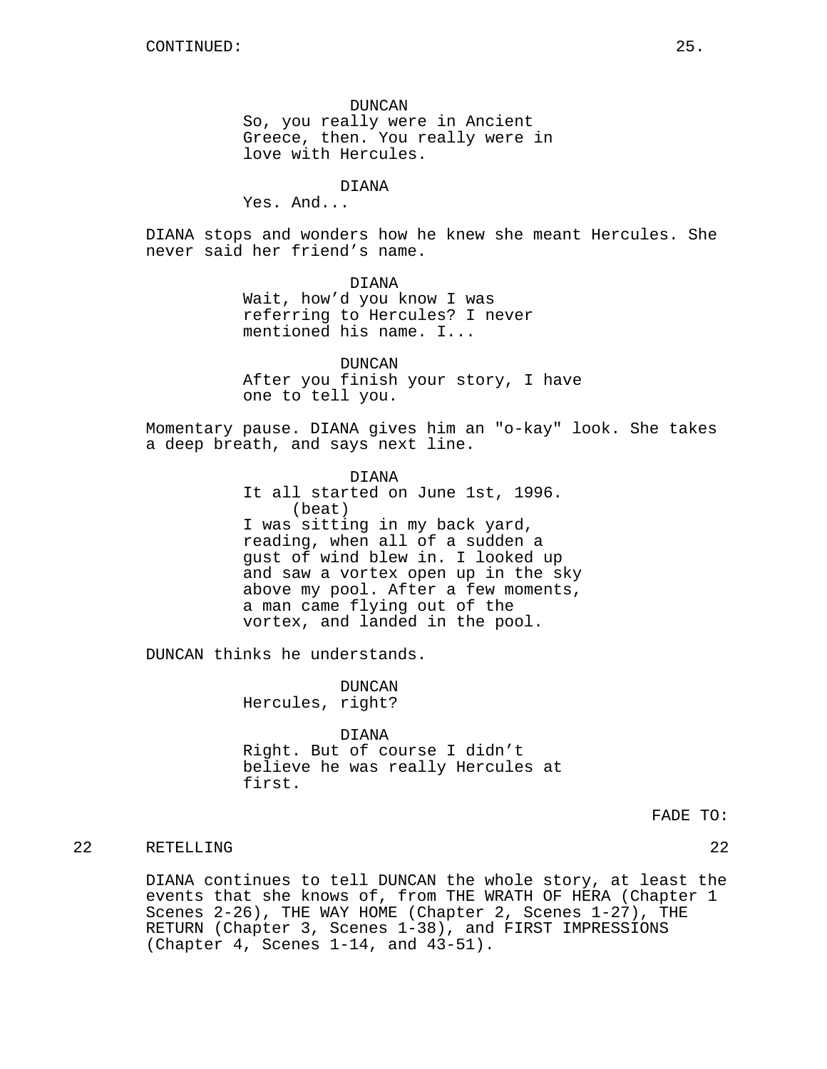DUNCAN
So, you really were in Ancient Greece, then. You really were in love with Hercules.

DIANA
Yes. And...

DIANA stops and wonders how he knew she meant Hercules. She never said her friend's name.

DIANA
Wait, how'd you know I was referring to Hercules? I never mentioned his name. I...

DUNCAN
After you finish your story, I have one to tell you.

Momentary pause. DIANA gives him an "o-kay" look. She takes a deep breath, and says next line.

DIANA
It all started on June 1st, 1996.
(beat)
I was sitting in my back yard, reading, when all of a sudden a gust of wind blew in. I looked up and saw a vortex open up in the sky above my pool. After a few moments, a man came flying out of the vortex, and landed in the pool.

DUNCAN thinks he understands.

DUNCAN
Hercules, right?

DIANA
Right. But of course I didn't believe he was really Hercules at first.

FADE TO:

22 RETELLING 22

DIANA continues to tell DUNCAN the whole story, at least the events that she knows of, from THE WRATH OF HERA (Chapter 1 Scenes 2-26), THE WAY HOME (Chapter 2, Scenes 1-27), THE RETURN (Chapter 3, Scenes 1-38), and FIRST IMPRESSIONS (Chapter 4, Scenes 1-14, and 43-51).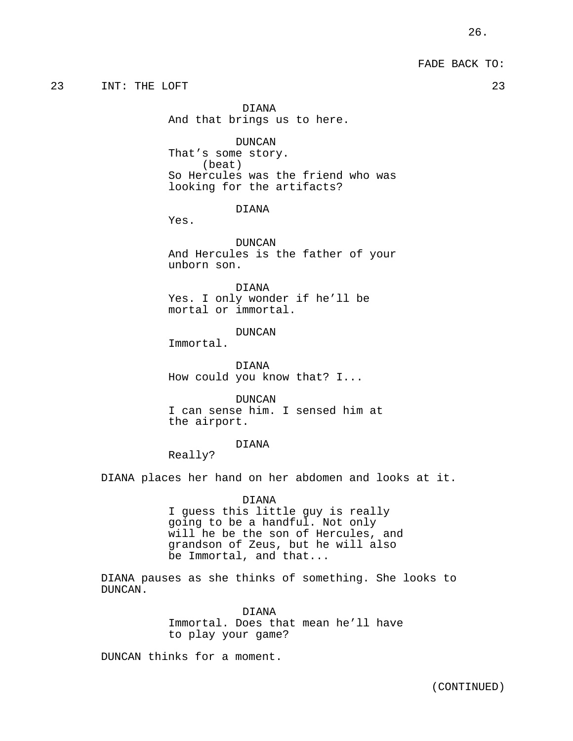FADE BACK TO:

23 INT: THE LOFT 23

DIANA
And that brings us to here.

DUNCAN
That's some story.
(beat)
So Hercules was the friend who was looking for the artifacts?

DIANA
Yes.

DUNCAN
And Hercules is the father of your unborn son.

DIANA
Yes. I only wonder if he'll be mortal or immortal.

DUNCAN
Immortal.

DIANA
How could you know that? I...

DUNCAN
I can sense him. I sensed him at the airport.

DIANA
Really?

DIANA places her hand on her abdomen and looks at it.

DIANA
I guess this little guy is really going to be a handful. Not only will he be the son of Hercules, and grandson of Zeus, but he will also be Immortal, and that...

DIANA pauses as she thinks of something. She looks to DUNCAN.

DIANA
Immortal. Does that mean he'll have to play your game?

DUNCAN thinks for a moment.

(CONTINUED)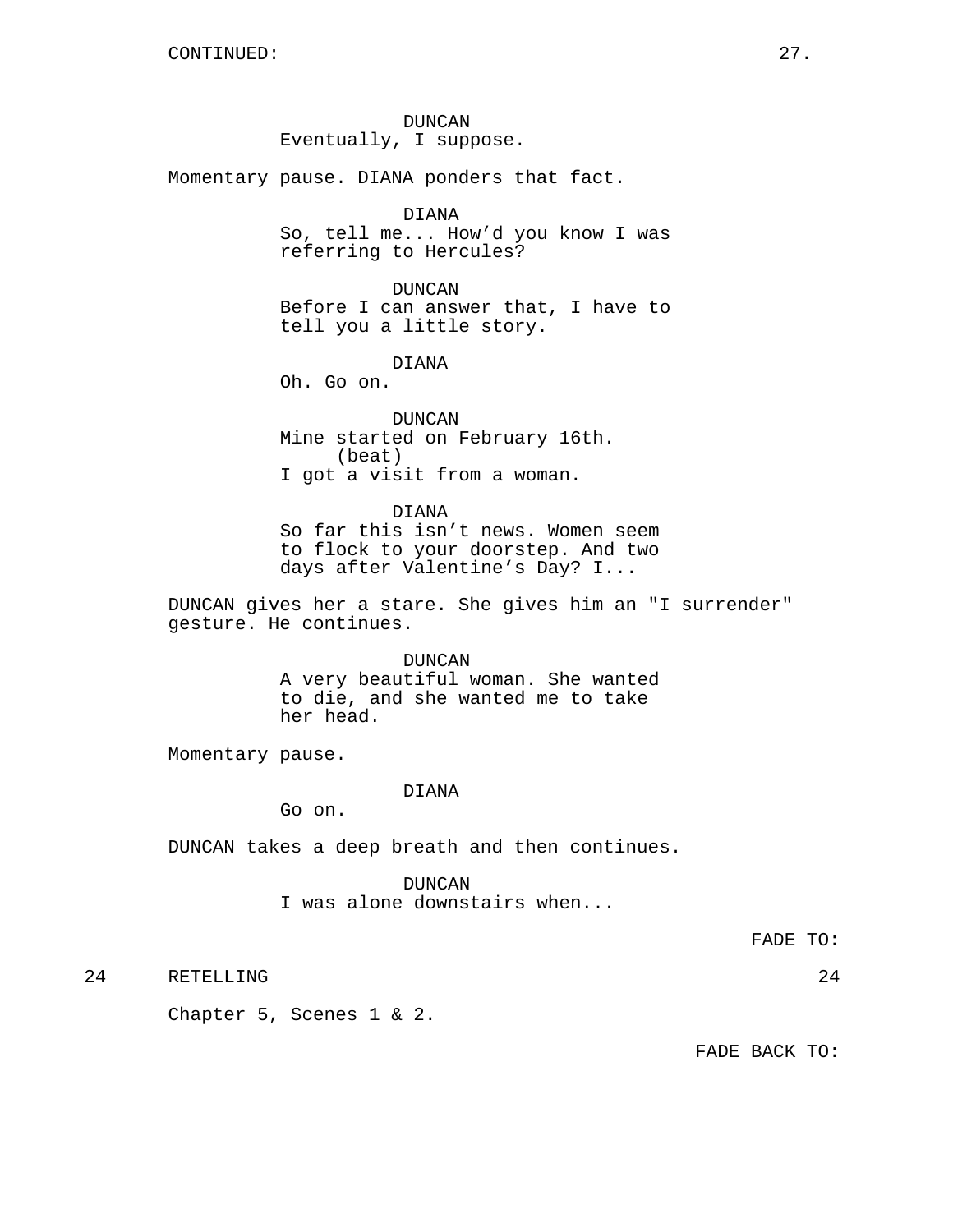CONTINUED:

DUNCAN
Eventually, I suppose.

Momentary pause. DIANA ponders that fact.

DIANA
So, tell me... How'd you know I was referring to Hercules?

DUNCAN
Before I can answer that, I have to tell you a little story.

DIANA
Oh. Go on.

DUNCAN
Mine started on February 16th.
(beat)
I got a visit from a woman.

DIANA
So far this isn't news. Women seem to flock to your doorstep. And two days after Valentine's Day? I...

DUNCAN gives her a stare. She gives him an "I surrender" gesture. He continues.

DUNCAN
A very beautiful woman. She wanted to die, and she wanted me to take her head.

Momentary pause.

DIANA
Go on.

DUNCAN takes a deep breath and then continues.

DUNCAN
I was alone downstairs when...

FADE TO:

24 RETELLING 24

Chapter 5, Scenes 1 & 2.

FADE BACK TO: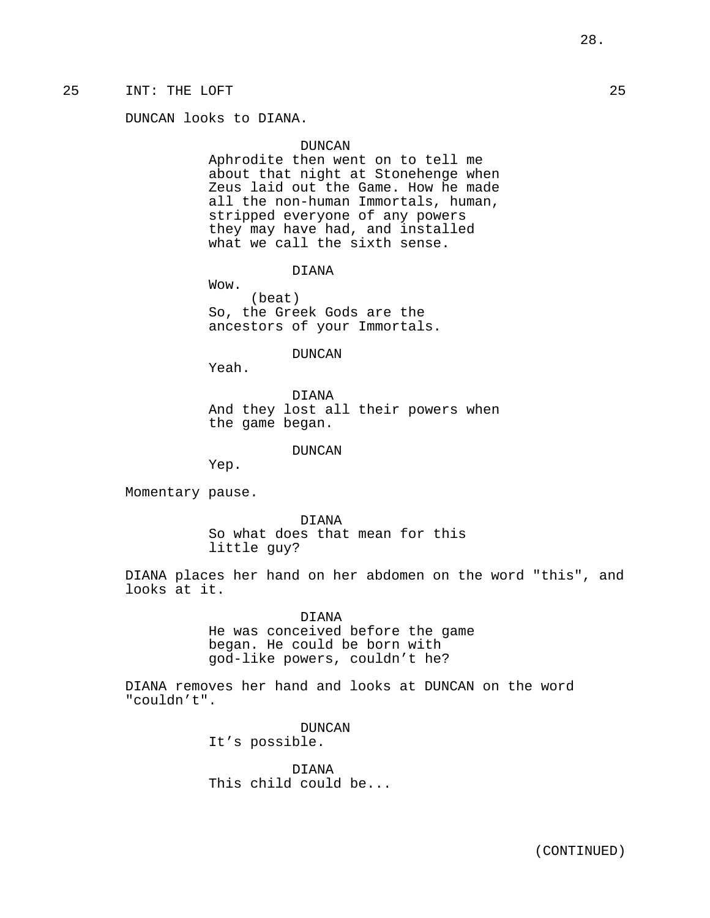25 INT: THE LOFT 25

DUNCAN looks to DIANA.

DUNCAN
Aphrodite then went on to tell me about that night at Stonehenge when Zeus laid out the Game. How he made all the non-human Immortals, human, stripped everyone of any powers they may have had, and installed what we call the sixth sense.

DIANA
Wow.
(beat)
So, the Greek Gods are the ancestors of your Immortals.

DUNCAN
Yeah.

DIANA
And they lost all their powers when the game began.

DUNCAN
Yep.

Momentary pause.

DIANA
So what does that mean for this little guy?

DIANA places her hand on her abdomen on the word "this", and looks at it.

DIANA
He was conceived before the game began. He could be born with god-like powers, couldn't he?

DIANA removes her hand and looks at DUNCAN on the word "couldn't".

DUNCAN
It's possible.

DIANA
This child could be...

(CONTINUED)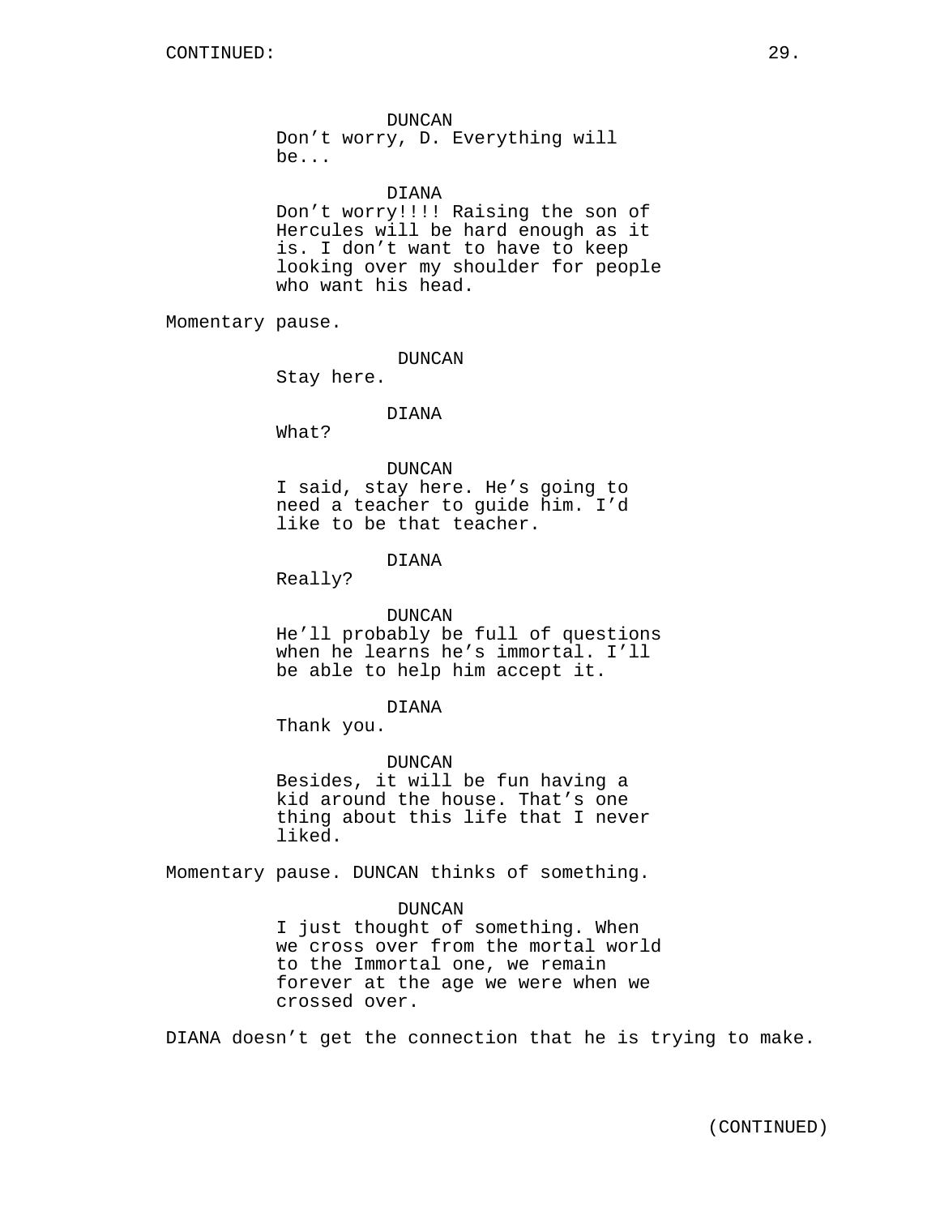DUNCAN
Don't worry, D. Everything will be...

DIANA
Don't worry!!!! Raising the son of Hercules will be hard enough as it is. I don't want to have to keep looking over my shoulder for people who want his head.

Momentary pause.

DUNCAN
Stay here.

DIANA
What?

DUNCAN
I said, stay here. He's going to need a teacher to guide him. I'd like to be that teacher.

DIANA
Really?

DUNCAN
He'll probably be full of questions when he learns he's immortal. I'll be able to help him accept it.

DIANA
Thank you.

DUNCAN
Besides, it will be fun having a kid around the house. That's one thing about this life that I never liked.

Momentary pause. DUNCAN thinks of something.

DUNCAN
I just thought of something. When we cross over from the mortal world to the Immortal one, we remain forever at the age we were when we crossed over.

DIANA doesn't get the connection that he is trying to make.

(CONTINUED)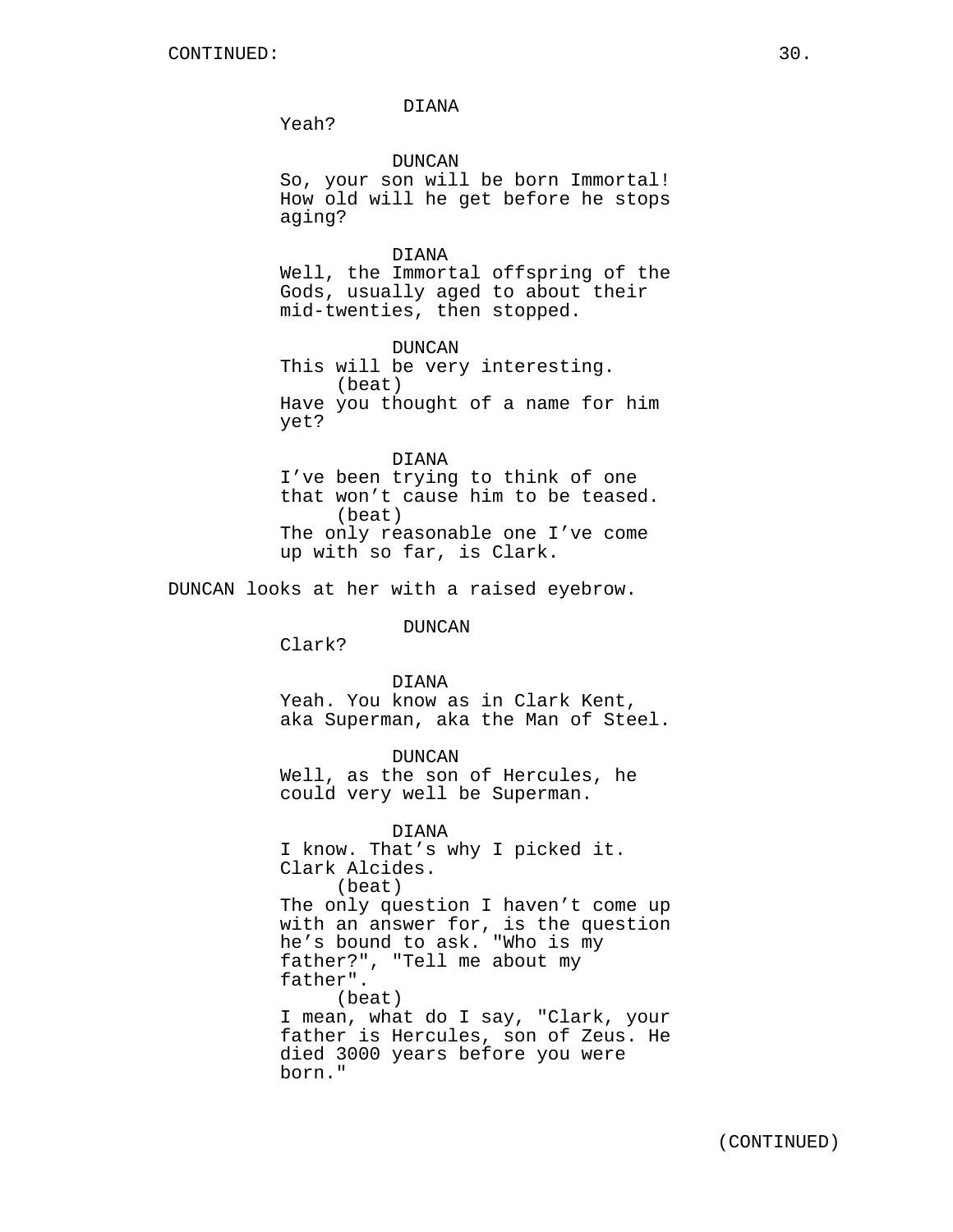CONTINUED:

DIANA
Yeah?

DUNCAN
So, your son will be born Immortal! How old will he get before he stops aging?

DIANA
Well, the Immortal offspring of the Gods, usually aged to about their mid-twenties, then stopped.

DUNCAN
This will be very interesting.
(beat)
Have you thought of a name for him yet?

DIANA
I've been trying to think of one that won't cause him to be teased.
(beat)
The only reasonable one I've come up with so far, is Clark.

DUNCAN looks at her with a raised eyebrow.

DUNCAN
Clark?

DIANA
Yeah. You know as in Clark Kent, aka Superman, aka the Man of Steel.

DUNCAN
Well, as the son of Hercules, he could very well be Superman.

DIANA
I know. That's why I picked it. Clark Alcides.
(beat)
The only question I haven't come up with an answer for, is the question he's bound to ask. "Who is my father?", "Tell me about my father".
(beat)
I mean, what do I say, "Clark, your father is Hercules, son of Zeus. He died 3000 years before you were born."

(CONTINUED)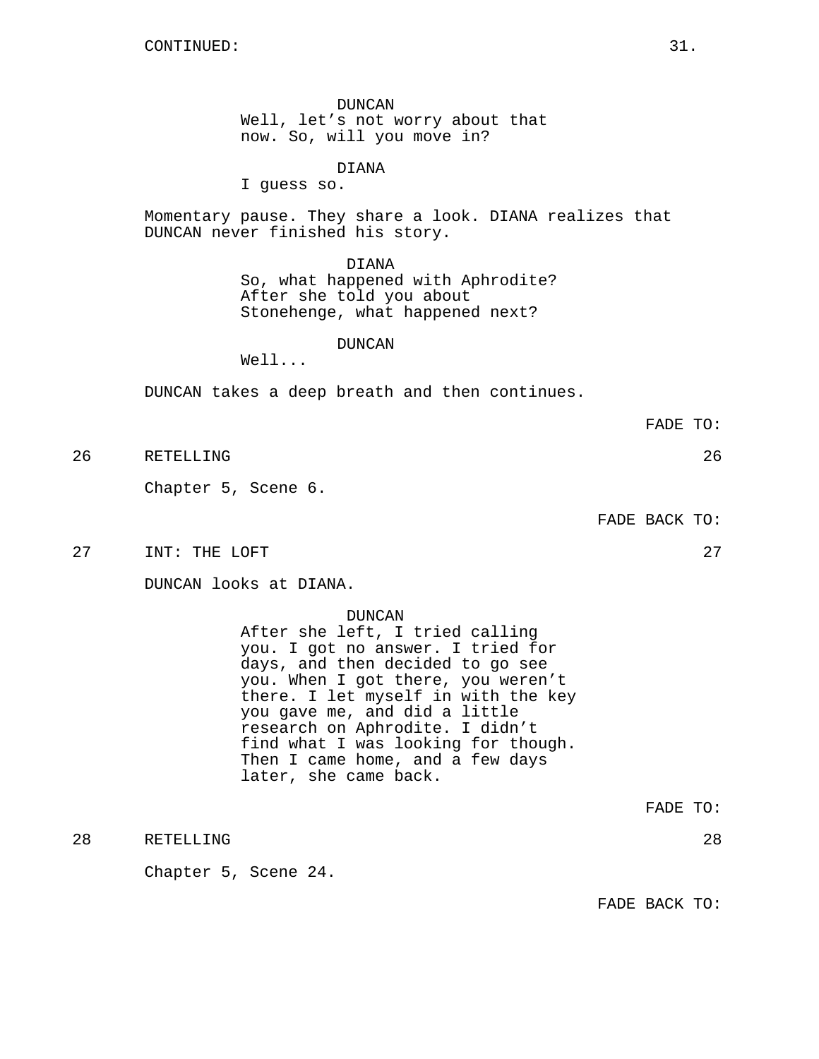CONTINUED:

DUNCAN
Well, let's not worry about that now. So, will you move in?

DIANA
I guess so.

Momentary pause. They share a look. DIANA realizes that DUNCAN never finished his story.

DIANA
So, what happened with Aphrodite? After she told you about Stonehenge, what happened next?

DUNCAN
Well...

DUNCAN takes a deep breath and then continues.

FADE TO:

26 RETELLING 26

Chapter 5, Scene 6.

FADE BACK TO:

27 INT: THE LOFT 27

DUNCAN looks at DIANA.

DUNCAN
After she left, I tried calling you. I got no answer. I tried for days, and then decided to go see you. When I got there, you weren't there. I let myself in with the key you gave me, and did a little research on Aphrodite. I didn't find what I was looking for though. Then I came home, and a few days later, she came back.

FADE TO:

28 RETELLING 28

Chapter 5, Scene 24.

FADE BACK TO: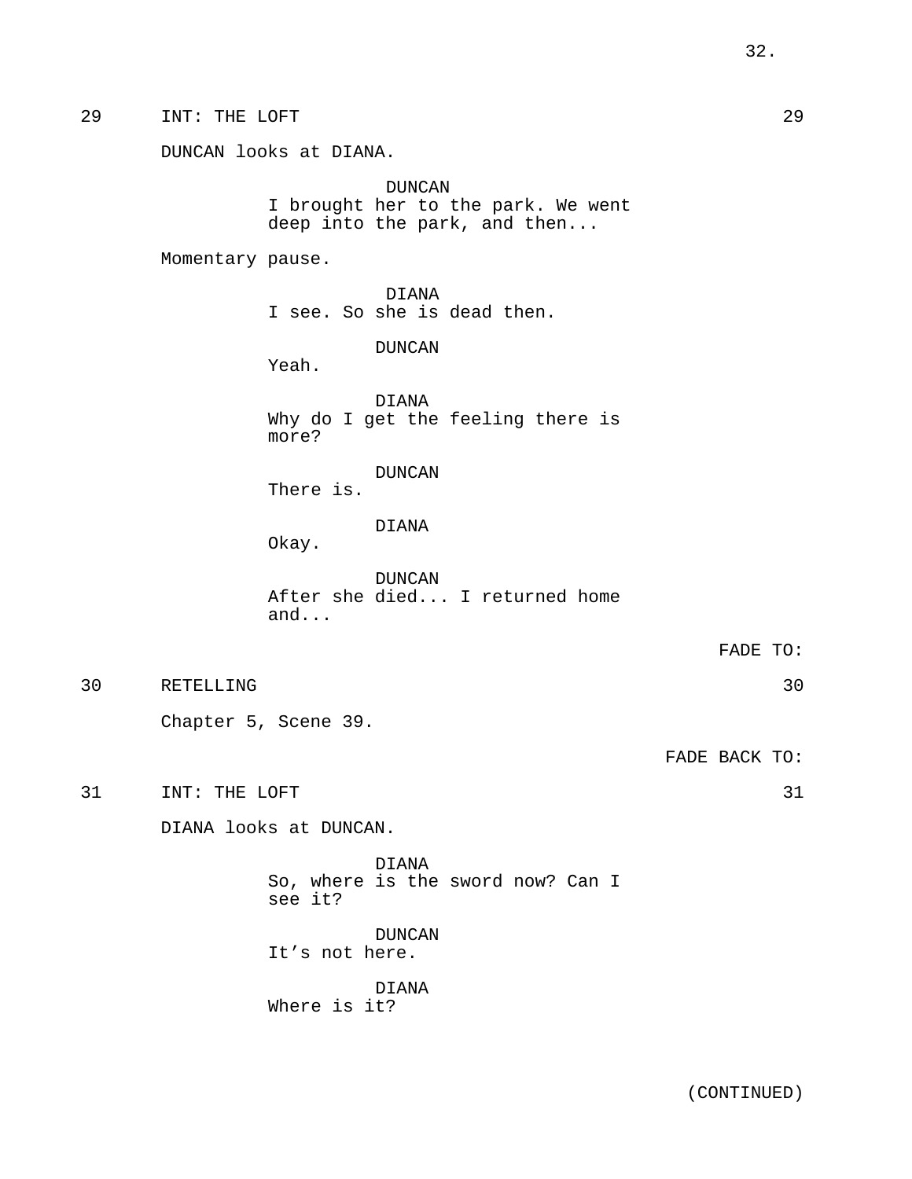29 INT: THE LOFT 29

DUNCAN looks at DIANA.

DUNCAN
I brought her to the park. We went deep into the park, and then...

Momentary pause.

DIANA
I see. So she is dead then.

DUNCAN
Yeah.

DIANA
Why do I get the feeling there is more?

DUNCAN
There is.

DIANA
Okay.

DUNCAN
After she died... I returned home and...

FADE TO:

30 RETELLING 30

Chapter 5, Scene 39.

FADE BACK TO:

31 INT: THE LOFT 31

DIANA looks at DUNCAN.

DIANA
So, where is the sword now? Can I see it?

DUNCAN
It’s not here.

DIANA
Where is it?

(CONTINUED)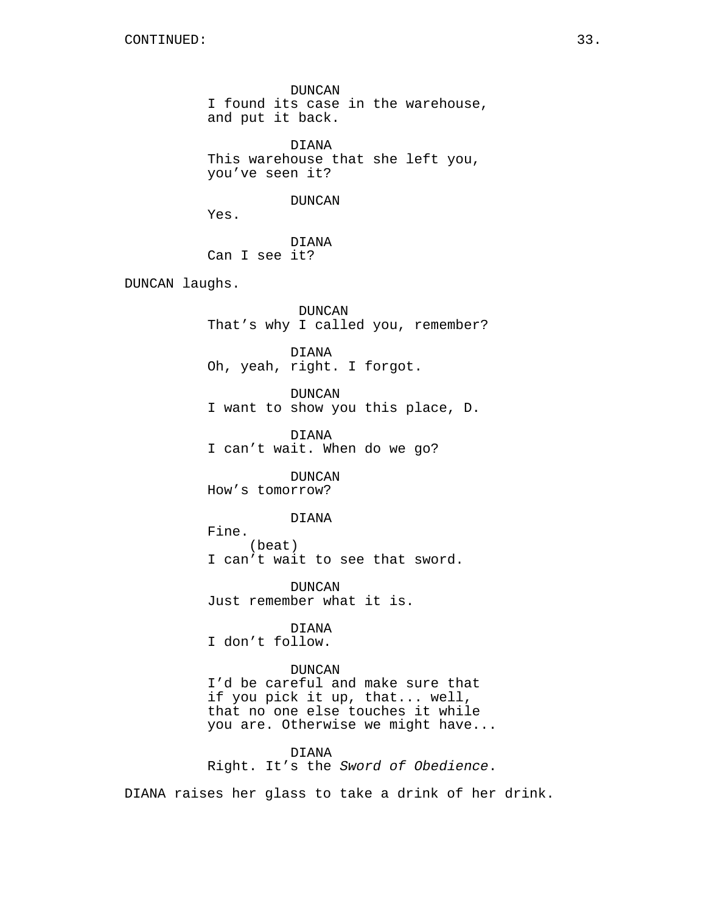CONTINUED:

DUNCAN
I found its case in the warehouse, and put it back.

DIANA
This warehouse that she left you, you've seen it?

DUNCAN
Yes.

DIANA
Can I see it?

DUNCAN laughs.

DUNCAN
That's why I called you, remember?

DIANA
Oh, yeah, right. I forgot.

DUNCAN
I want to show you this place, D.

DIANA
I can't wait. When do we go?

DUNCAN
How's tomorrow?

DIANA
Fine.
(beat)
I can't wait to see that sword.

DUNCAN
Just remember what it is.

DIANA
I don't follow.

DUNCAN
I'd be careful and make sure that if you pick it up, that... well, that no one else touches it while you are. Otherwise we might have...

DIANA
Right. It's the *Sword of Obedience*.

DIANA raises her glass to take a drink of her drink.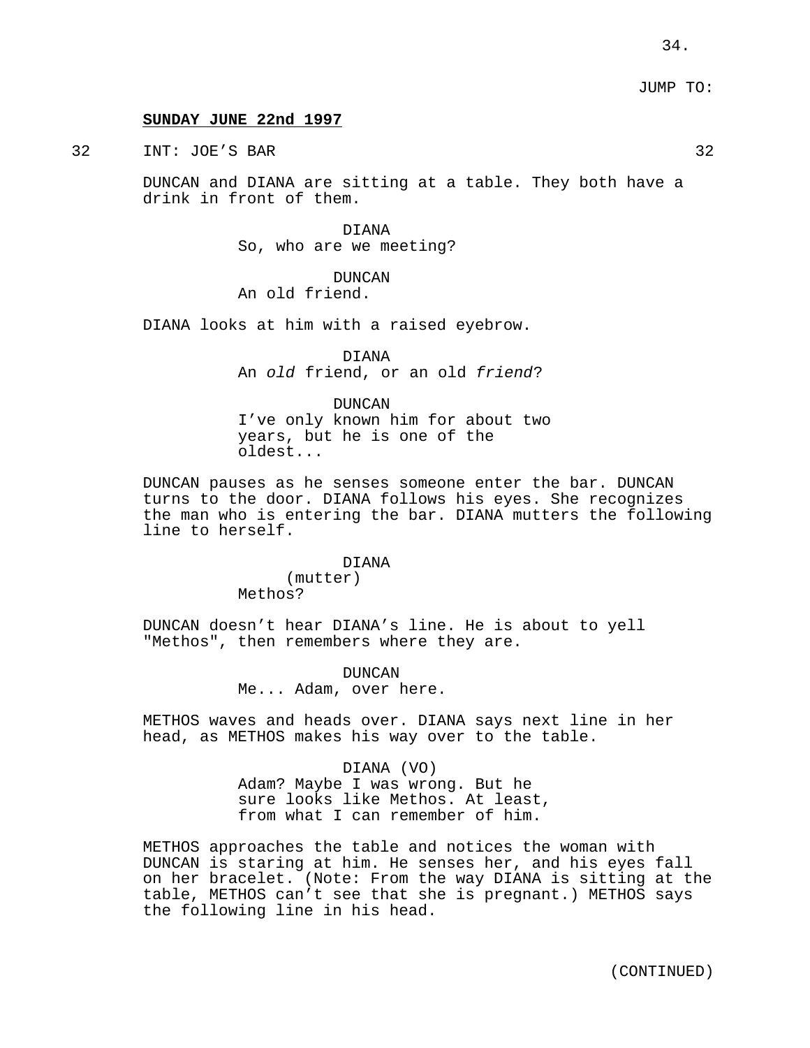JUMP TO:

**SUNDAY JUNE 22nd 1997**

32 INT: JOE'S BAR 32

DUNCAN and DIANA are sitting at a table. They both have a drink in front of them.

DIANA
So, who are we meeting?

DUNCAN
An old friend.

DIANA looks at him with a raised eyebrow.

DIANA
An *old* friend, or an old *friend*?

DUNCAN
I've only known him for about two years, but he is one of the oldest...

DUNCAN pauses as he senses someone enter the bar. DUNCAN turns to the door. DIANA follows his eyes. She recognizes the man who is entering the bar. DIANA mutters the following line to herself.

DIANA
(mutter)
Methos?

DUNCAN doesn't hear DIANA's line. He is about to yell "Methos", then remembers where they are.

DUNCAN
Me... Adam, over here.

METHOS waves and heads over. DIANA says next line in her head, as METHOS makes his way over to the table.

DIANA (VO)
Adam? Maybe I was wrong. But he sure looks like Methos. At least, from what I can remember of him.

METHOS approaches the table and notices the woman with DUNCAN is staring at him. He senses her, and his eyes fall on her bracelet. (Note: From the way DIANA is sitting at the table, METHOS can't see that she is pregnant.) METHOS says the following line in his head.

(CONTINUED)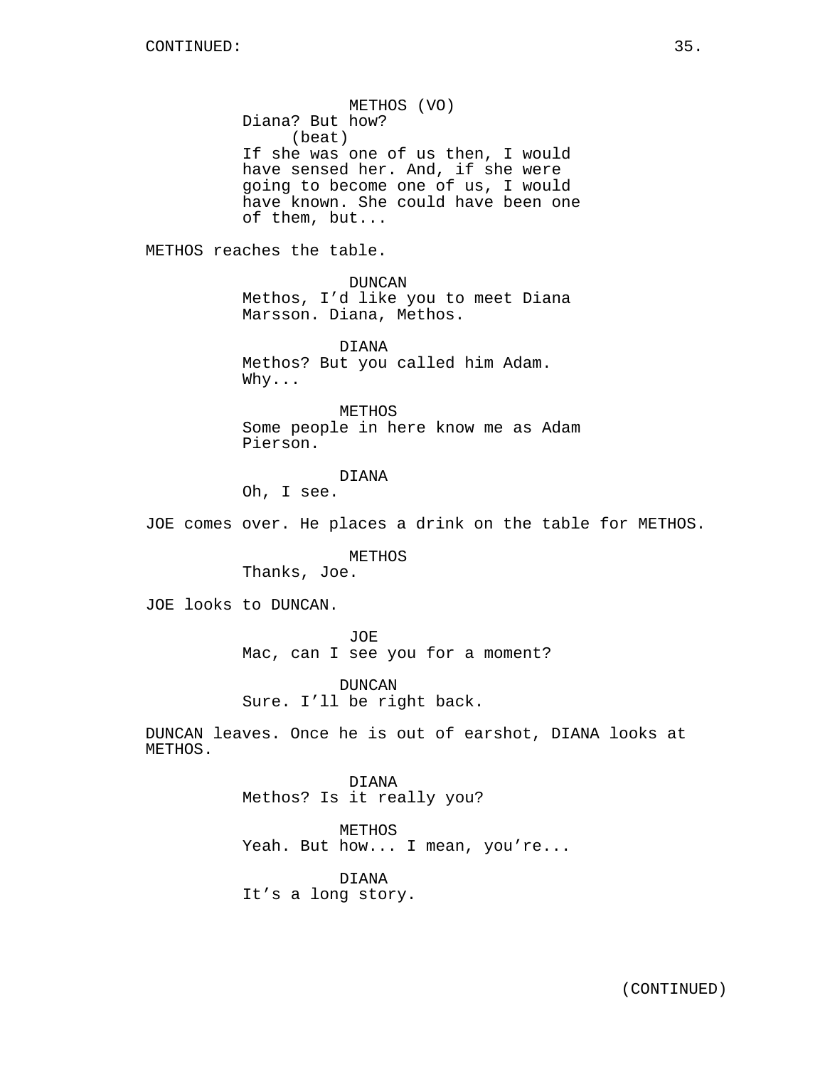CONTINUED:

METHOS (VO)
Diana? But how?
(beat)
If she was one of us then, I would have sensed her. And, if she were going to become one of us, I would have known. She could have been one of them, but...

METHOS reaches the table.

DUNCAN
Methos, I'd like you to meet Diana Marsson. Diana, Methos.

DIANA
Methos? But you called him Adam. Why...

METHOS
Some people in here know me as Adam Pierson.

DIANA
Oh, I see.

JOE comes over. He places a drink on the table for METHOS.

METHOS
Thanks, Joe.

JOE looks to DUNCAN.

JOE
Mac, can I see you for a moment?

DUNCAN
Sure. I'll be right back.

DUNCAN leaves. Once he is out of earshot, DIANA looks at METHOS.

DIANA
Methos? Is it really you?

METHOS
Yeah. But how... I mean, you're...

DIANA
It's a long story.

(CONTINUED)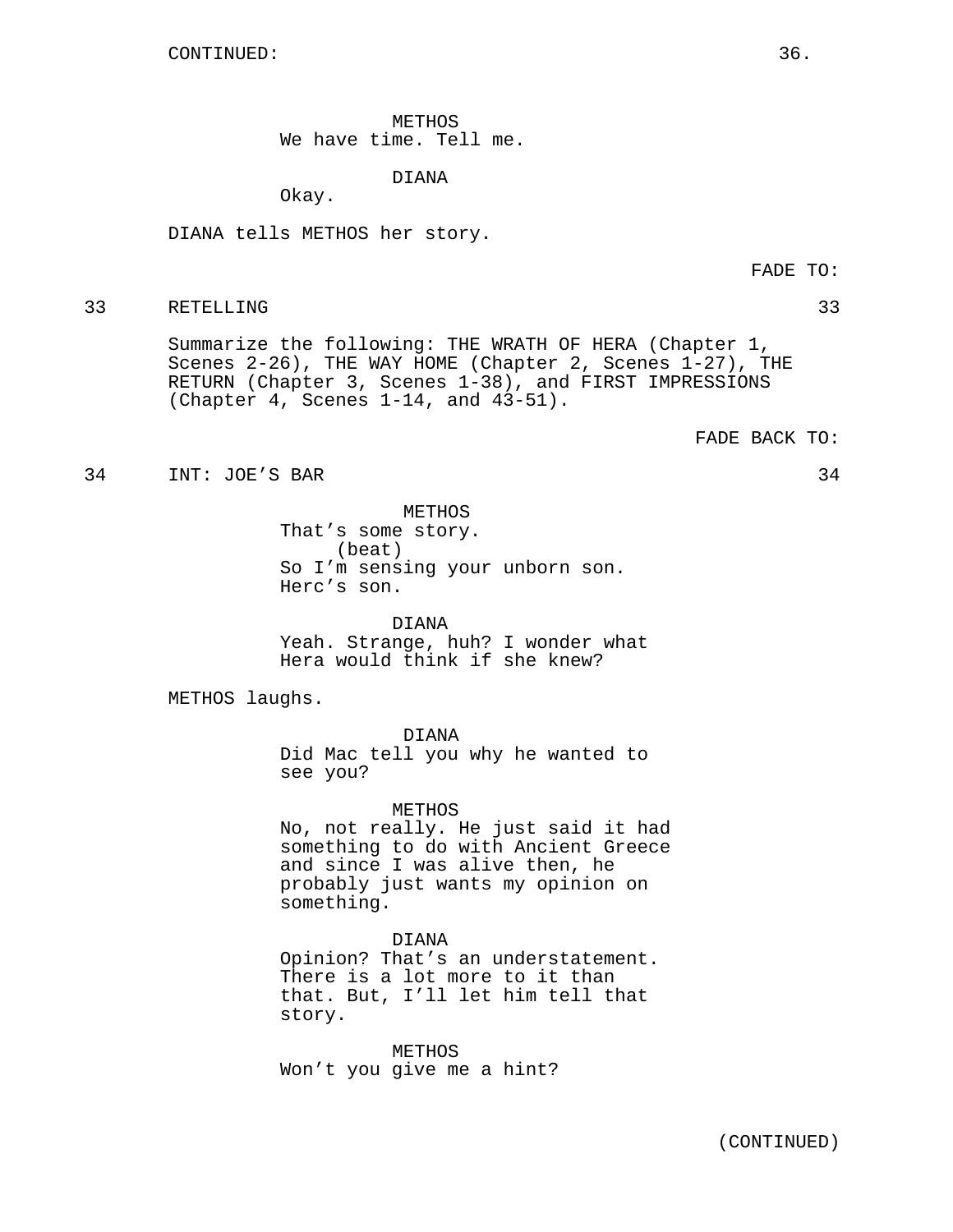CONTINUED:

METHOS
We have time. Tell me.

DIANA
Okay.

DIANA tells METHOS her story.

FADE TO:

33 RETELLING 33

Summarize the following: THE WRATH OF HERA (Chapter 1, Scenes 2-26), THE WAY HOME (Chapter 2, Scenes 1-27), THE RETURN (Chapter 3, Scenes 1-38), and FIRST IMPRESSIONS (Chapter 4, Scenes 1-14, and 43-51).

FADE BACK TO:

34 INT: JOE'S BAR 34

METHOS
That's some story.
(beat)
So I'm sensing your unborn son. Herc's son.

DIANA
Yeah. Strange, huh? I wonder what Hera would think if she knew?

METHOS laughs.

DIANA
Did Mac tell you why he wanted to see you?

METHOS
No, not really. He just said it had something to do with Ancient Greece and since I was alive then, he probably just wants my opinion on something.

DIANA
Opinion? That's an understatement. There is a lot more to it than that. But, I'll let him tell that story.

METHOS
Won't you give me a hint?

(CONTINUED)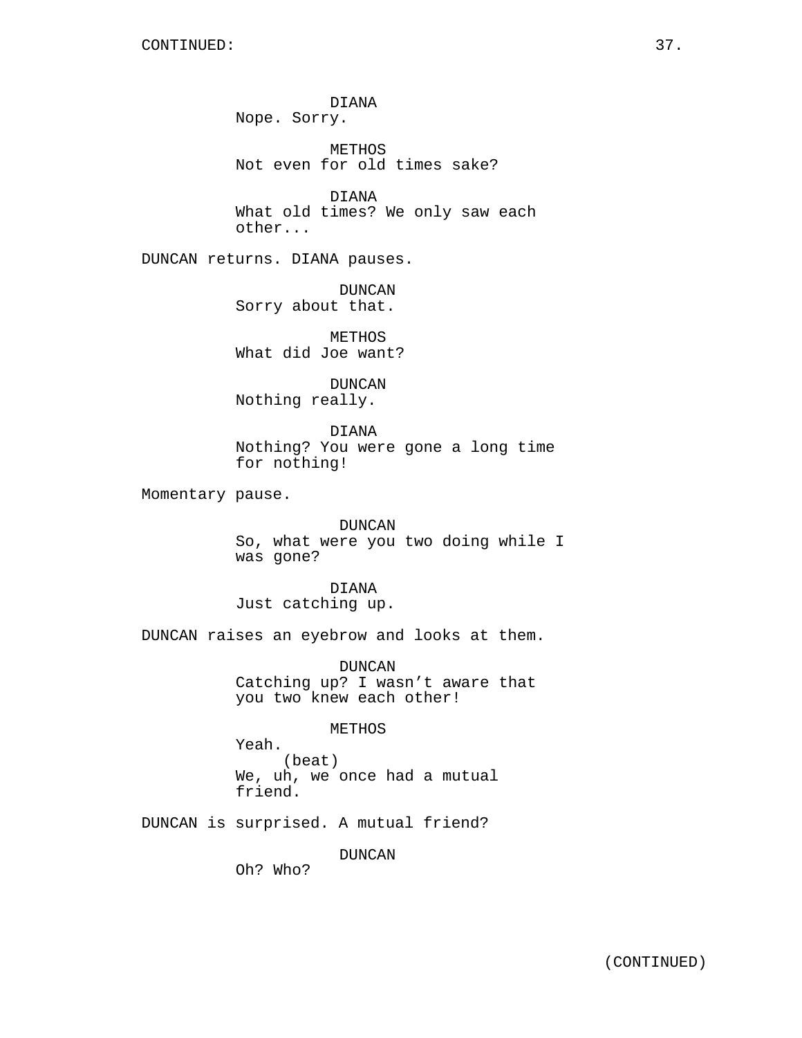CONTINUED:

DIANA
Nope. Sorry.

METHOS
Not even for old times sake?

DIANA
What old times? We only saw each other...

DUNCAN returns. DIANA pauses.

DUNCAN
Sorry about that.

METHOS
What did Joe want?

DUNCAN
Nothing really.

DIANA
Nothing? You were gone a long time for nothing!

Momentary pause.

DUNCAN
So, what were you two doing while I was gone?

DIANA
Just catching up.

DUNCAN raises an eyebrow and looks at them.

DUNCAN
Catching up? I wasn't aware that you two knew each other!

METHOS
Yeah.
(beat)
We, uh, we once had a mutual friend.

DUNCAN is surprised. A mutual friend?

DUNCAN
Oh? Who?

(CONTINUED)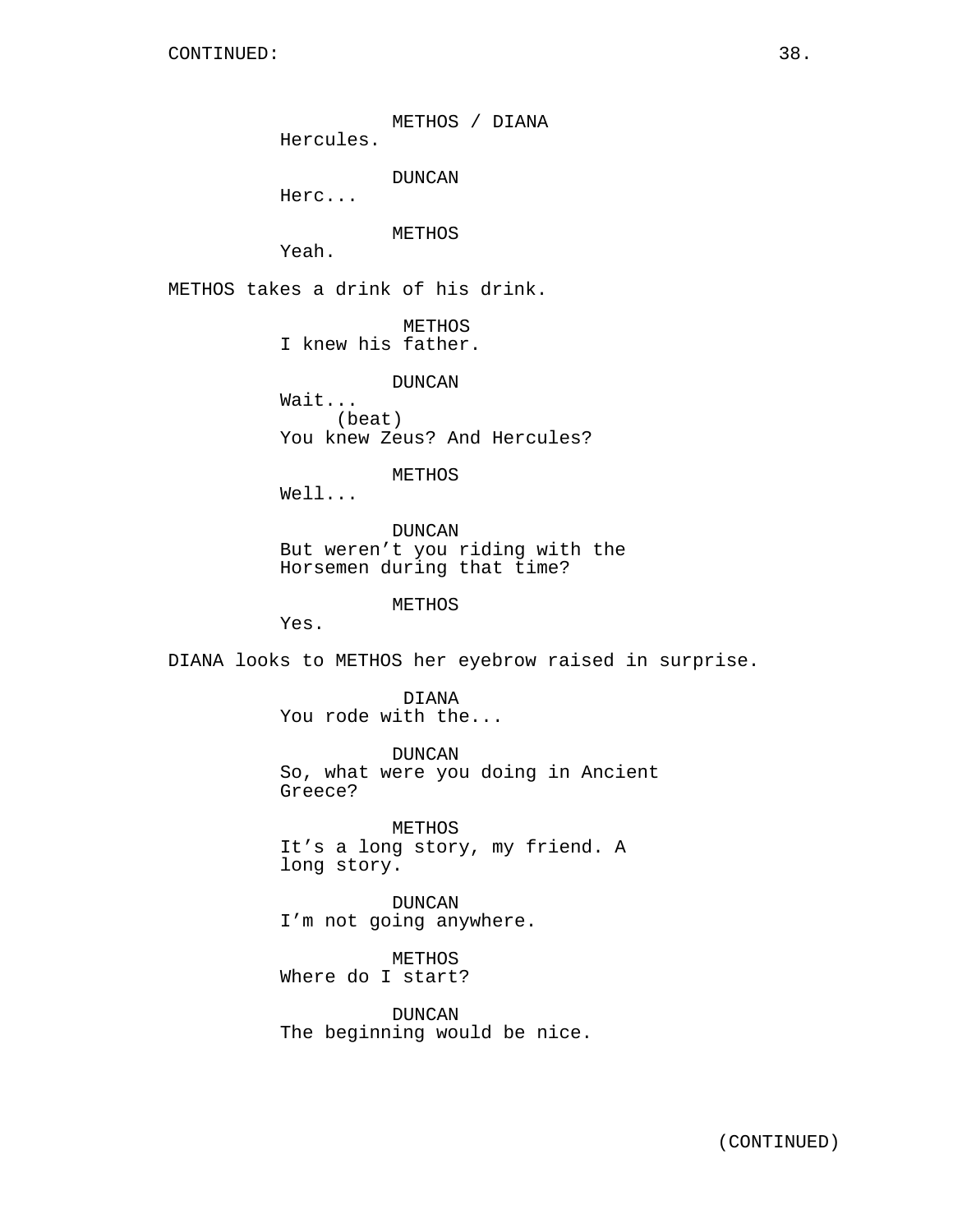METHOS / DIANA
Hercules.

DUNCAN
Herc...

METHOS
Yeah.

METHOS takes a drink of his drink.

METHOS
I knew his father.

DUNCAN
Wait...
(beat)
You knew Zeus? And Hercules?

METHOS
Well...

DUNCAN
But weren't you riding with the Horsemen during that time?

METHOS
Yes.

DIANA looks to METHOS her eyebrow raised in surprise.

DIANA
You rode with the...

DUNCAN
So, what were you doing in Ancient Greece?

METHOS
It's a long story, my friend. A long story.

DUNCAN
I'm not going anywhere.

METHOS
Where do I start?

DUNCAN
The beginning would be nice.

(CONTINUED)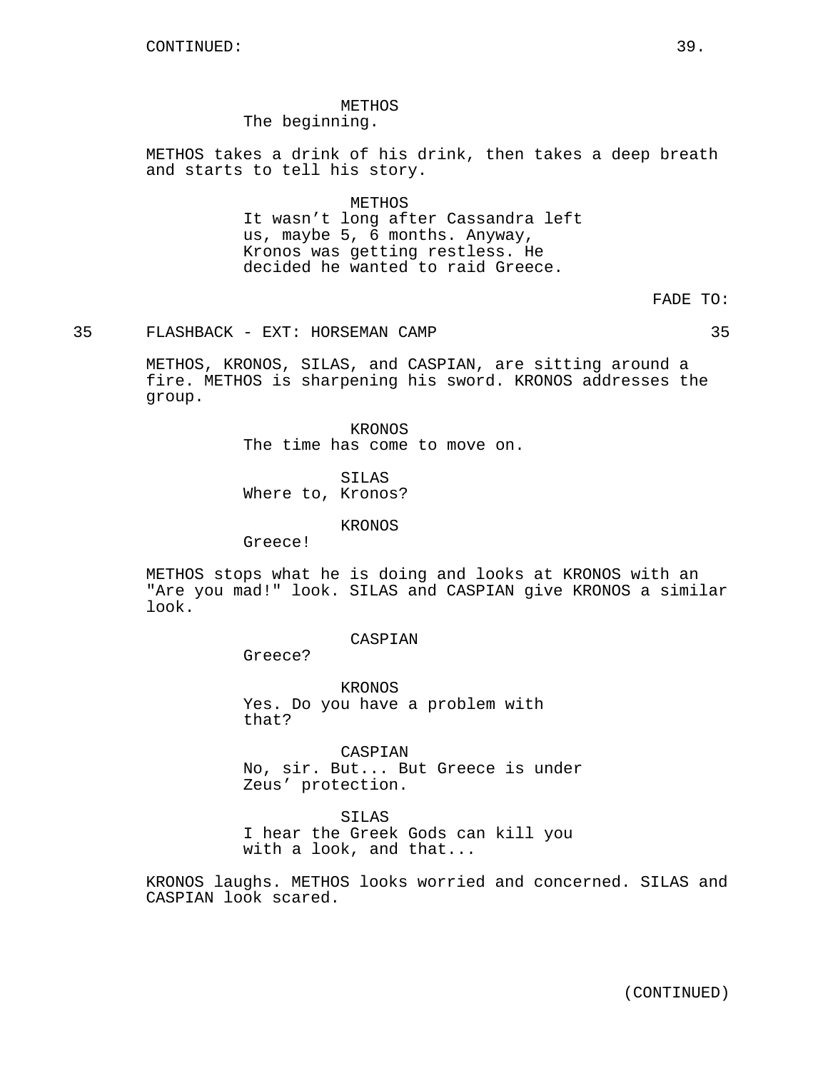METHOS
The beginning.

METHOS takes a drink of his drink, then takes a deep breath and starts to tell his story.

METHOS
It wasn't long after Cassandra left us, maybe 5, 6 months. Anyway, Kronos was getting restless. He decided he wanted to raid Greece.

FADE TO:

35 FLASHBACK - EXT: HORSEMAN CAMP 35

METHOS, KRONOS, SILAS, and CASPIAN, are sitting around a fire. METHOS is sharpening his sword. KRONOS addresses the group.

KRONOS
The time has come to move on.

SILAS
Where to, Kronos?

KRONOS
Greece!

METHOS stops what he is doing and looks at KRONOS with an "Are you mad!" look. SILAS and CASPIAN give KRONOS a similar look.

CASPIAN
Greece?

KRONOS
Yes. Do you have a problem with that?

CASPIAN
No, sir. But... But Greece is under Zeus' protection.

SILAS
I hear the Greek Gods can kill you with a look, and that...

KRONOS laughs. METHOS looks worried and concerned. SILAS and CASPIAN look scared.

(CONTINUED)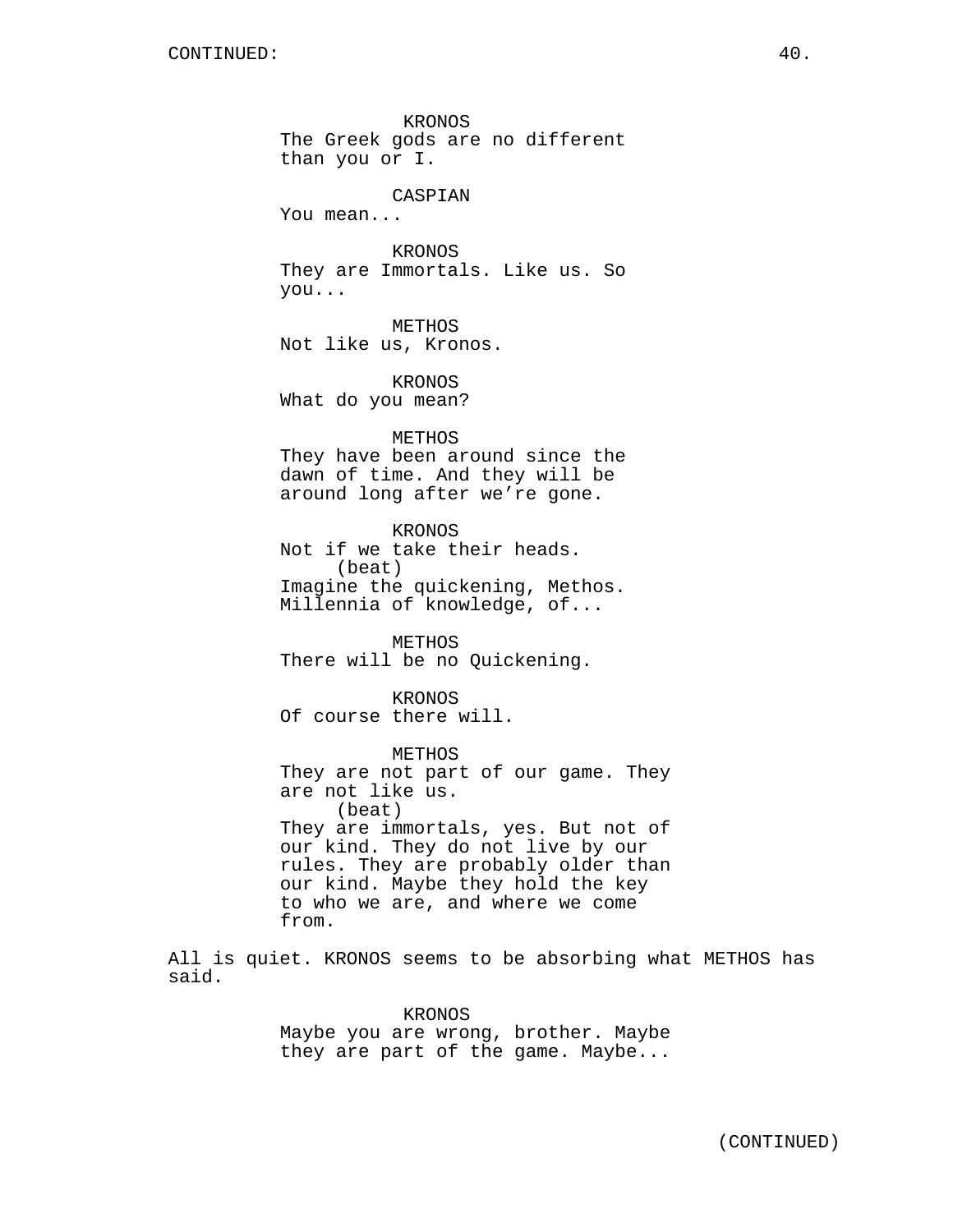KRONOS
The Greek gods are no different than you or I.

CASPIAN
You mean...

KRONOS
They are Immortals. Like us. So you...

METHOS
Not like us, Kronos.

KRONOS
What do you mean?

METHOS
They have been around since the dawn of time. And they will be around long after we’re gone.

KRONOS
Not if we take their heads.
(beat)
Imagine the quickening, Methos. Millennia of knowledge, of...

METHOS
There will be no Quickening.

KRONOS
Of course there will.

METHOS
They are not part of our game. They are not like us.
(beat)
They are immortals, yes. But not of our kind. They do not live by our rules. They are probably older than our kind. Maybe they hold the key to who we are, and where we come from.

All is quiet. KRONOS seems to be absorbing what METHOS has said.

KRONOS
Maybe you are wrong, brother. Maybe they are part of the game. Maybe...

(CONTINUED)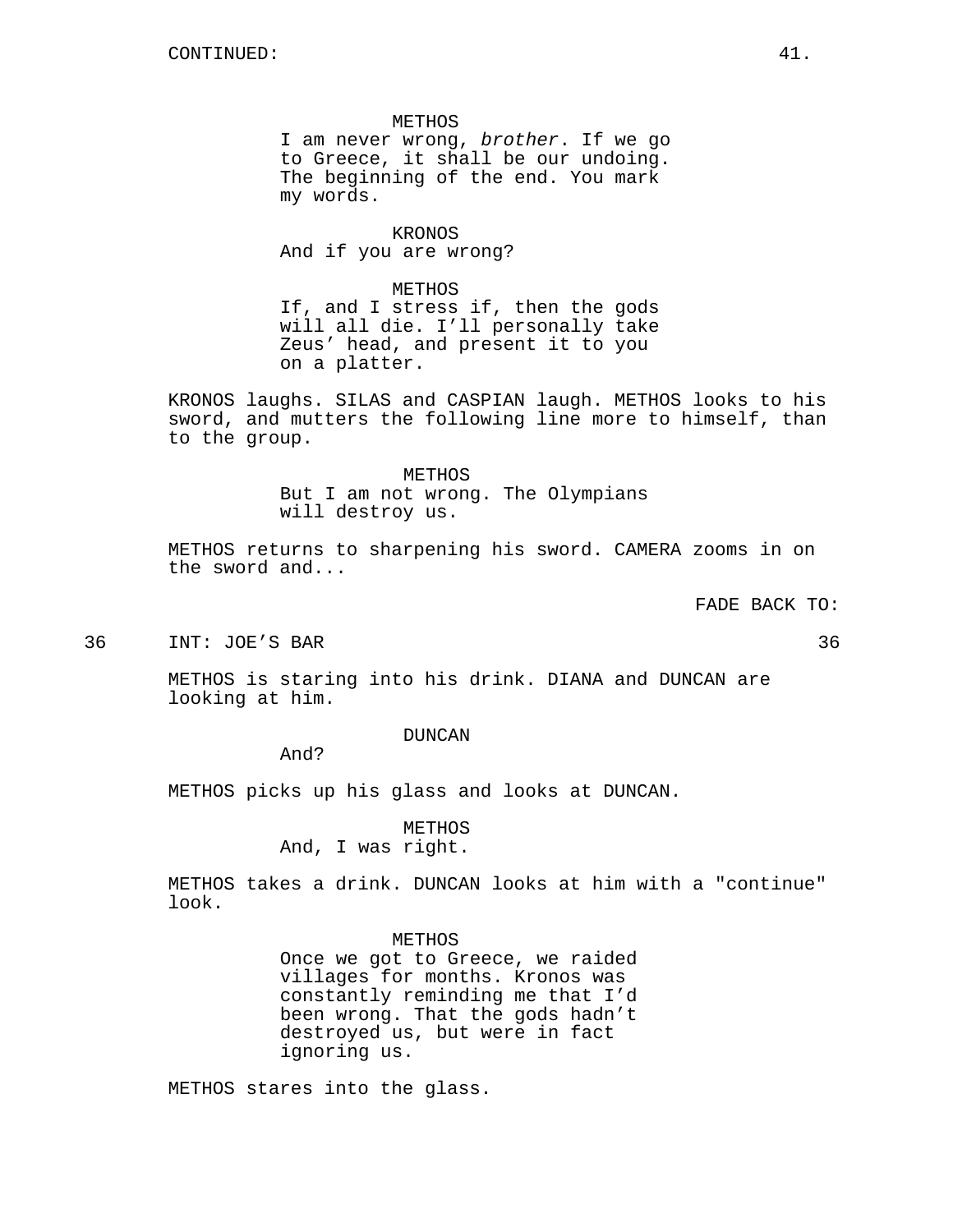CONTINUED:

METHOS
I am never wrong, *brother*. If we go to Greece, it shall be our undoing. The beginning of the end. You mark my words.

KRONOS
And if you are wrong?

METHOS
If, and I stress if, then the gods will all die. I'll personally take Zeus' head, and present it to you on a platter.

KRONOS laughs. SILAS and CASPIAN laugh. METHOS looks to his sword, and mutters the following line more to himself, than to the group.

METHOS
But I am not wrong. The Olympians will destroy us.

METHOS returns to sharpening his sword. CAMERA zooms in on the sword and...

FADE BACK TO:

36 INT: JOE'S BAR 36

METHOS is staring into his drink. DIANA and DUNCAN are looking at him.

DUNCAN
And?

METHOS picks up his glass and looks at DUNCAN.

METHOS
And, I was right.

METHOS takes a drink. DUNCAN looks at him with a "continue" look.

METHOS
Once we got to Greece, we raided villages for months. Kronos was constantly reminding me that I'd been wrong. That the gods hadn't destroyed us, but were in fact ignoring us.

METHOS stares into the glass.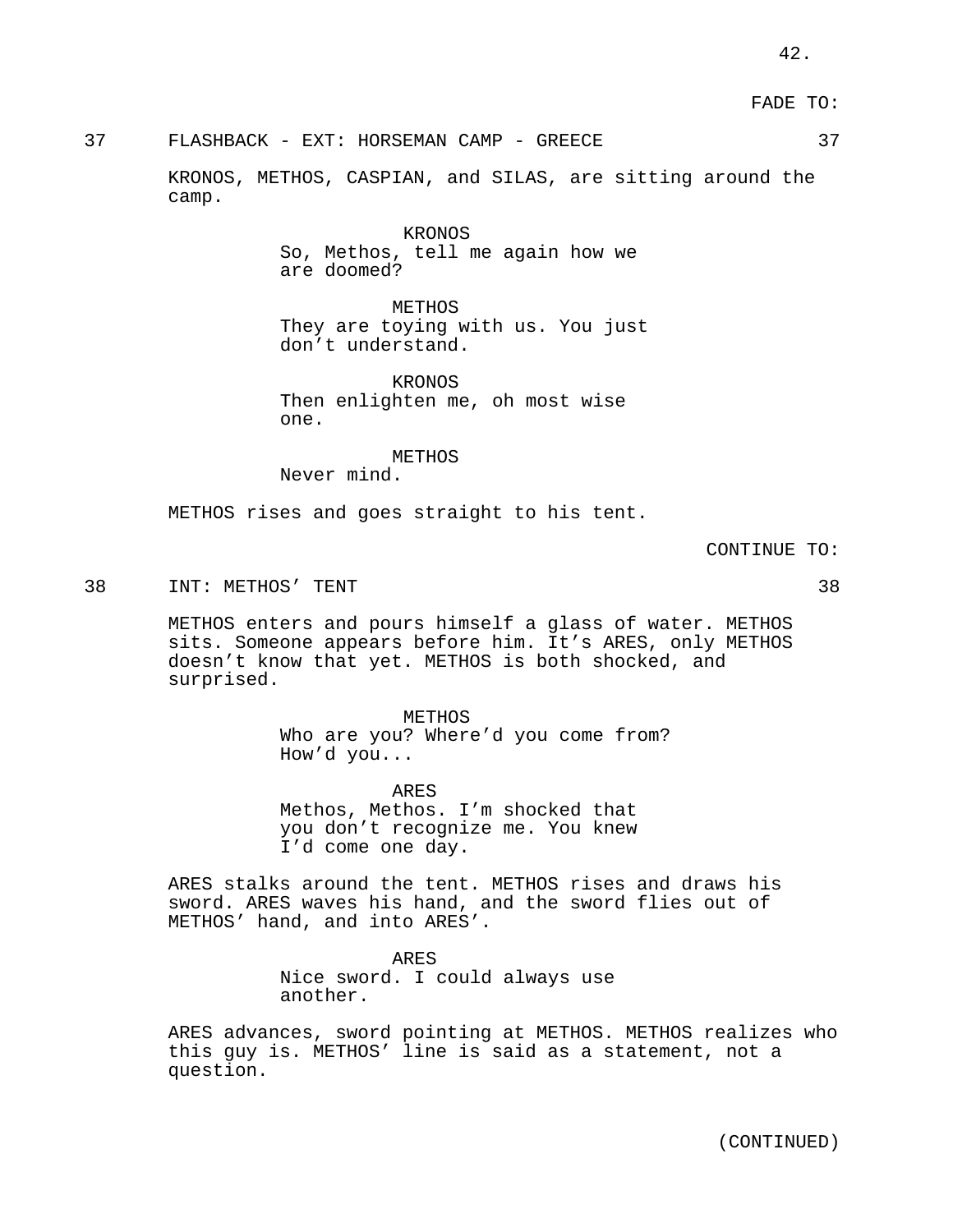FADE TO:

37 FLASHBACK - EXT: HORSEMAN CAMP - GREECE 37

KRONOS, METHOS, CASPIAN, and SILAS, are sitting around the camp.

KRONOS
So, Methos, tell me again how we are doomed?

METHOS
They are toying with us. You just don't understand.

KRONOS
Then enlighten me, oh most wise one.

METHOS
Never mind.

METHOS rises and goes straight to his tent.

CONTINUE TO:

38 INT: METHOS' TENT 38

METHOS enters and pours himself a glass of water. METHOS sits. Someone appears before him. It's ARES, only METHOS doesn't know that yet. METHOS is both shocked, and surprised.

METHOS
Who are you? Where'd you come from? How'd you...

ARES
Methos, Methos. I'm shocked that you don't recognize me. You knew I'd come one day.

ARES stalks around the tent. METHOS rises and draws his sword. ARES waves his hand, and the sword flies out of METHOS' hand, and into ARES'.

ARES
Nice sword. I could always use another.

ARES advances, sword pointing at METHOS. METHOS realizes who this guy is. METHOS' line is said as a statement, not a question.

(CONTINUED)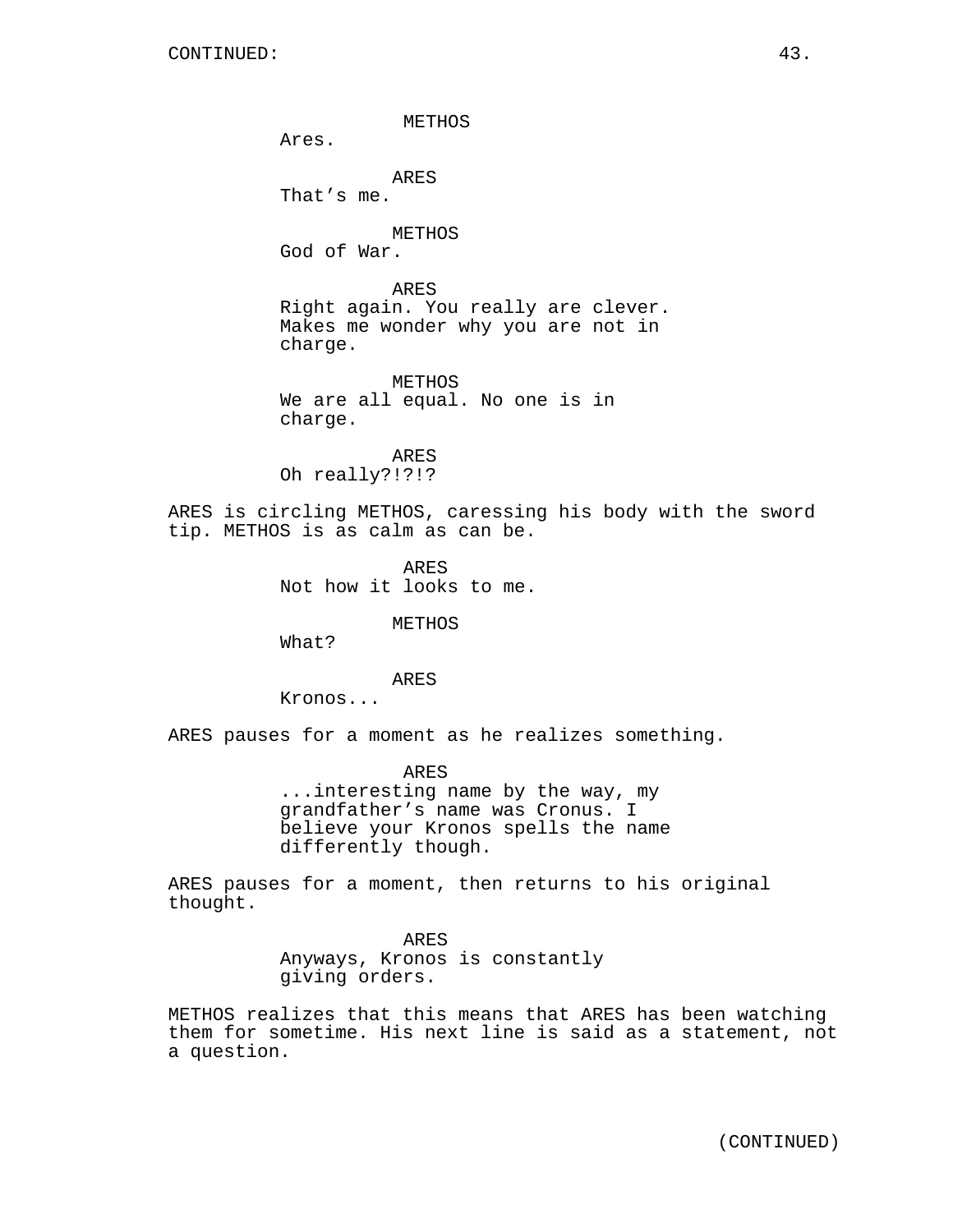CONTINUED:

METHOS
Ares.

ARES
That's me.

METHOS
God of War.

ARES
Right again. You really are clever. Makes me wonder why you are not in charge.

METHOS
We are all equal. No one is in charge.

ARES
Oh really?!?!?

ARES is circling METHOS, caressing his body with the sword tip. METHOS is as calm as can be.

ARES
Not how it looks to me.

METHOS
What?

ARES
Kronos...

ARES pauses for a moment as he realizes something.

ARES
...interesting name by the way, my grandfather's name was Cronus. I believe your Kronos spells the name differently though.

ARES pauses for a moment, then returns to his original thought.

ARES
Anyways, Kronos is constantly giving orders.

METHOS realizes that this means that ARES has been watching them for sometime. His next line is said as a statement, not a question.

(CONTINUED)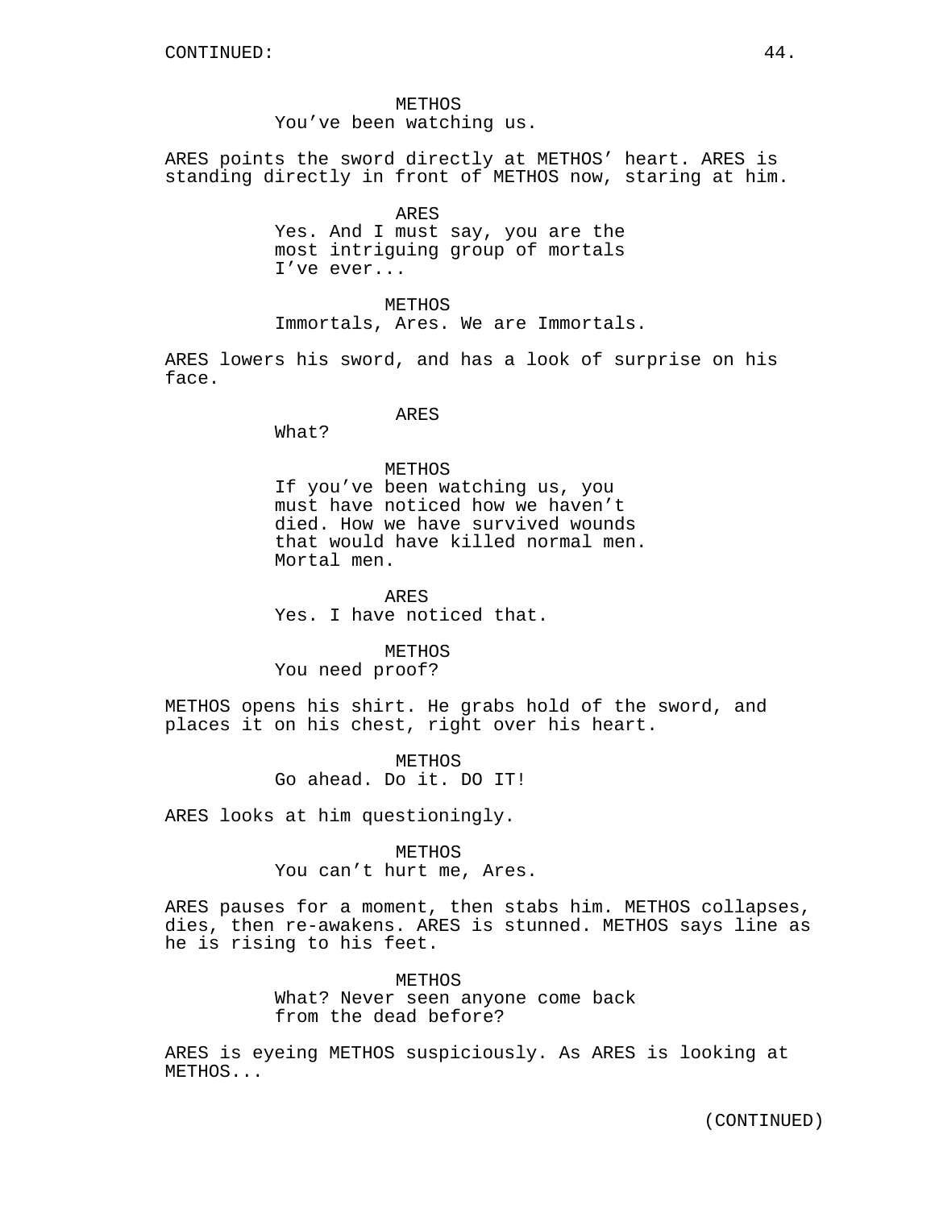CONTINUED:

METHOS
You've been watching us.

ARES points the sword directly at METHOS' heart. ARES is standing directly in front of METHOS now, staring at him.

ARES
Yes. And I must say, you are the most intriguing group of mortals I've ever...

METHOS
Immortals, Ares. We are Immortals.

ARES lowers his sword, and has a look of surprise on his face.

ARES
What?

METHOS
If you've been watching us, you must have noticed how we haven't died. How we have survived wounds that would have killed normal men. Mortal men.

ARES
Yes. I have noticed that.

METHOS
You need proof?

METHOS opens his shirt. He grabs hold of the sword, and places it on his chest, right over his heart.

METHOS
Go ahead. Do it. DO IT!

ARES looks at him questioningly.

METHOS
You can't hurt me, Ares.

ARES pauses for a moment, then stabs him. METHOS collapses, dies, then re-awakens. ARES is stunned. METHOS says line as he is rising to his feet.

METHOS
What? Never seen anyone come back from the dead before?

ARES is eyeing METHOS suspiciously. As ARES is looking at METHOS...

(CONTINUED)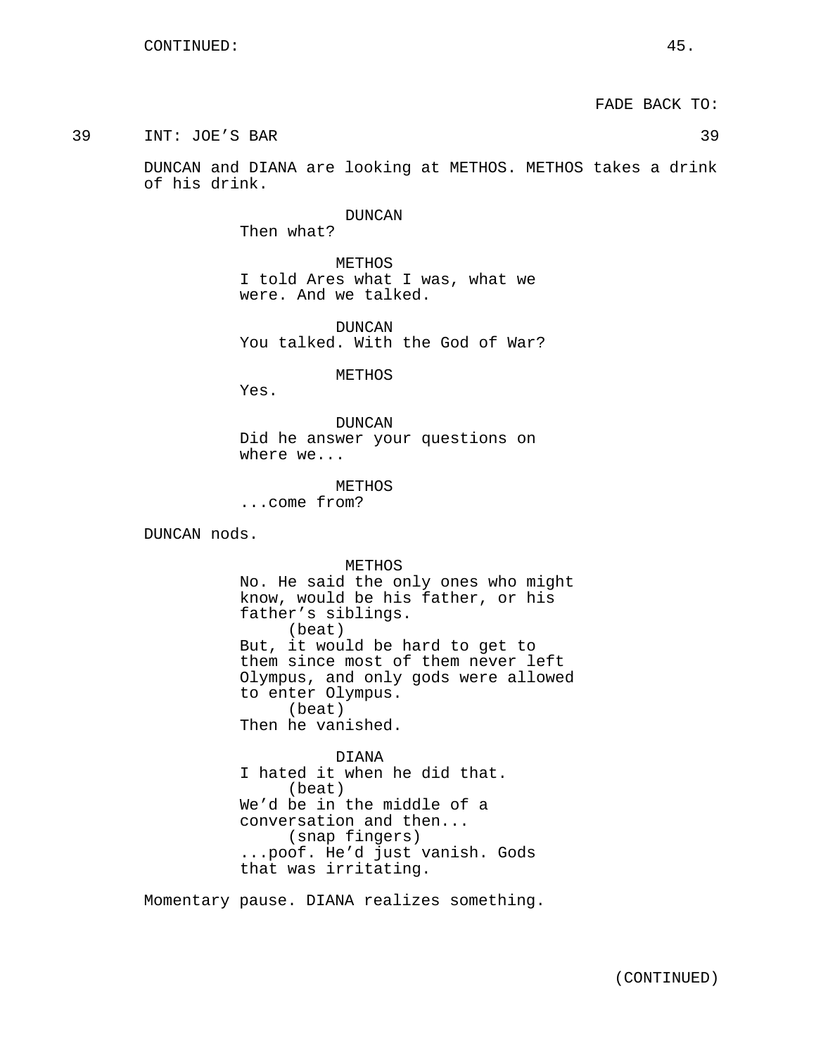FADE BACK TO:

39 INT: JOE'S BAR 39

DUNCAN and DIANA are looking at METHOS. METHOS takes a drink of his drink.

DUNCAN
Then what?

METHOS
I told Ares what I was, what we were. And we talked.

DUNCAN
You talked. With the God of War?

METHOS
Yes.

DUNCAN
Did he answer your questions on where we...

METHOS
...come from?

DUNCAN nods.

METHOS
No. He said the only ones who might know, would be his father, or his father's siblings.
(beat)
But, it would be hard to get to them since most of them never left Olympus, and only gods were allowed to enter Olympus.
(beat)
Then he vanished.

DIANA
I hated it when he did that.
(beat)
We'd be in the middle of a conversation and then...
(snap fingers)
...poof. He'd just vanish. Gods that was irritating.

Momentary pause. DIANA realizes something.

(CONTINUED)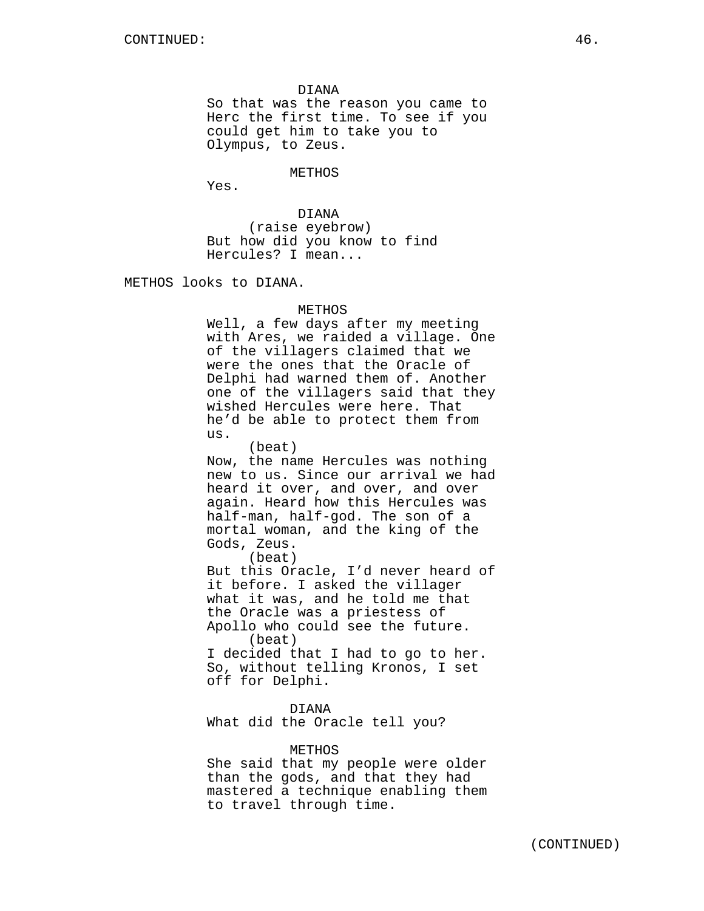DIANA
So that was the reason you came to Herc the first time. To see if you could get him to take you to Olympus, to Zeus.

METHOS
Yes.

DIANA
(raise eyebrow)
But how did you know to find Hercules? I mean...

METHOS looks to DIANA.

METHOS
Well, a few days after my meeting with Ares, we raided a village. One of the villagers claimed that we were the ones that the Oracle of Delphi had warned them of. Another one of the villagers said that they wished Hercules were here. That he'd be able to protect them from us.
(beat)
Now, the name Hercules was nothing new to us. Since our arrival we had heard it over, and over, and over again. Heard how this Hercules was half-man, half-god. The son of a mortal woman, and the king of the Gods, Zeus.
(beat)
But this Oracle, I'd never heard of it before. I asked the villager what it was, and he told me that the Oracle was a priestess of Apollo who could see the future.
(beat)
I decided that I had to go to her. So, without telling Kronos, I set off for Delphi.

DIANA
What did the Oracle tell you?

METHOS
She said that my people were older than the gods, and that they had mastered a technique enabling them to travel through time.

(CONTINUED)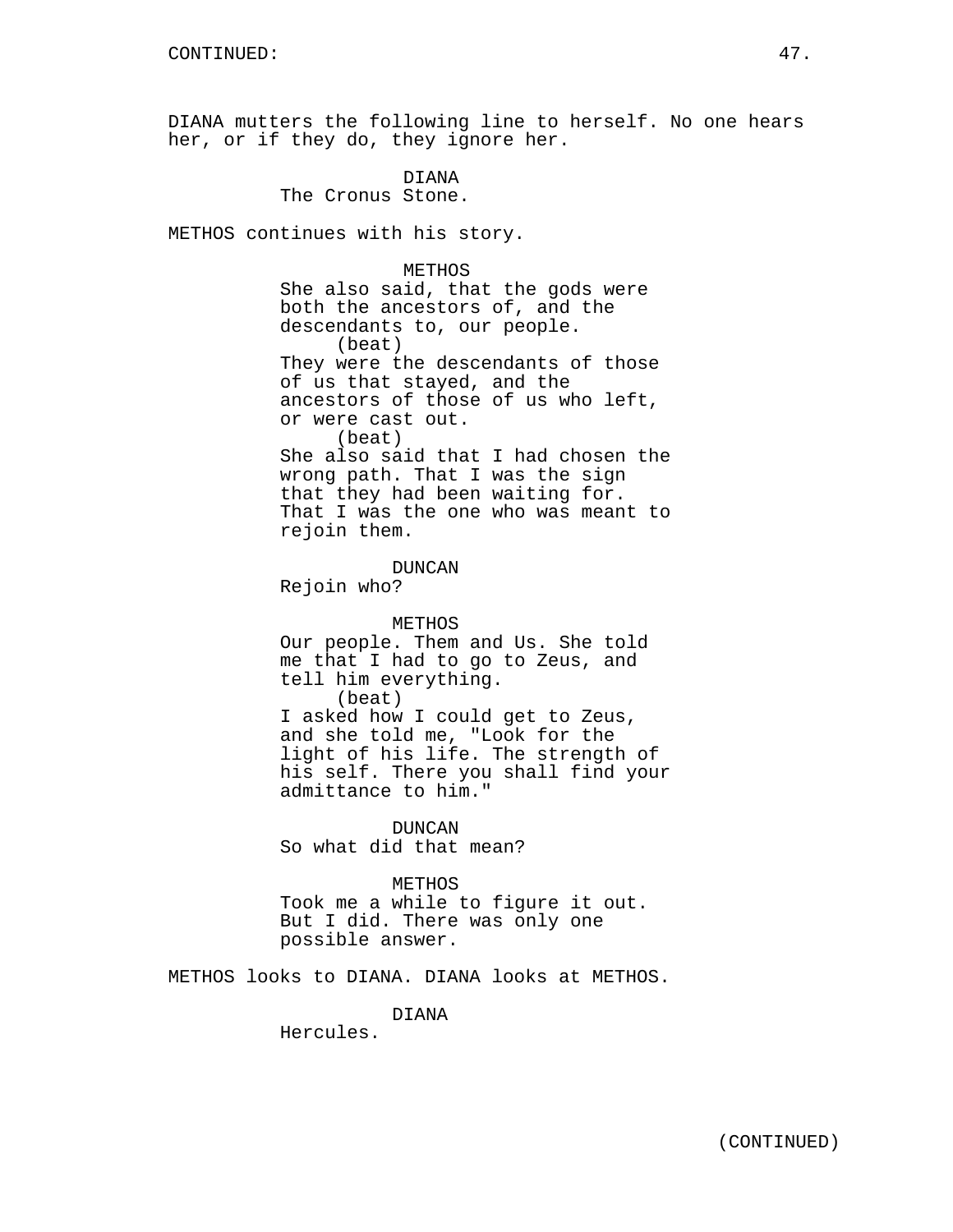DIANA mutters the following line to herself. No one hears her, or if they do, they ignore her.

DIANA
The Cronus Stone.

METHOS continues with his story.

METHOS
She also said, that the gods were both the ancestors of, and the descendants to, our people.
(beat)
They were the descendants of those of us that stayed, and the ancestors of those of us who left, or were cast out.
(beat)
She also said that I had chosen the wrong path. That I was the sign that they had been waiting for. That I was the one who was meant to rejoin them.

DUNCAN
Rejoin who?

METHOS
Our people. Them and Us. She told me that I had to go to Zeus, and tell him everything.
(beat)
I asked how I could get to Zeus, and she told me, "Look for the light of his life. The strength of his self. There you shall find your admittance to him."

DUNCAN
So what did that mean?

METHOS
Took me a while to figure it out. But I did. There was only one possible answer.

METHOS looks to DIANA. DIANA looks at METHOS.

DIANA
Hercules.

(CONTINUED)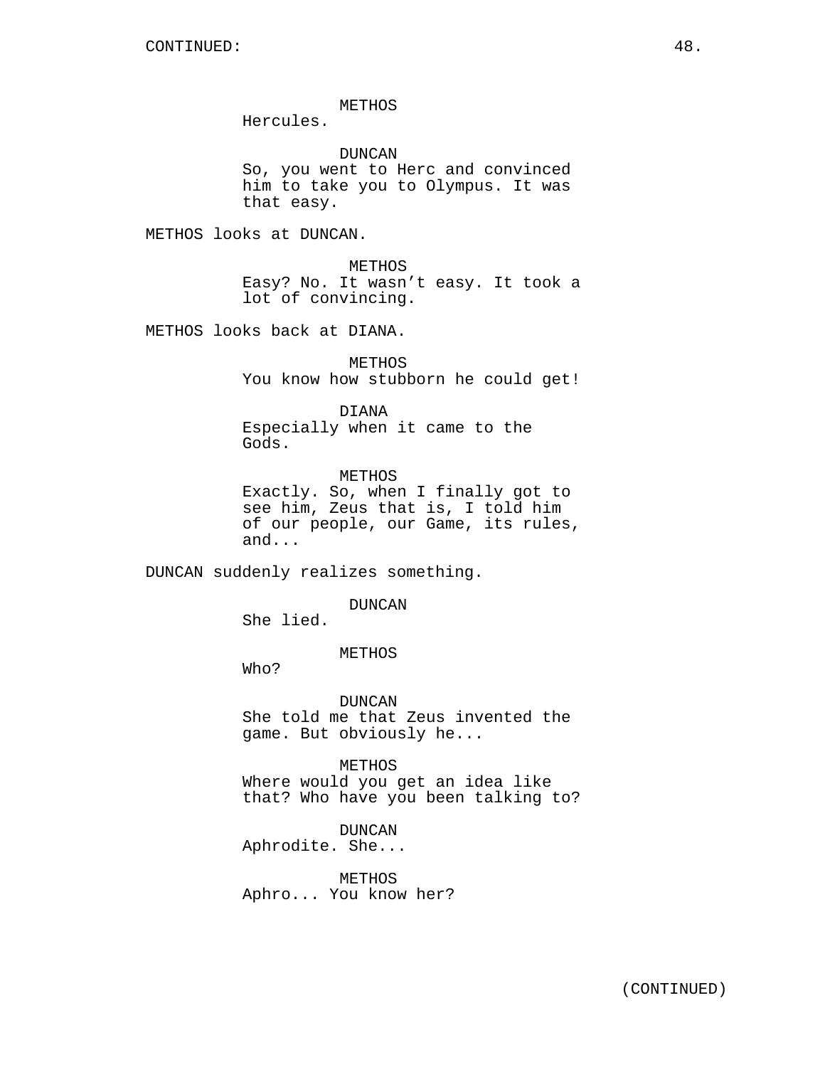METHOS
Hercules.

DUNCAN
So, you went to Herc and convinced him to take you to Olympus. It was that easy.

METHOS looks at DUNCAN.

METHOS
Easy? No. It wasn't easy. It took a lot of convincing.

METHOS looks back at DIANA.

METHOS
You know how stubborn he could get!

DIANA
Especially when it came to the Gods.

METHOS
Exactly. So, when I finally got to see him, Zeus that is, I told him of our people, our Game, its rules, and...

DUNCAN suddenly realizes something.

DUNCAN
She lied.

METHOS
Who?

DUNCAN
She told me that Zeus invented the game. But obviously he...

METHOS
Where would you get an idea like that? Who have you been talking to?

DUNCAN
Aphrodite. She...

METHOS
Aphro... You know her?

(CONTINUED)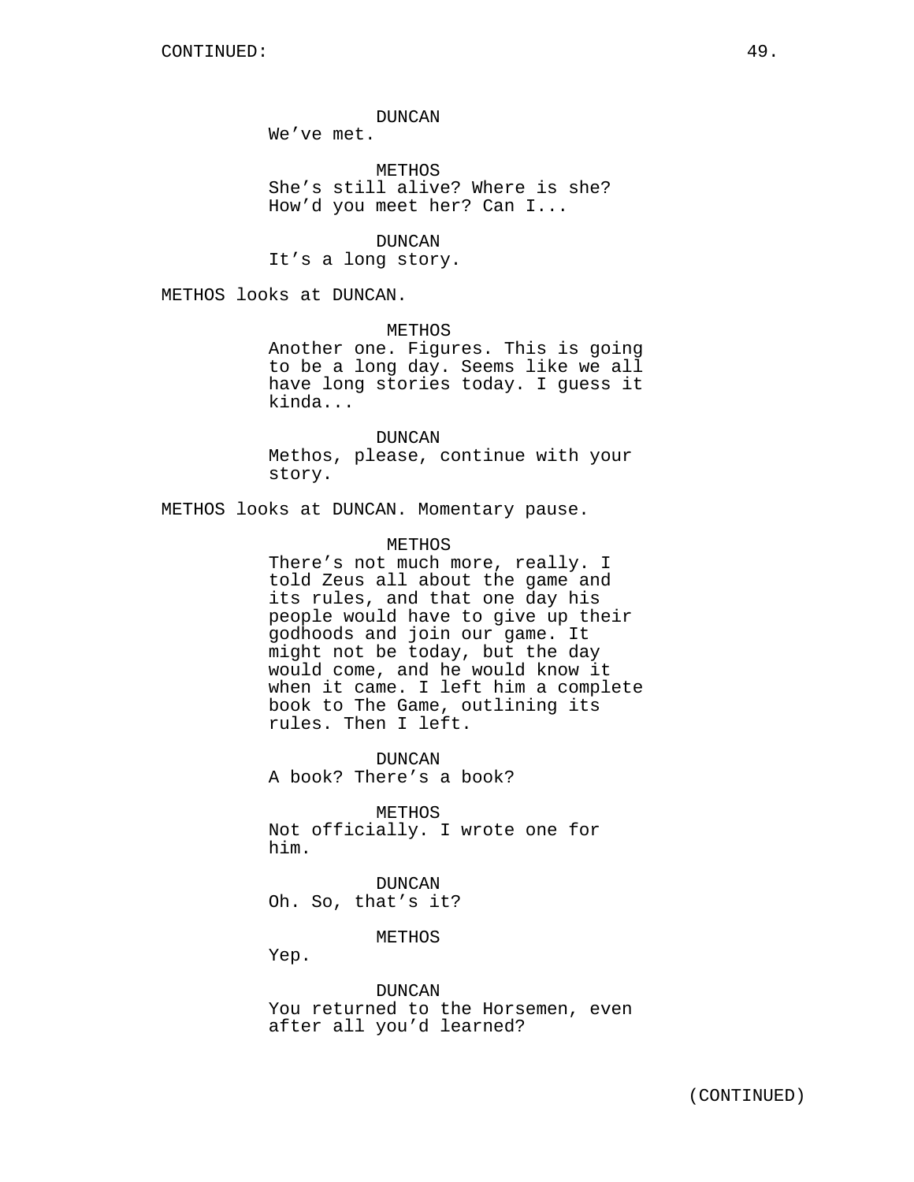DUNCAN
We've met.

METHOS
She's still alive? Where is she? How'd you meet her? Can I...

DUNCAN
It's a long story.

METHOS looks at DUNCAN.

METHOS
Another one. Figures. This is going to be a long day. Seems like we all have long stories today. I guess it kinda...

DUNCAN
Methos, please, continue with your story.

METHOS looks at DUNCAN. Momentary pause.

METHOS
There's not much more, really. I told Zeus all about the game and its rules, and that one day his people would have to give up their godhoods and join our game. It might not be today, but the day would come, and he would know it when it came. I left him a complete book to The Game, outlining its rules. Then I left.

DUNCAN
A book? There's a book?

METHOS
Not officially. I wrote one for him.

DUNCAN
Oh. So, that's it?

METHOS
Yep.

DUNCAN
You returned to the Horsemen, even after all you'd learned?

(CONTINUED)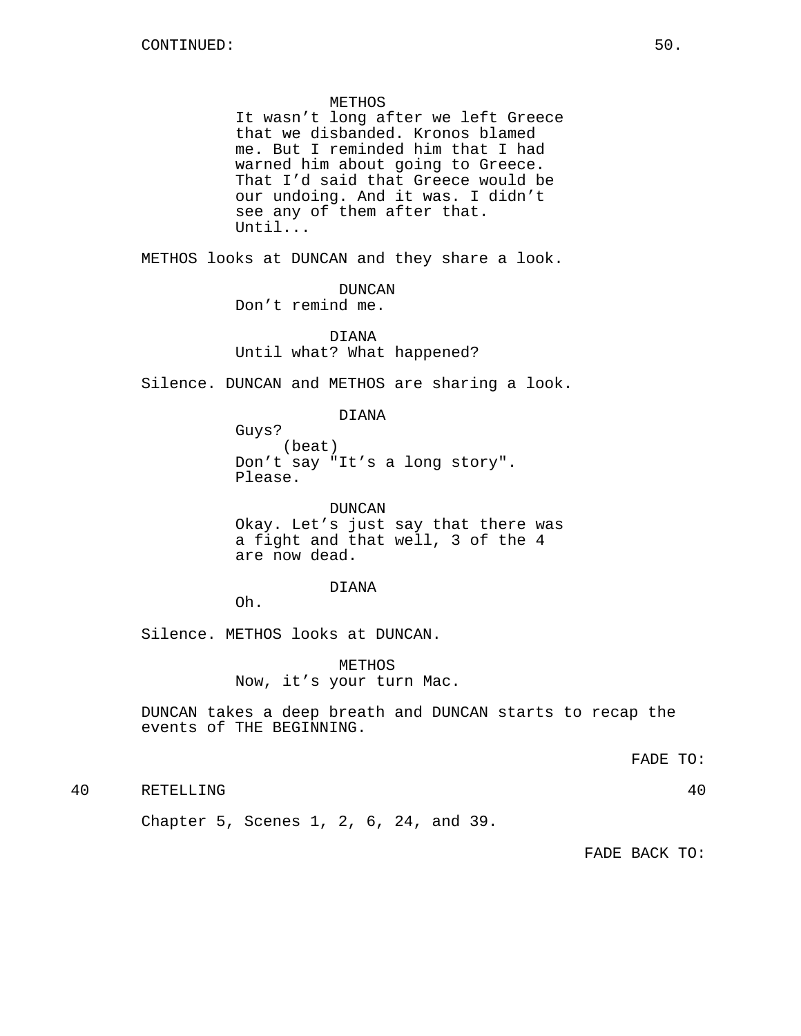CONTINUED:

METHOS
It wasn't long after we left Greece that we disbanded. Kronos blamed me. But I reminded him that I had warned him about going to Greece. That I'd said that Greece would be our undoing. And it was. I didn't see any of them after that. Until...

METHOS looks at DUNCAN and they share a look.

DUNCAN
Don't remind me.

DIANA
Until what? What happened?

Silence. DUNCAN and METHOS are sharing a look.

DIANA
Guys?
(beat)
Don't say "It's a long story". Please.

DUNCAN
Okay. Let's just say that there was a fight and that well, 3 of the 4 are now dead.

DIANA
Oh.

Silence. METHOS looks at DUNCAN.

METHOS
Now, it's your turn Mac.

DUNCAN takes a deep breath and DUNCAN starts to recap the events of THE BEGINNING.

FADE TO:

40 RETELLING 40

Chapter 5, Scenes 1, 2, 6, 24, and 39.

FADE BACK TO: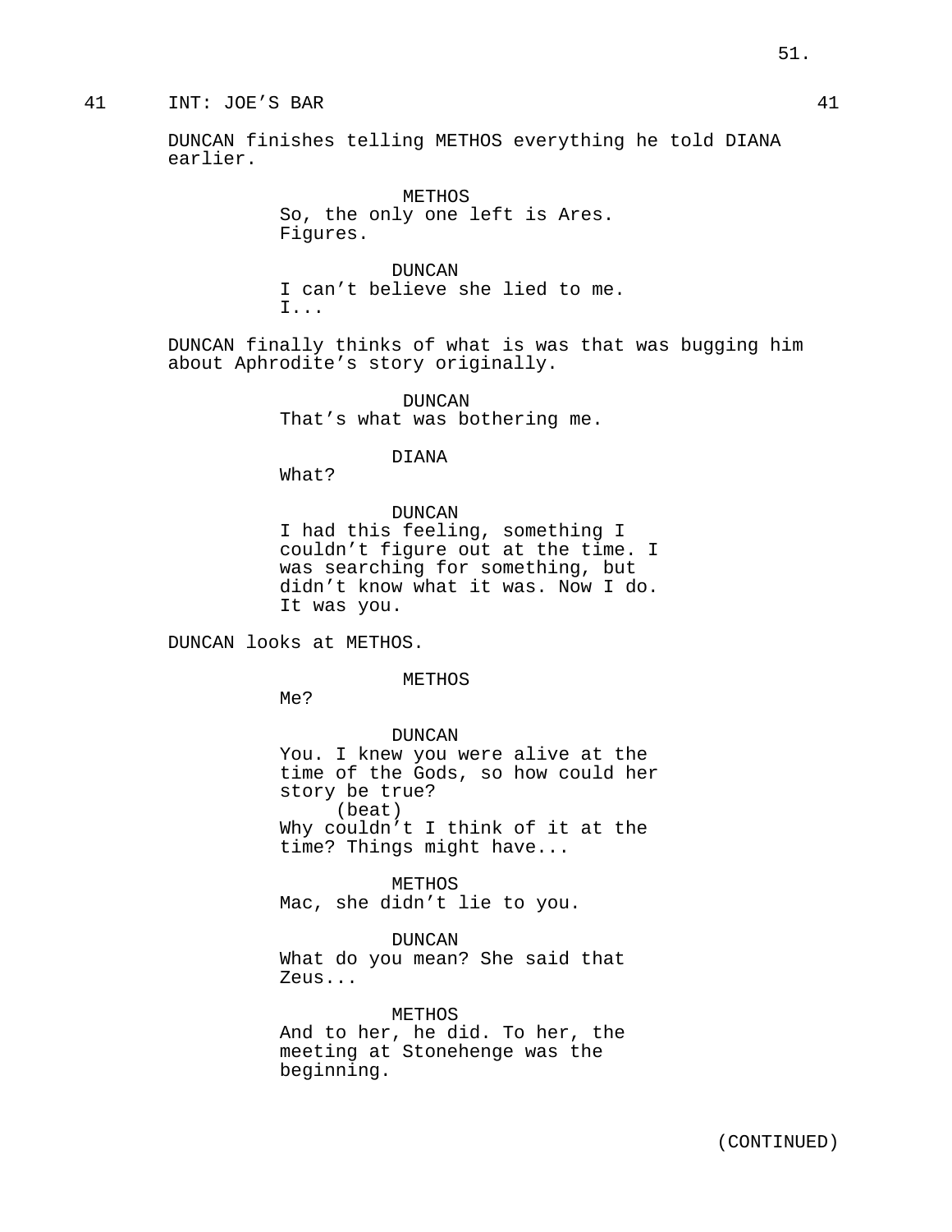41 INT: JOE'S BAR 41

DUNCAN finishes telling METHOS everything he told DIANA earlier.

METHOS
So, the only one left is Ares. Figures.

DUNCAN
I can't believe she lied to me. I...

DUNCAN finally thinks of what is was that was bugging him about Aphrodite's story originally.

DUNCAN
That's what was bothering me.

DIANA
What?

DUNCAN
I had this feeling, something I couldn't figure out at the time. I was searching for something, but didn't know what it was. Now I do. It was you.

DUNCAN looks at METHOS.

METHOS
Me?

DUNCAN
You. I knew you were alive at the time of the Gods, so how could her story be true?
(beat)
Why couldn't I think of it at the time? Things might have...

METHOS
Mac, she didn't lie to you.

DUNCAN
What do you mean? She said that Zeus...

METHOS
And to her, he did. To her, the meeting at Stonehenge was the beginning.

(CONTINUED)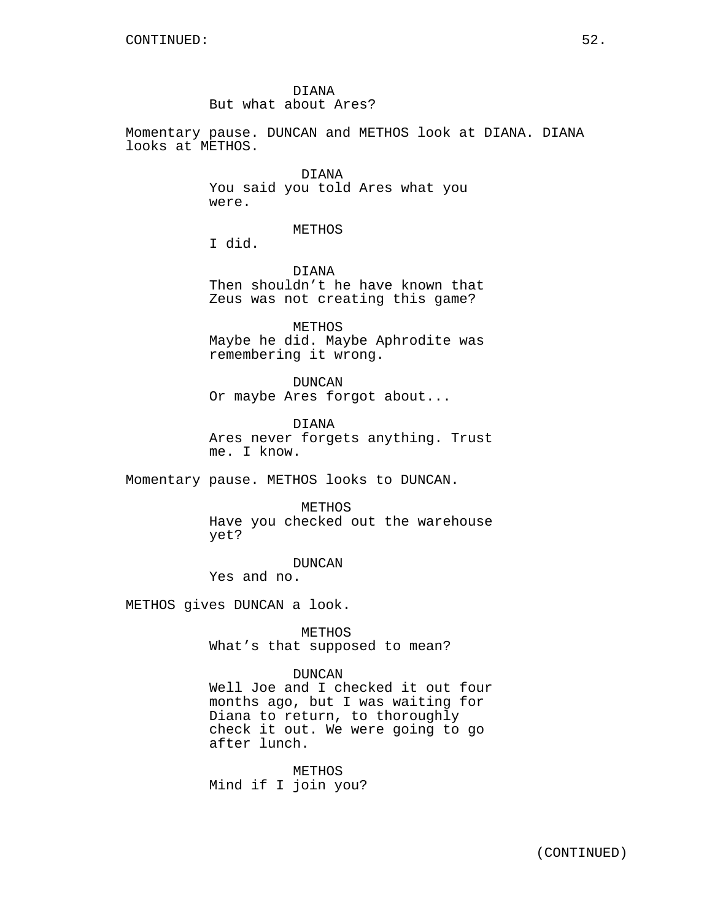CONTINUED:

DIANA
But what about Ares?

Momentary pause. DUNCAN and METHOS look at DIANA. DIANA looks at METHOS.

DIANA
You said you told Ares what you were.

METHOS
I did.

DIANA
Then shouldn't he have known that Zeus was not creating this game?

METHOS
Maybe he did. Maybe Aphrodite was remembering it wrong.

DUNCAN
Or maybe Ares forgot about...

DIANA
Ares never forgets anything. Trust me. I know.

Momentary pause. METHOS looks to DUNCAN.

METHOS
Have you checked out the warehouse yet?

DUNCAN
Yes and no.

METHOS gives DUNCAN a look.

METHOS
What's that supposed to mean?

DUNCAN
Well Joe and I checked it out four months ago, but I was waiting for Diana to return, to thoroughly check it out. We were going to go after lunch.

METHOS
Mind if I join you?

(CONTINUED)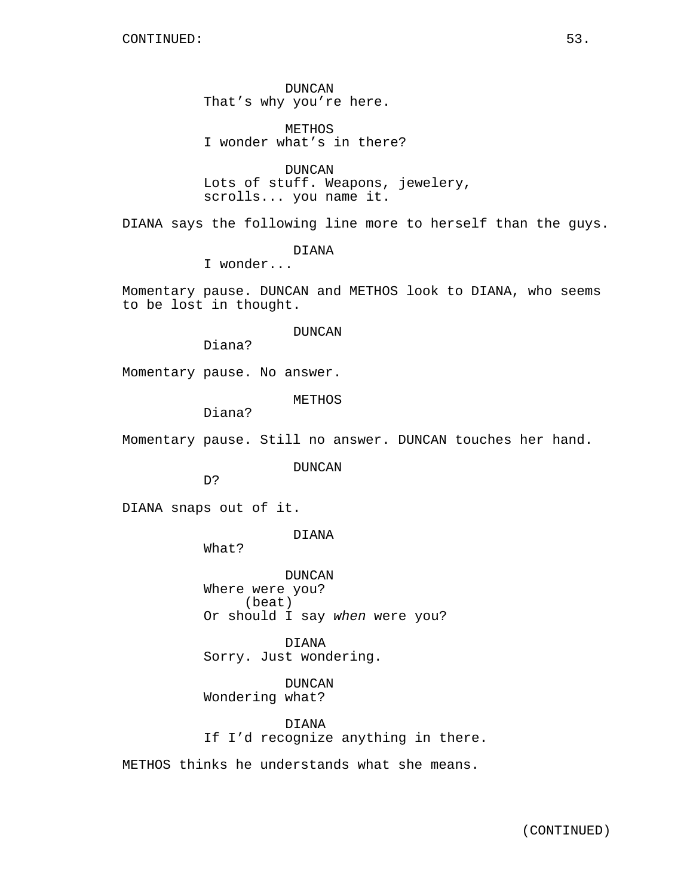DUNCAN
That's why you're here.

METHOS
I wonder what's in there?

DUNCAN
Lots of stuff. Weapons, jewelery, scrolls... you name it.

DIANA says the following line more to herself than the guys.

DIANA
I wonder...

Momentary pause. DUNCAN and METHOS look to DIANA, who seems to be lost in thought.

DUNCAN
Diana?

Momentary pause. No answer.

METHOS
Diana?

Momentary pause. Still no answer. DUNCAN touches her hand.

DUNCAN
D?

DIANA snaps out of it.

DIANA
What?

DUNCAN
Where were you?
(beat)
Or should I say *when* were you?

DIANA
Sorry. Just wondering.

DUNCAN
Wondering what?

DIANA
If I'd recognize anything in there.

METHOS thinks he understands what she means.

(CONTINUED)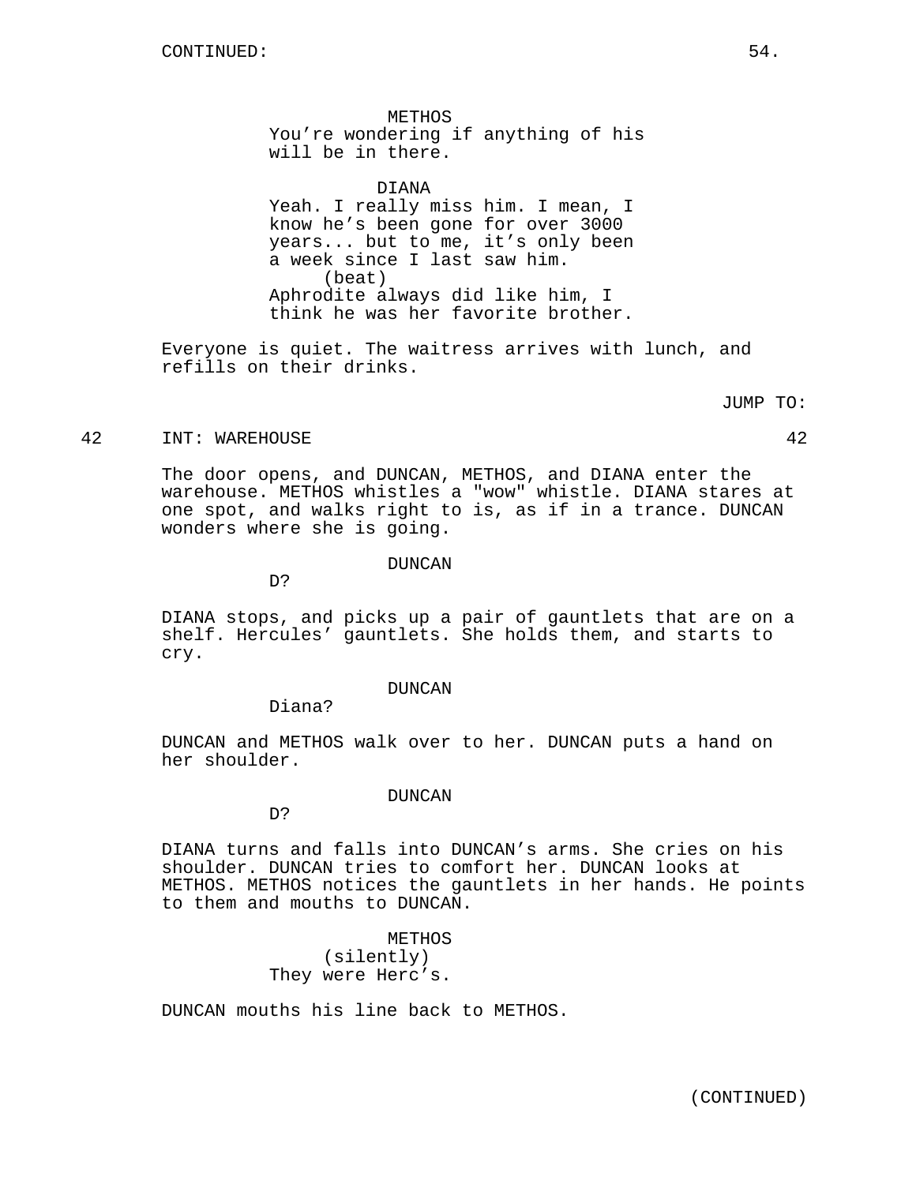CONTINUED:

METHOS
You're wondering if anything of his will be in there.

DIANA
Yeah. I really miss him. I mean, I know he's been gone for over 3000 years... but to me, it's only been a week since I last saw him.
(beat)
Aphrodite always did like him, I think he was her favorite brother.

Everyone is quiet. The waitress arrives with lunch, and refills on their drinks.

JUMP TO:

42 INT: WAREHOUSE 42

The door opens, and DUNCAN, METHOS, and DIANA enter the warehouse. METHOS whistles a "wow" whistle. DIANA stares at one spot, and walks right to is, as if in a trance. DUNCAN wonders where she is going.

DUNCAN
D?

DIANA stops, and picks up a pair of gauntlets that are on a shelf. Hercules' gauntlets. She holds them, and starts to cry.

DUNCAN
Diana?

DUNCAN and METHOS walk over to her. DUNCAN puts a hand on her shoulder.

DUNCAN
D?

DIANA turns and falls into DUNCAN's arms. She cries on his shoulder. DUNCAN tries to comfort her. DUNCAN looks at METHOS. METHOS notices the gauntlets in her hands. He points to them and mouths to DUNCAN.

METHOS
(silently)
They were Herc's.

DUNCAN mouths his line back to METHOS.

(CONTINUED)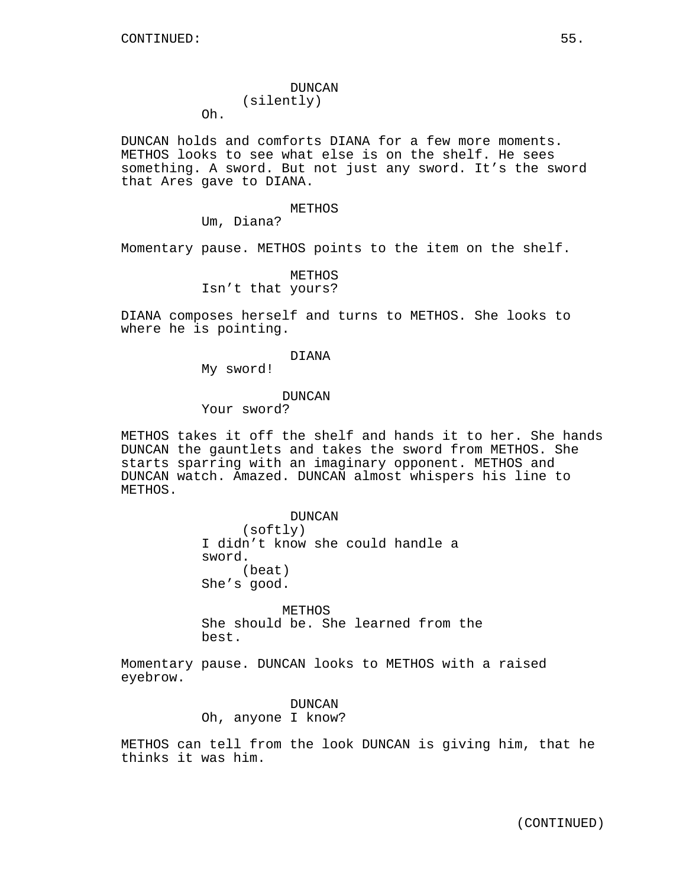DUNCAN
(silently)
Oh.

DUNCAN holds and comforts DIANA for a few more moments. METHOS looks to see what else is on the shelf. He sees something. A sword. But not just any sword. It's the sword that Ares gave to DIANA.

METHOS
Um, Diana?

Momentary pause. METHOS points to the item on the shelf.

METHOS
Isn't that yours?

DIANA composes herself and turns to METHOS. She looks to where he is pointing.

DIANA
My sword!

DUNCAN
Your sword?

METHOS takes it off the shelf and hands it to her. She hands DUNCAN the gauntlets and takes the sword from METHOS. She starts sparring with an imaginary opponent. METHOS and DUNCAN watch. Amazed. DUNCAN almost whispers his line to METHOS.

DUNCAN
(softly)
I didn't know she could handle a sword.
(beat)
She's good.

METHOS
She should be. She learned from the best.

Momentary pause. DUNCAN looks to METHOS with a raised eyebrow.

DUNCAN
Oh, anyone I know?

METHOS can tell from the look DUNCAN is giving him, that he thinks it was him.

(CONTINUED)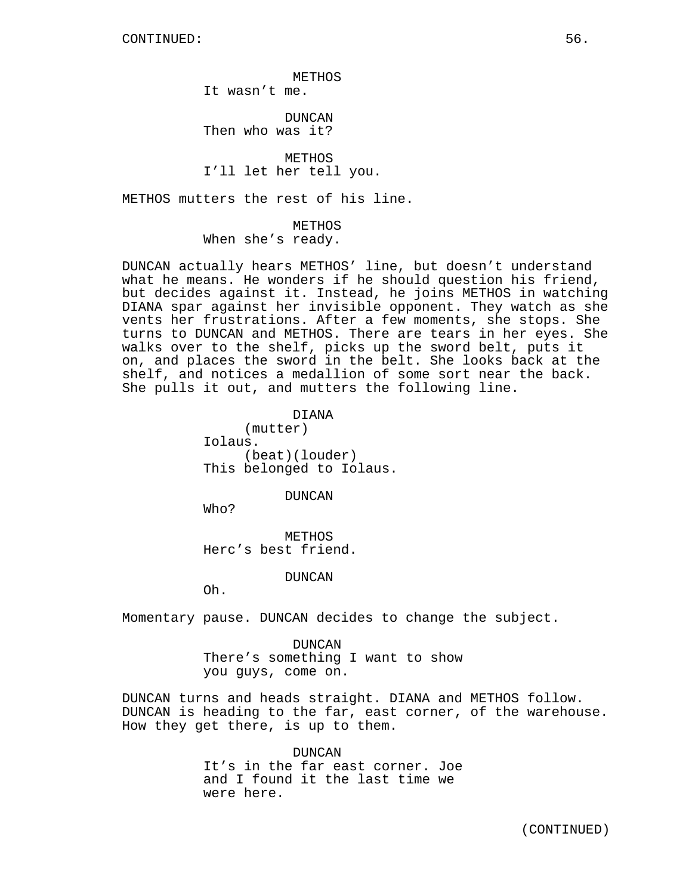METHOS
It wasn't me.

DUNCAN
Then who was it?

METHOS
I'll let her tell you.

METHOS mutters the rest of his line.

METHOS
When she's ready.

DUNCAN actually hears METHOS' line, but doesn't understand what he means. He wonders if he should question his friend, but decides against it. Instead, he joins METHOS in watching DIANA spar against her invisible opponent. They watch as she vents her frustrations. After a few moments, she stops. She turns to DUNCAN and METHOS. There are tears in her eyes. She walks over to the shelf, picks up the sword belt, puts it on, and places the sword in the belt. She looks back at the shelf, and notices a medallion of some sort near the back. She pulls it out, and mutters the following line.

DIANA
(mutter)
Iolaus.
(beat)(louder)
This belonged to Iolaus.

DUNCAN
Who?

METHOS
Herc's best friend.

DUNCAN
Oh.

Momentary pause. DUNCAN decides to change the subject.

DUNCAN
There's something I want to show you guys, come on.

DUNCAN turns and heads straight. DIANA and METHOS follow. DUNCAN is heading to the far, east corner, of the warehouse. How they get there, is up to them.

DUNCAN
It's in the far east corner. Joe and I found it the last time we were here.

(CONTINUED)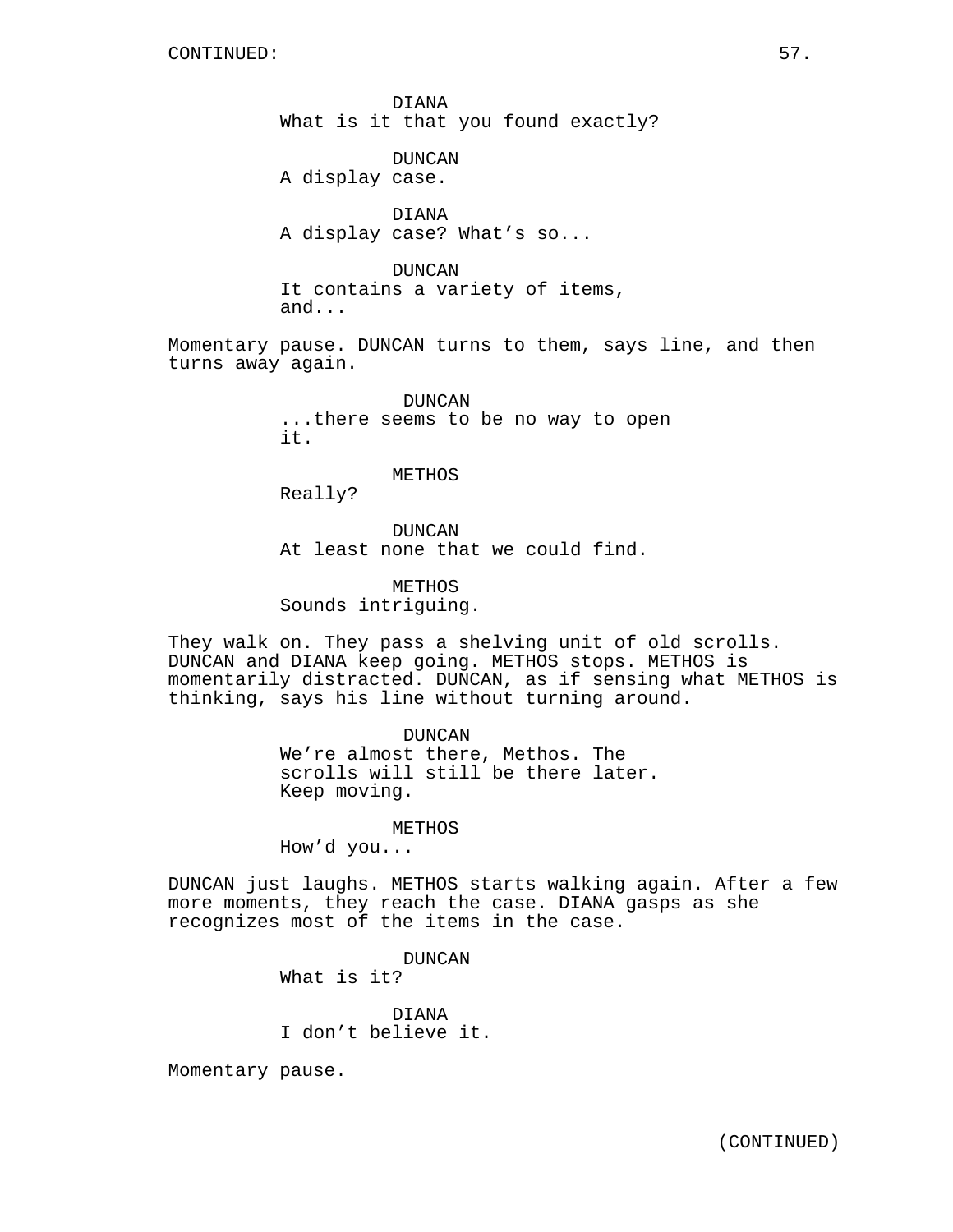DIANA
What is it that you found exactly?

DUNCAN
A display case.

DIANA
A display case? What's so...

DUNCAN
It contains a variety of items, and...

Momentary pause. DUNCAN turns to them, says line, and then turns away again.

DUNCAN
...there seems to be no way to open it.

METHOS
Really?

DUNCAN
At least none that we could find.

METHOS
Sounds intriguing.

They walk on. They pass a shelving unit of old scrolls. DUNCAN and DIANA keep going. METHOS stops. METHOS is momentarily distracted. DUNCAN, as if sensing what METHOS is thinking, says his line without turning around.

DUNCAN
We're almost there, Methos. The scrolls will still be there later. Keep moving.

METHOS
How'd you...

DUNCAN just laughs. METHOS starts walking again. After a few more moments, they reach the case. DIANA gasps as she recognizes most of the items in the case.

DUNCAN
What is it?

DIANA
I don't believe it.

Momentary pause.

(CONTINUED)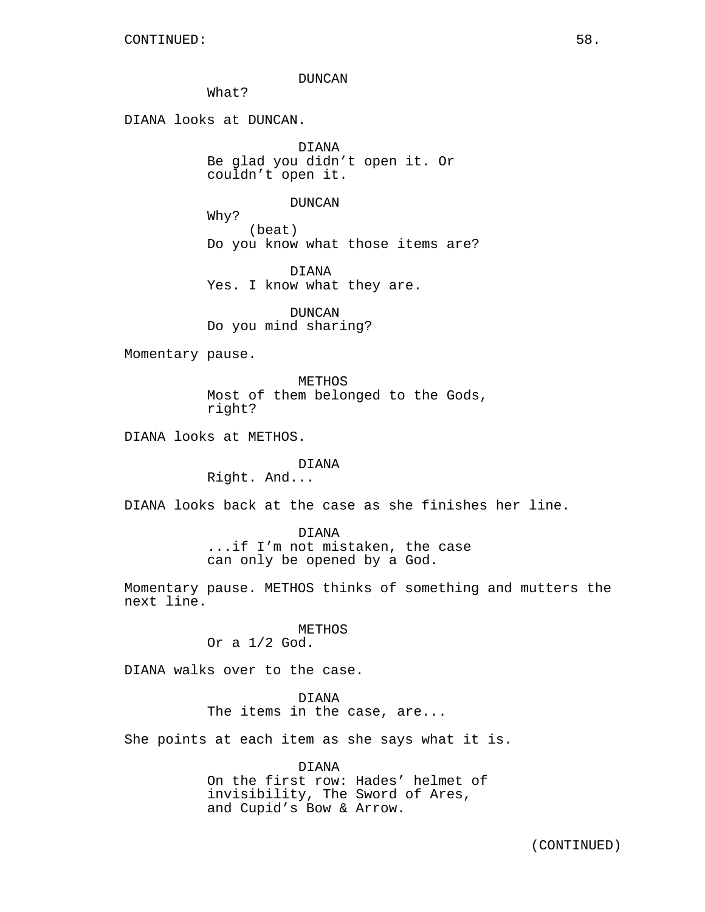CONTINUED:

DUNCAN
What?

DIANA looks at DUNCAN.

DIANA
Be glad you didn't open it. Or couldn't open it.

DUNCAN
Why?
(beat)
Do you know what those items are?

DIANA
Yes. I know what they are.

DUNCAN
Do you mind sharing?

Momentary pause.

METHOS
Most of them belonged to the Gods, right?

DIANA looks at METHOS.

DIANA
Right. And...

DIANA looks back at the case as she finishes her line.

DIANA
...if I'm not mistaken, the case can only be opened by a God.

Momentary pause. METHOS thinks of something and mutters the next line.

METHOS
Or a 1/2 God.

DIANA walks over to the case.

DIANA
The items in the case, are...

She points at each item as she says what it is.

DIANA
On the first row: Hades' helmet of invisibility, The Sword of Ares, and Cupid's Bow & Arrow.

(CONTINUED)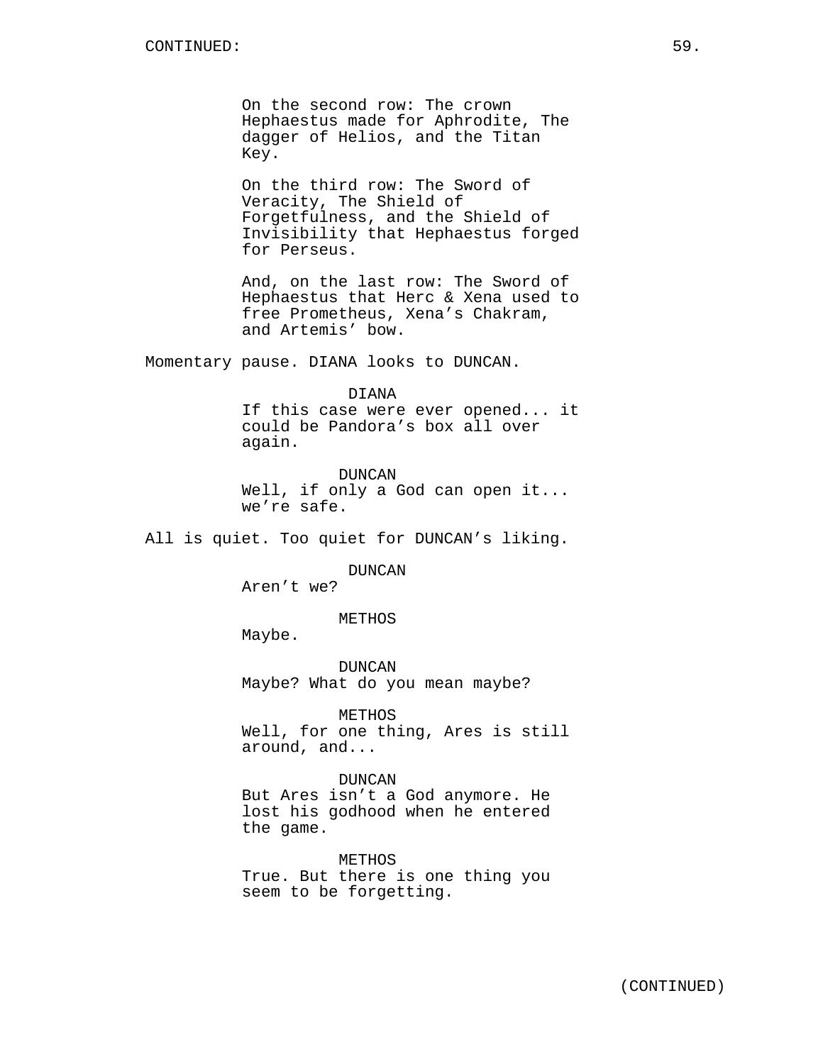CONTINUED:

On the second row: The crown Hephaestus made for Aphrodite, The dagger of Helios, and the Titan Key.

On the third row: The Sword of Veracity, The Shield of Forgetfulness, and the Shield of Invisibility that Hephaestus forged for Perseus.

And, on the last row: The Sword of Hephaestus that Herc & Xena used to free Prometheus, Xena's Chakram, and Artemis' bow.

Momentary pause. DIANA looks to DUNCAN.

DIANA
If this case were ever opened... it could be Pandora's box all over again.

DUNCAN
Well, if only a God can open it... we're safe.

All is quiet. Too quiet for DUNCAN's liking.

DUNCAN
Aren't we?

METHOS
Maybe.

DUNCAN
Maybe? What do you mean maybe?

METHOS
Well, for one thing, Ares is still around, and...

DUNCAN
But Ares isn't a God anymore. He lost his godhood when he entered the game.

METHOS
True. But there is one thing you seem to be forgetting.

(CONTINUED)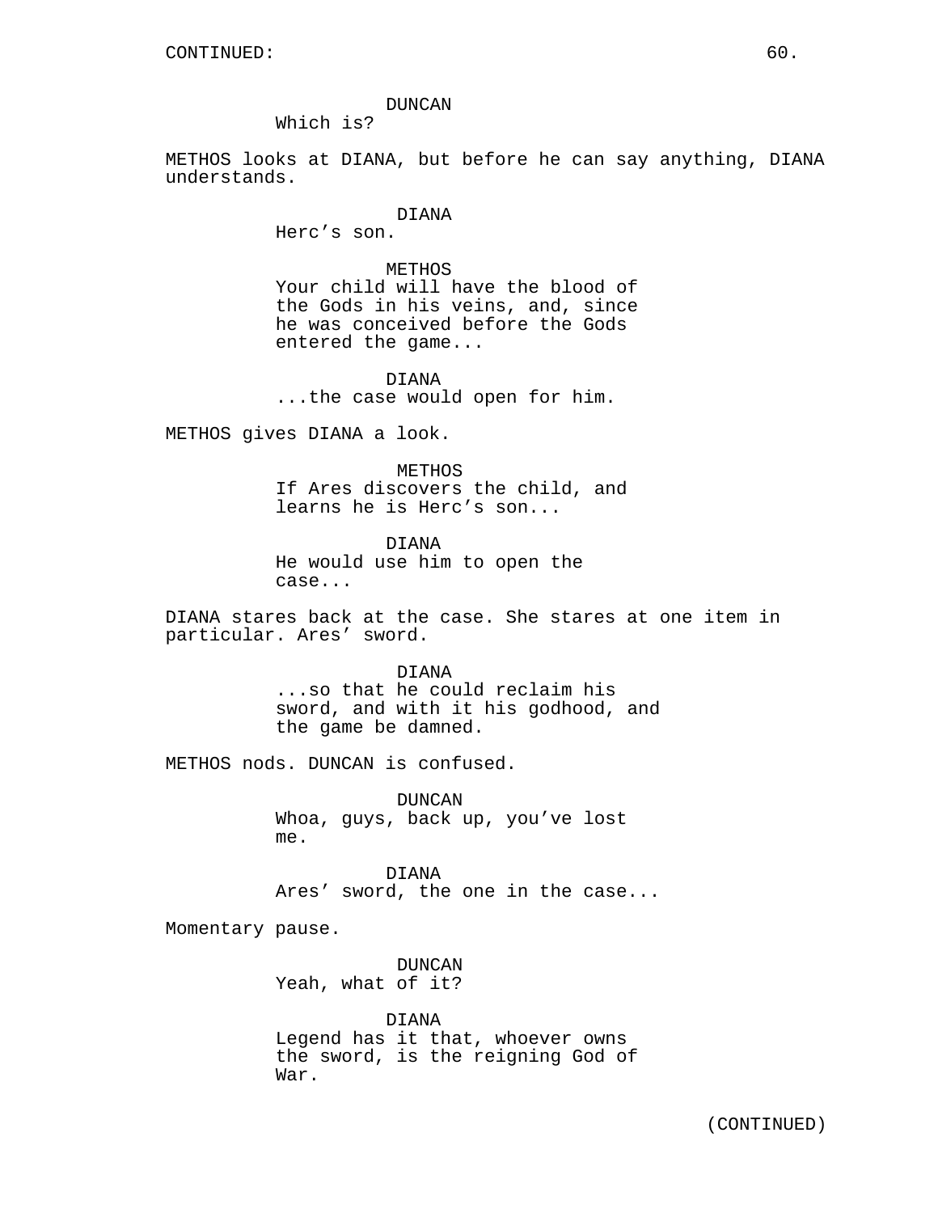DUNCAN
Which is?

METHOS looks at DIANA, but before he can say anything, DIANA understands.

DIANA
Herc's son.

METHOS
Your child will have the blood of the Gods in his veins, and, since he was conceived before the Gods entered the game...

DIANA
...the case would open for him.

METHOS gives DIANA a look.

METHOS
If Ares discovers the child, and learns he is Herc's son...

DIANA
He would use him to open the case...

DIANA stares back at the case. She stares at one item in particular. Ares' sword.

DIANA
...so that he could reclaim his sword, and with it his godhood, and the game be damned.

METHOS nods. DUNCAN is confused.

DUNCAN
Whoa, guys, back up, you've lost me.

DIANA
Ares' sword, the one in the case...

Momentary pause.

DUNCAN
Yeah, what of it?

DIANA
Legend has it that, whoever owns the sword, is the reigning God of War.

(CONTINUED)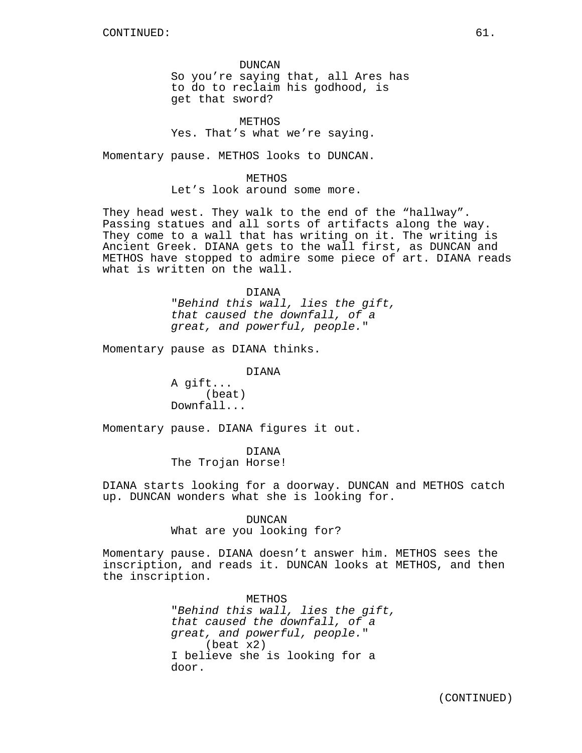DUNCAN
So you're saying that, all Ares has to do to reclaim his godhood, is get that sword?

METHOS
Yes. That's what we're saying.

Momentary pause. METHOS looks to DUNCAN.

METHOS
Let's look around some more.

They head west. They walk to the end of the "hallway". Passing statues and all sorts of artifacts along the way. They come to a wall that has writing on it. The writing is Ancient Greek. DIANA gets to the wall first, as DUNCAN and METHOS have stopped to admire some piece of art. DIANA reads what is written on the wall.

DIANA
"*Behind this wall, lies the gift, that caused the downfall, of a great, and powerful, people.*"

Momentary pause as DIANA thinks.

DIANA
A gift...
(beat)
Downfall...

Momentary pause. DIANA figures it out.

DIANA
The Trojan Horse!

DIANA starts looking for a doorway. DUNCAN and METHOS catch up. DUNCAN wonders what she is looking for.

DUNCAN
What are you looking for?

Momentary pause. DIANA doesn't answer him. METHOS sees the inscription, and reads it. DUNCAN looks at METHOS, and then the inscription.

METHOS
"*Behind this wall, lies the gift, that caused the downfall, of a great, and powerful, people.*"
(beat x2)
I believe she is looking for a door.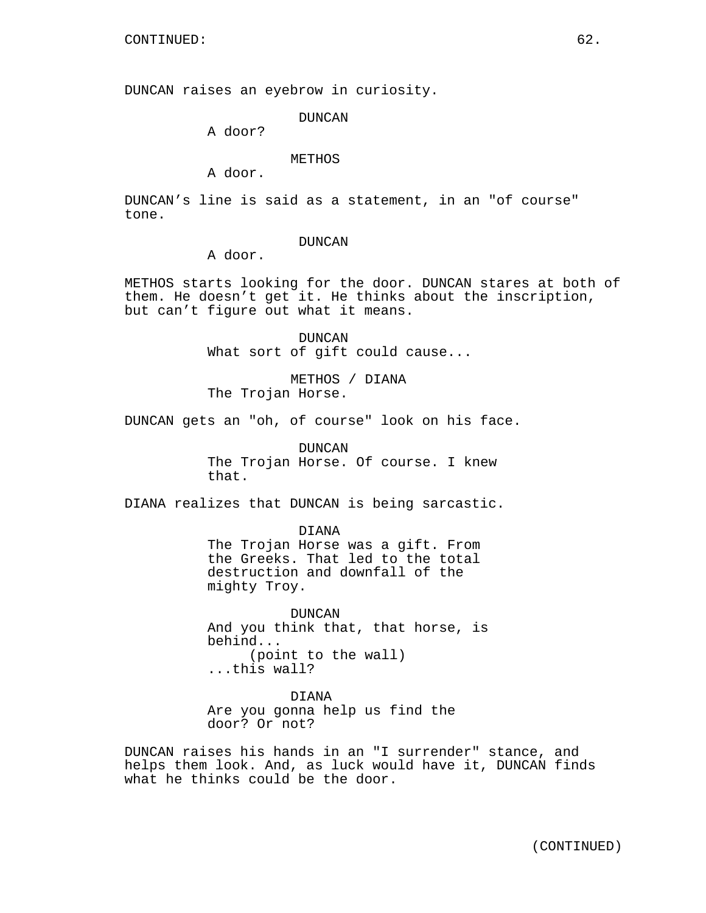DUNCAN raises an eyebrow in curiosity.

DUNCAN
A door?

METHOS
A door.

DUNCAN's line is said as a statement, in an "of course" tone.

DUNCAN
A door.

METHOS starts looking for the door. DUNCAN stares at both of them. He doesn't get it. He thinks about the inscription, but can't figure out what it means.

DUNCAN
What sort of gift could cause...

METHOS / DIANA
The Trojan Horse.

DUNCAN gets an "oh, of course" look on his face.

DUNCAN
The Trojan Horse. Of course. I knew that.

DIANA realizes that DUNCAN is being sarcastic.

DIANA
The Trojan Horse was a gift. From the Greeks. That led to the total destruction and downfall of the mighty Troy.

DUNCAN
And you think that, that horse, is behind...
(point to the wall)
...this wall?

DIANA
Are you gonna help us find the door? Or not?

DUNCAN raises his hands in an "I surrender" stance, and helps them look. And, as luck would have it, DUNCAN finds what he thinks could be the door.

(CONTINUED)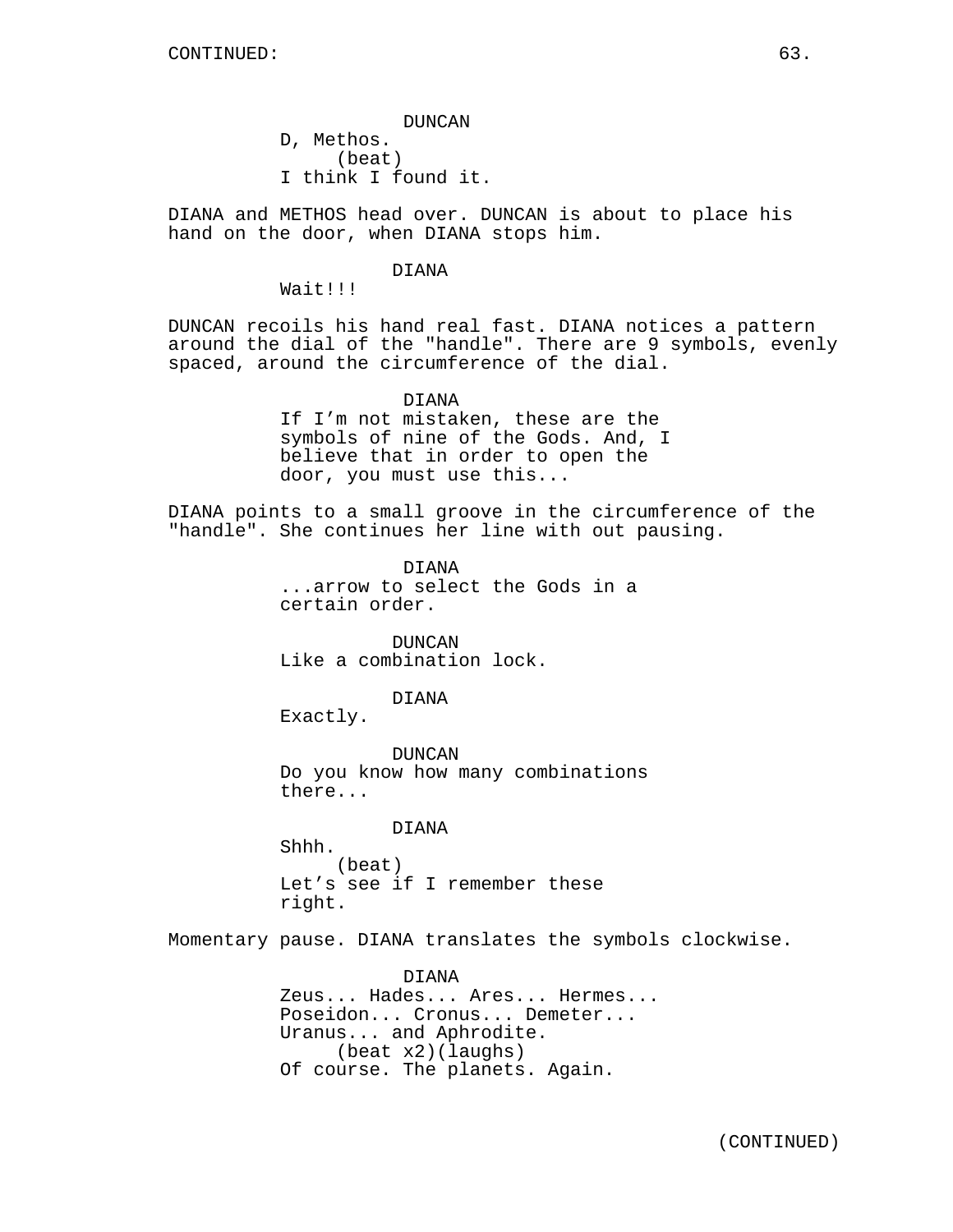CONTINUED:

DUNCAN
D, Methos.
(beat)
I think I found it.

DIANA and METHOS head over. DUNCAN is about to place his hand on the door, when DIANA stops him.

DIANA
Wait!!!

DUNCAN recoils his hand real fast. DIANA notices a pattern around the dial of the "handle". There are 9 symbols, evenly spaced, around the circumference of the dial.

DIANA
If I'm not mistaken, these are the symbols of nine of the Gods. And, I believe that in order to open the door, you must use this...

DIANA points to a small groove in the circumference of the "handle". She continues her line with out pausing.

DIANA
...arrow to select the Gods in a certain order.

DUNCAN
Like a combination lock.

DIANA
Exactly.

DUNCAN
Do you know how many combinations there...

DIANA
Shhh.
(beat)
Let's see if I remember these right.

Momentary pause. DIANA translates the symbols clockwise.

DIANA
Zeus... Hades... Ares... Hermes... Poseidon... Cronus... Demeter... Uranus... and Aphrodite.
(beat x2)(laughs)
Of course. The planets. Again.

(CONTINUED)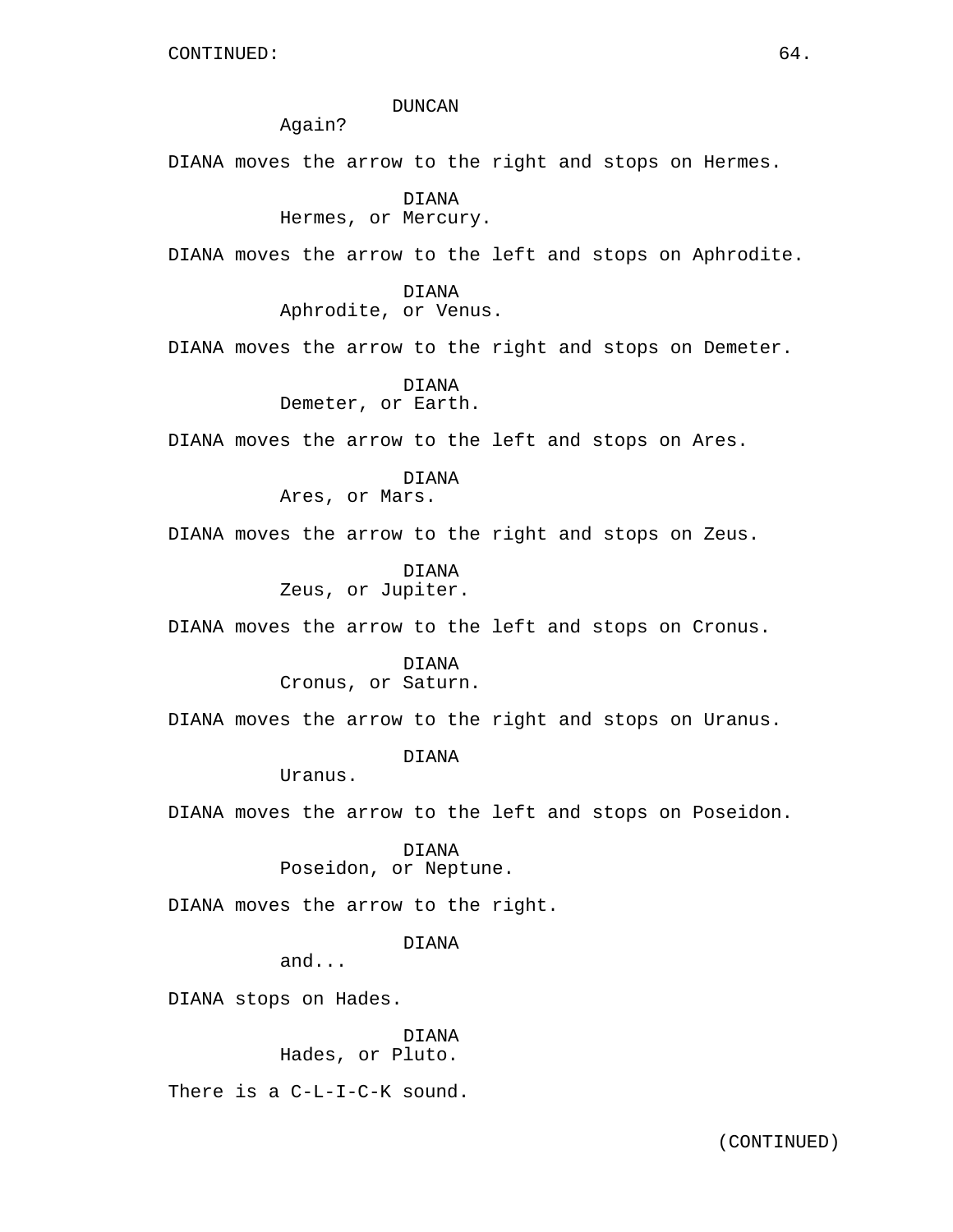DUNCAN
Again?

DIANA moves the arrow to the right and stops on Hermes.

DIANA
Hermes, or Mercury.

DIANA moves the arrow to the left and stops on Aphrodite.

DIANA
Aphrodite, or Venus.

DIANA moves the arrow to the right and stops on Demeter.

DIANA
Demeter, or Earth.

DIANA moves the arrow to the left and stops on Ares.

DIANA
Ares, or Mars.

DIANA moves the arrow to the right and stops on Zeus.

DIANA
Zeus, or Jupiter.

DIANA moves the arrow to the left and stops on Cronus.

DIANA
Cronus, or Saturn.

DIANA moves the arrow to the right and stops on Uranus.

DIANA
Uranus.

DIANA moves the arrow to the left and stops on Poseidon.

DIANA
Poseidon, or Neptune.

DIANA moves the arrow to the right.

DIANA
and...

DIANA stops on Hades.

DIANA
Hades, or Pluto.

There is a C-L-I-C-K sound.

(CONTINUED)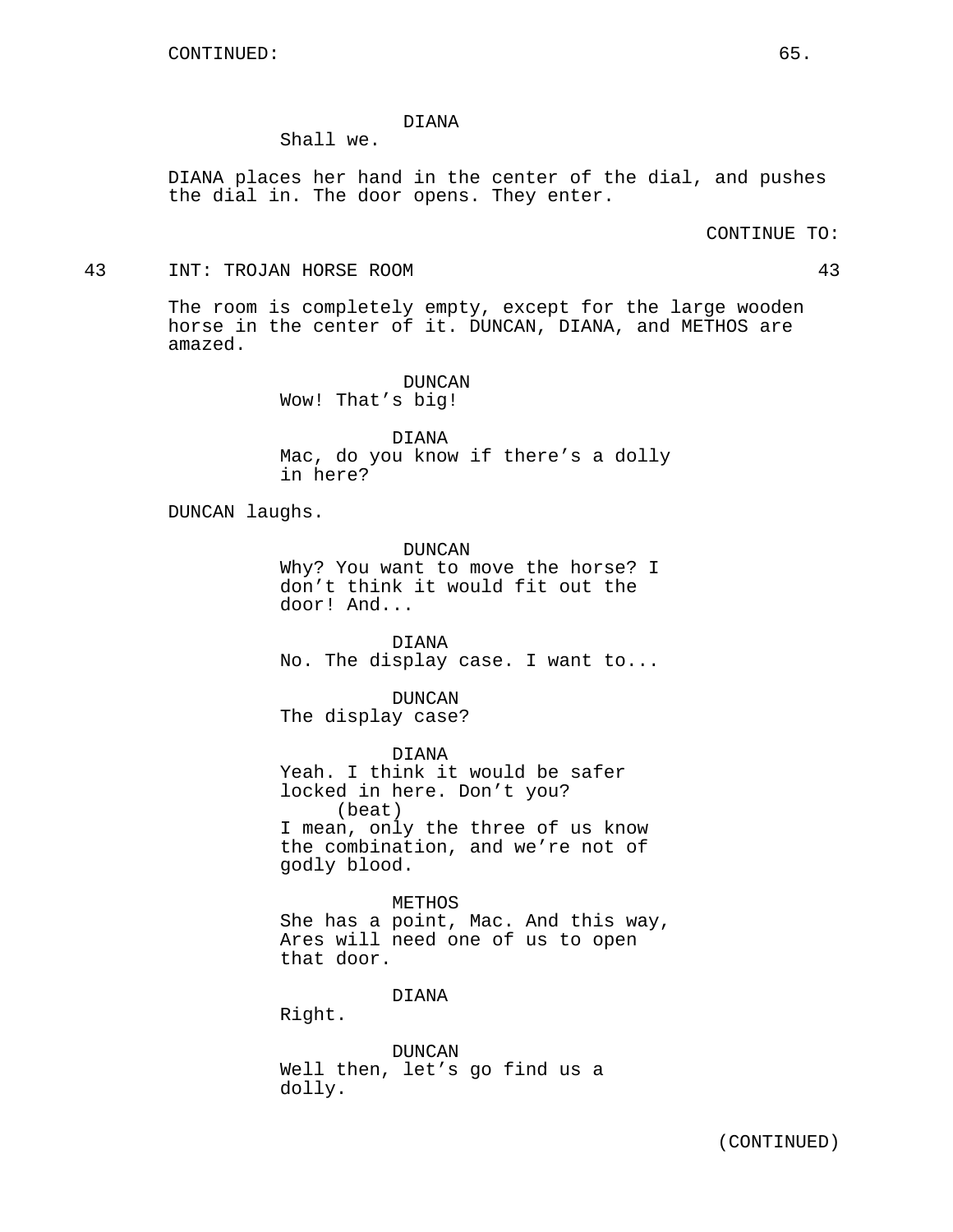CONTINUED:

DIANA
Shall we.

DIANA places her hand in the center of the dial, and pushes the dial in. The door opens. They enter.

CONTINUE TO:

43 INT: TROJAN HORSE ROOM 43

The room is completely empty, except for the large wooden horse in the center of it. DUNCAN, DIANA, and METHOS are amazed.

DUNCAN
Wow! That's big!

DIANA
Mac, do you know if there's a dolly in here?

DUNCAN laughs.

DUNCAN
Why? You want to move the horse? I don't think it would fit out the door! And...

DIANA
No. The display case. I want to...

DUNCAN
The display case?

DIANA
Yeah. I think it would be safer locked in here. Don't you?
(beat)
I mean, only the three of us know the combination, and we're not of godly blood.

METHOS
She has a point, Mac. And this way, Ares will need one of us to open that door.

DIANA
Right.

DUNCAN
Well then, let's go find us a dolly.

(CONTINUED)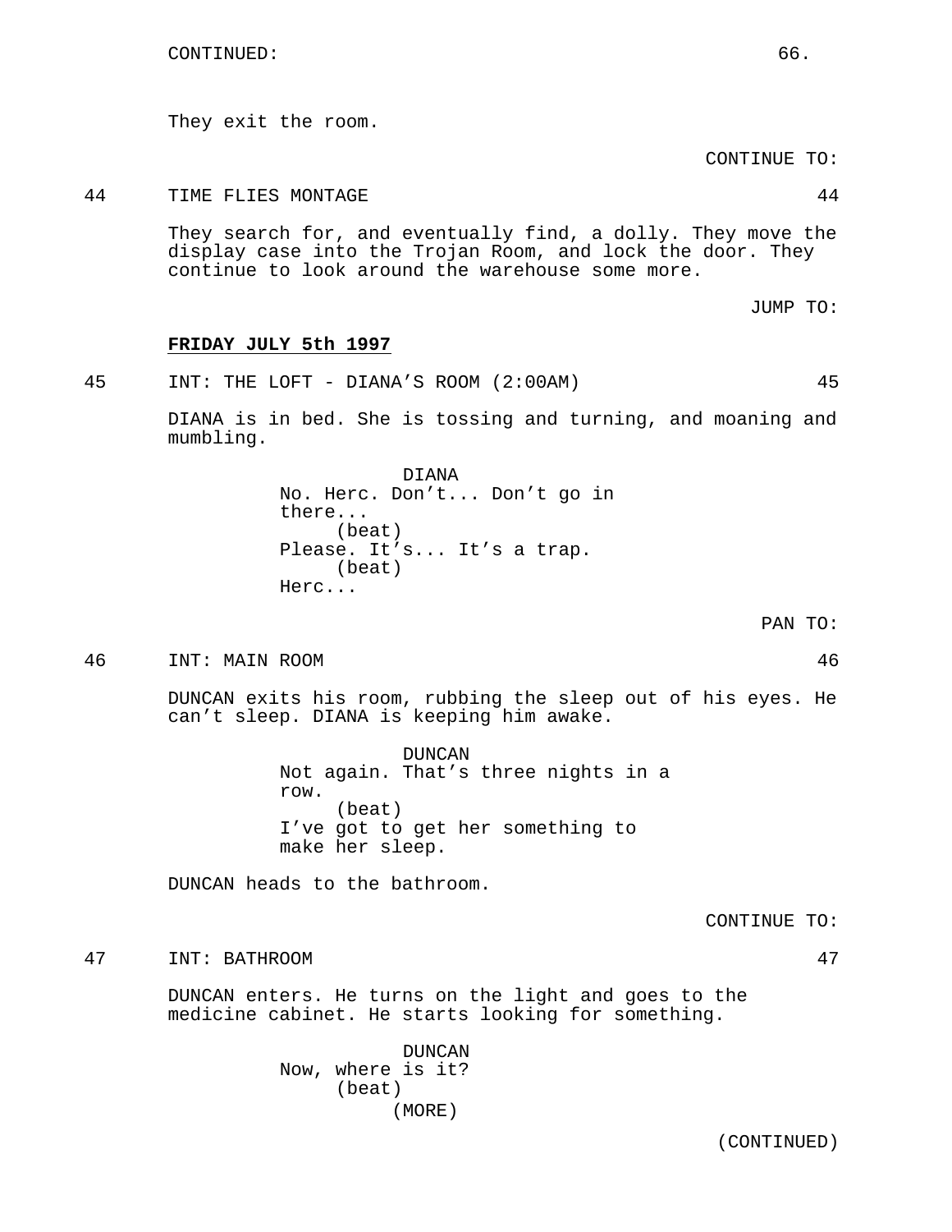CONTINUED:

They exit the room.

CONTINUE TO:

44 TIME FLIES MONTAGE 44

They search for, and eventually find, a dolly. They move the display case into the Trojan Room, and lock the door. They continue to look around the warehouse some more.

JUMP TO:

**FRIDAY JULY 5th 1997**

45 INT: THE LOFT - DIANA'S ROOM (2:00AM) 45

DIANA is in bed. She is tossing and turning, and moaning and mumbling.

DIANA
No. Herc. Don't... Don't go in there...
(beat)
Please. It's... It's a trap.
(beat)
Herc...

PAN TO:

46 INT: MAIN ROOM 46

DUNCAN exits his room, rubbing the sleep out of his eyes. He can't sleep. DIANA is keeping him awake.

DUNCAN
Not again. That's three nights in a row.
(beat)
I've got to get her something to make her sleep.

DUNCAN heads to the bathroom.

CONTINUE TO:

47 INT: BATHROOM 47

DUNCAN enters. He turns on the light and goes to the medicine cabinet. He starts looking for something.

DUNCAN
Now, where is it?
(beat)
(MORE)

(CONTINUED)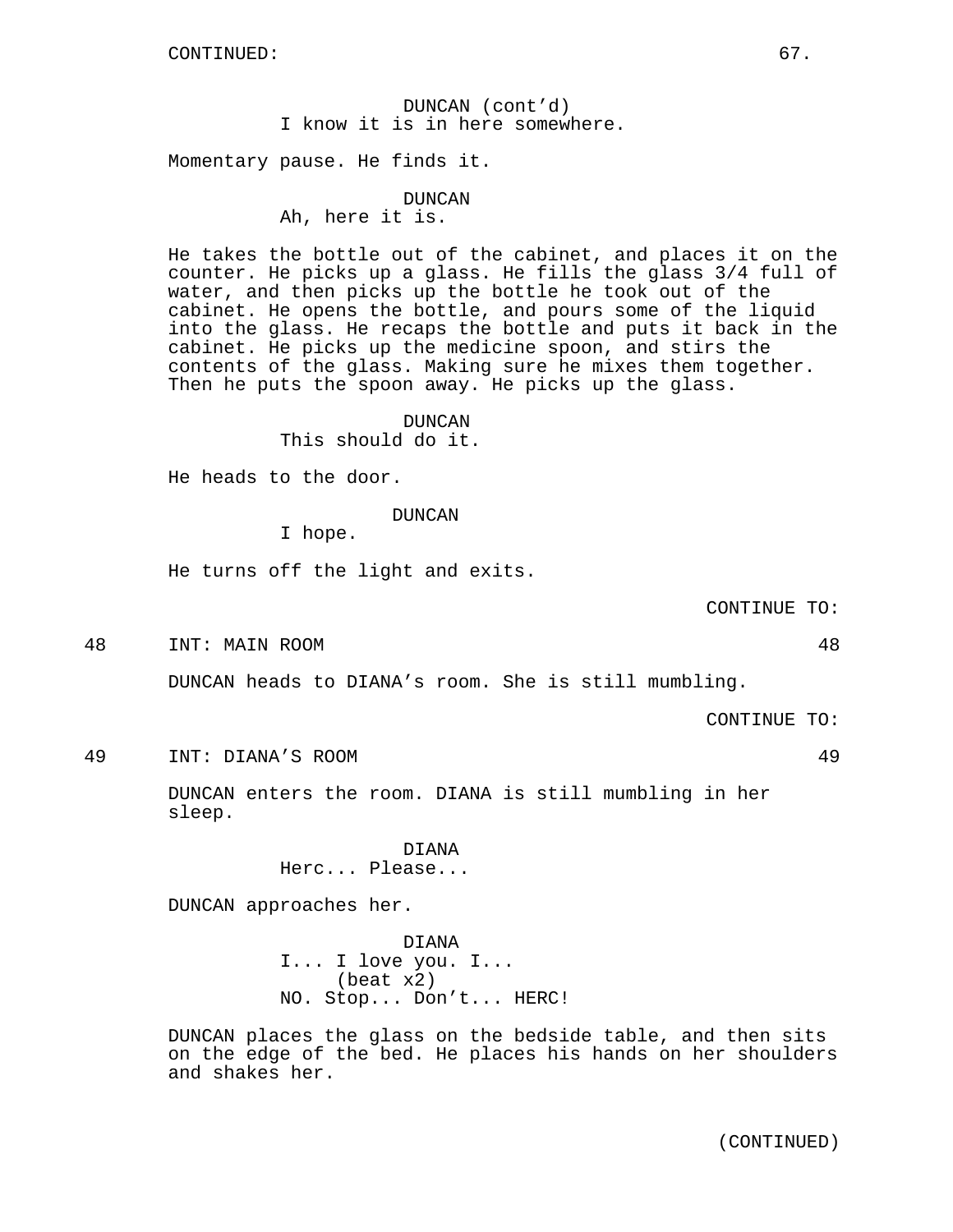CONTINUED:

DUNCAN (cont'd)
I know it is in here somewhere.

Momentary pause. He finds it.

DUNCAN
Ah, here it is.

He takes the bottle out of the cabinet, and places it on the counter. He picks up a glass. He fills the glass 3/4 full of water, and then picks up the bottle he took out of the cabinet. He opens the bottle, and pours some of the liquid into the glass. He recaps the bottle and puts it back in the cabinet. He picks up the medicine spoon, and stirs the contents of the glass. Making sure he mixes them together. Then he puts the spoon away. He picks up the glass.

DUNCAN
This should do it.

He heads to the door.

DUNCAN
I hope.

He turns off the light and exits.

CONTINUE TO:

48 INT: MAIN ROOM 48

DUNCAN heads to DIANA's room. She is still mumbling.

CONTINUE TO:

49 INT: DIANA'S ROOM 49

DUNCAN enters the room. DIANA is still mumbling in her sleep.

DIANA
Herc... Please...

DUNCAN approaches her.

DIANA
I... I love you. I...
(beat x2)
NO. Stop... Don't... HERC!

DUNCAN places the glass on the bedside table, and then sits on the edge of the bed. He places his hands on her shoulders and shakes her.

(CONTINUED)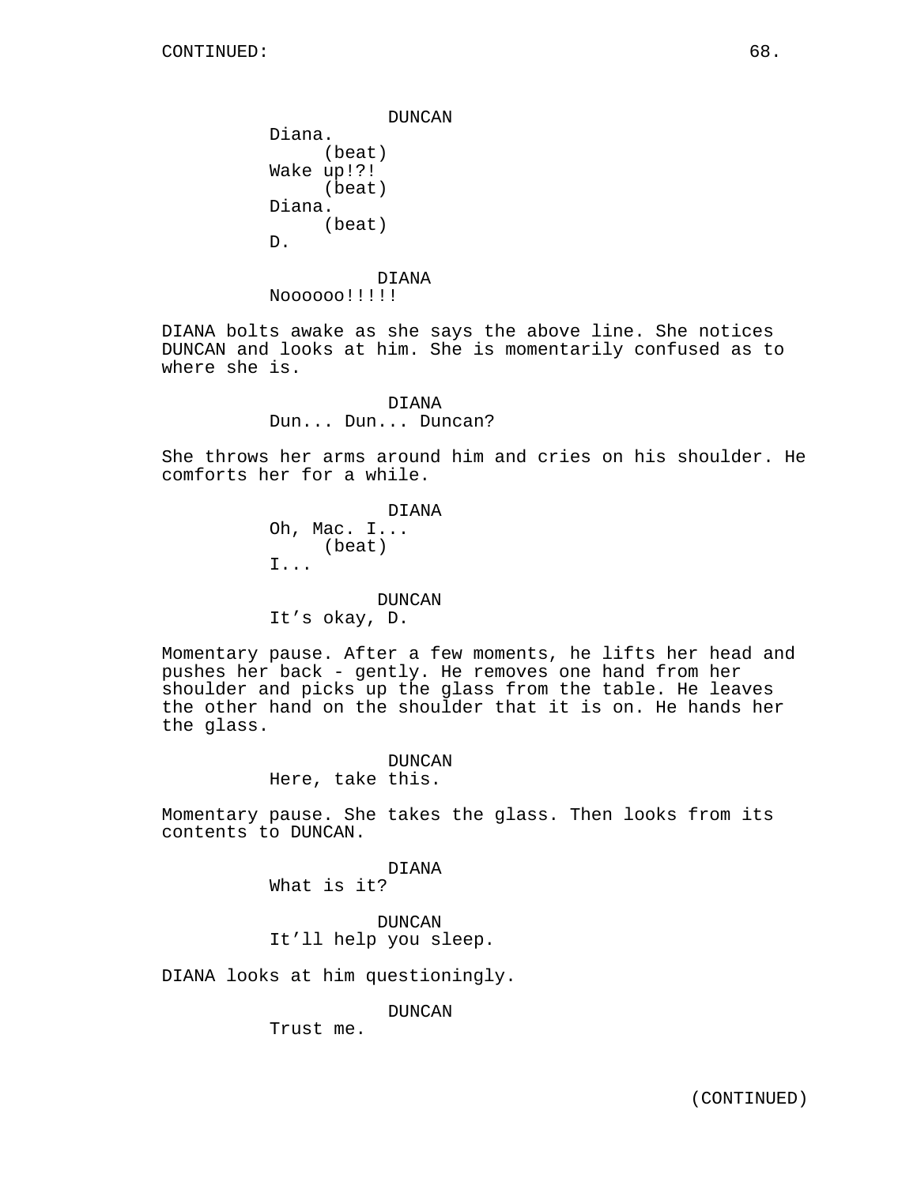DUNCAN
Diana.
(beat)
Wake up!?!
(beat)
Diana.
(beat)
D.

DIANA
Noooooo!!!!!

DIANA bolts awake as she says the above line. She notices DUNCAN and looks at him. She is momentarily confused as to where she is.

DIANA
Dun... Dun... Duncan?

She throws her arms around him and cries on his shoulder. He comforts her for a while.

DIANA
Oh, Mac. I...
(beat)
I...

DUNCAN
It’s okay, D.

Momentary pause. After a few moments, he lifts her head and pushes her back - gently. He removes one hand from her shoulder and picks up the glass from the table. He leaves the other hand on the shoulder that it is on. He hands her the glass.

DUNCAN
Here, take this.

Momentary pause. She takes the glass. Then looks from its contents to DUNCAN.

DIANA
What is it?

DUNCAN
It’ll help you sleep.

DIANA looks at him questioningly.

DUNCAN
Trust me.

(CONTINUED)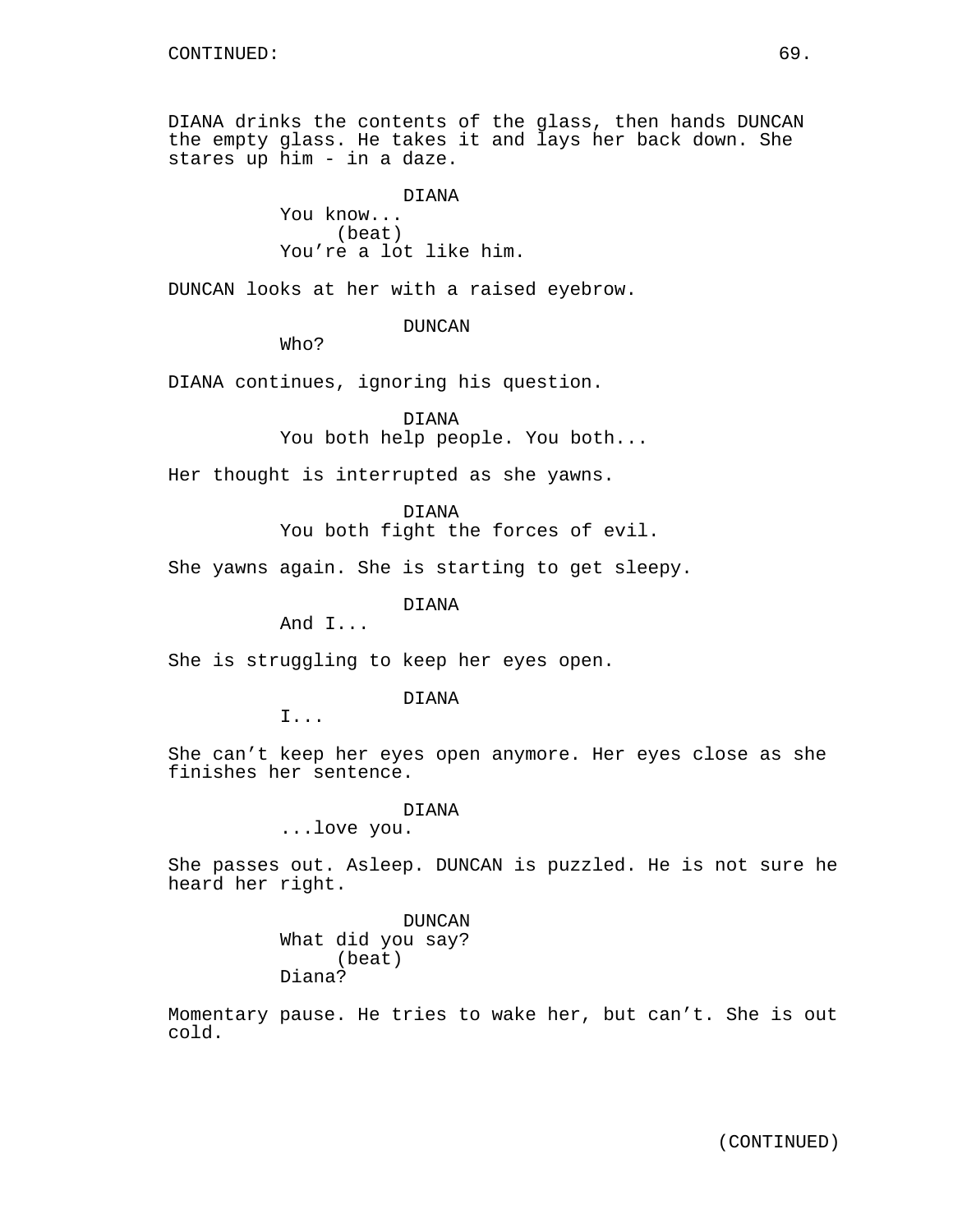CONTINUED:

DIANA drinks the contents of the glass, then hands DUNCAN the empty glass. He takes it and lays her back down. She stares up him - in a daze.

DIANA
You know...
(beat)
You're a lot like him.

DUNCAN looks at her with a raised eyebrow.

DUNCAN
Who?

DIANA continues, ignoring his question.

DIANA
You both help people. You both...

Her thought is interrupted as she yawns.

DIANA
You both fight the forces of evil.

She yawns again. She is starting to get sleepy.

DIANA
And I...

She is struggling to keep her eyes open.

DIANA
I...

She can't keep her eyes open anymore. Her eyes close as she finishes her sentence.

DIANA
...love you.

She passes out. Asleep. DUNCAN is puzzled. He is not sure he heard her right.

DUNCAN
What did you say?
(beat)
Diana?

Momentary pause. He tries to wake her, but can't. She is out cold.

(CONTINUED)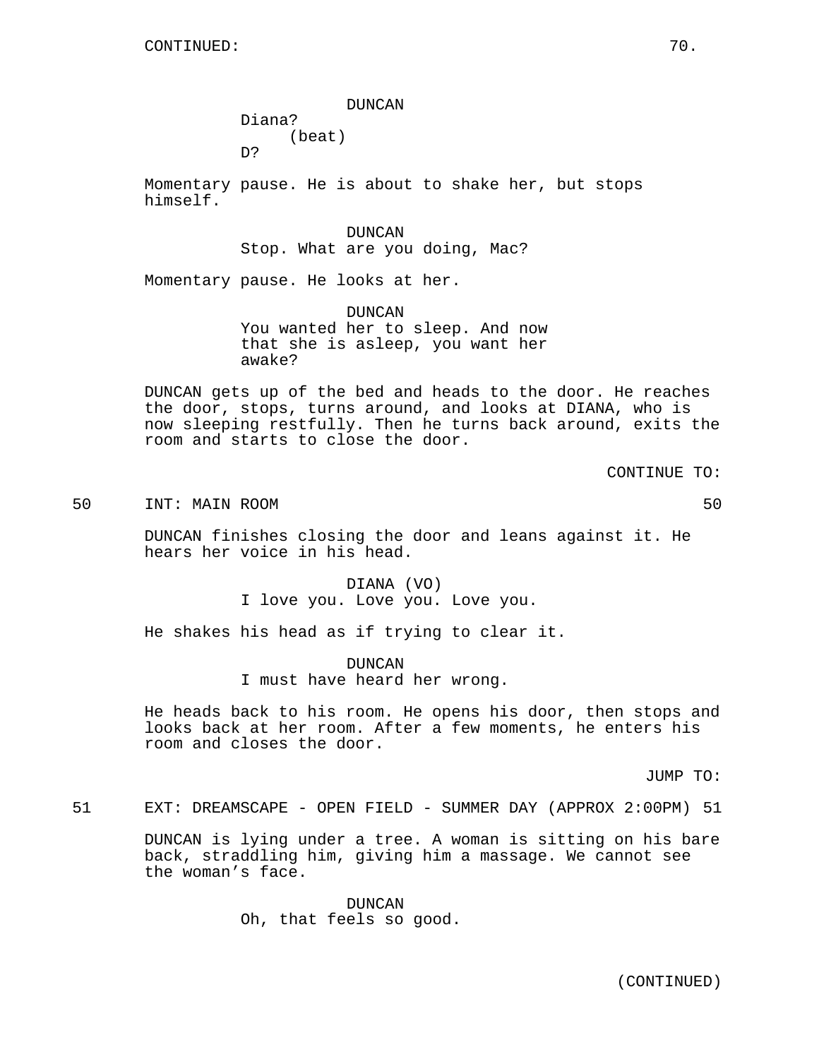CONTINUED:

DUNCAN
Diana?
(beat)
D?

Momentary pause. He is about to shake her, but stops himself.

DUNCAN
Stop. What are you doing, Mac?

Momentary pause. He looks at her.

DUNCAN
You wanted her to sleep. And now that she is asleep, you want her awake?

DUNCAN gets up of the bed and heads to the door. He reaches the door, stops, turns around, and looks at DIANA, who is now sleeping restfully. Then he turns back around, exits the room and starts to close the door.

CONTINUE TO:

50 INT: MAIN ROOM 50

DUNCAN finishes closing the door and leans against it. He hears her voice in his head.

DIANA (VO)
I love you. Love you. Love you.

He shakes his head as if trying to clear it.

DUNCAN
I must have heard her wrong.

He heads back to his room. He opens his door, then stops and looks back at her room. After a few moments, he enters his room and closes the door.

JUMP TO:

51 EXT: DREAMSCAPE - OPEN FIELD - SUMMER DAY (APPROX 2:00PM) 51

DUNCAN is lying under a tree. A woman is sitting on his bare back, straddling him, giving him a massage. We cannot see the woman's face.

DUNCAN
Oh, that feels so good.

(CONTINUED)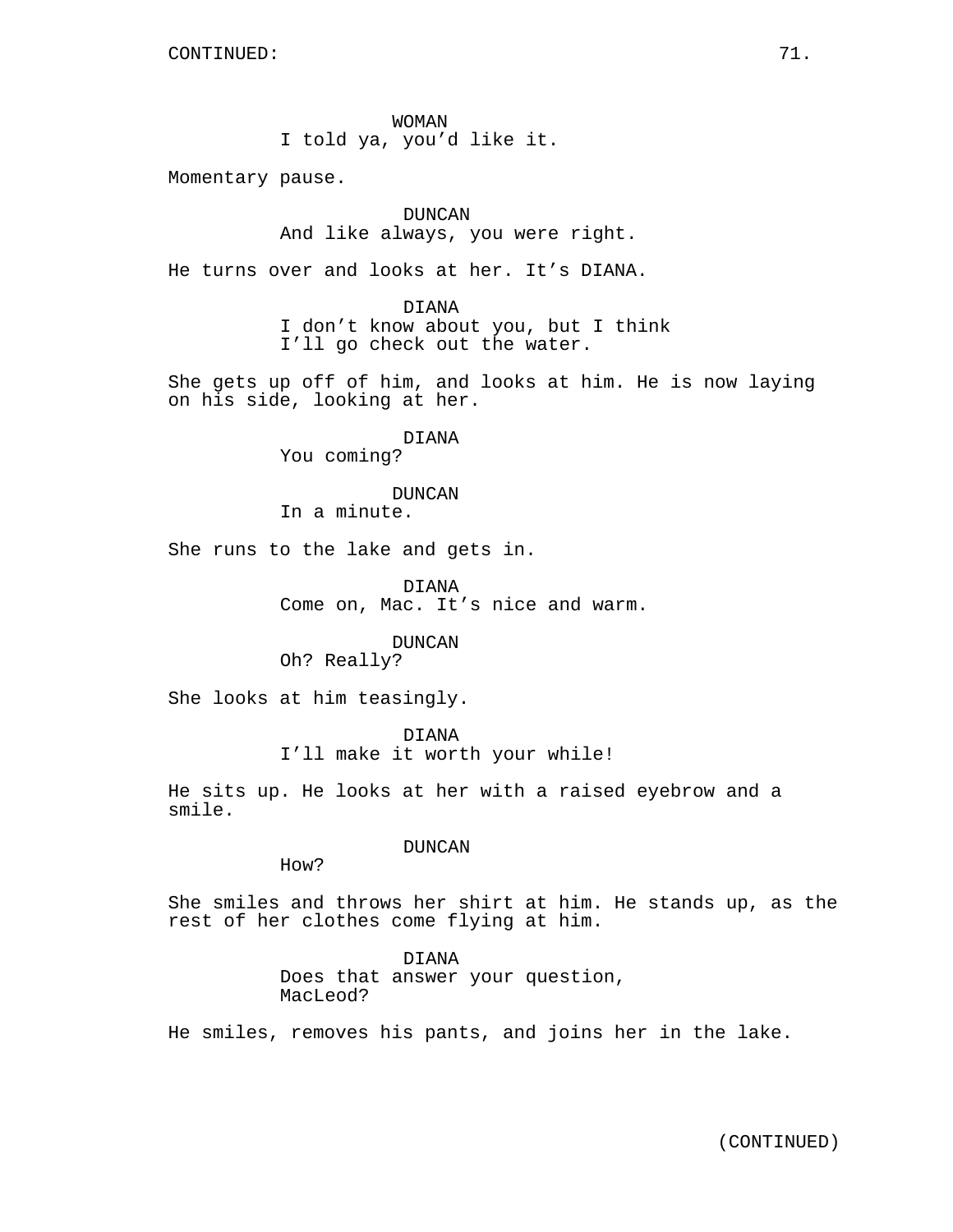CONTINUED:

WOMAN
I told ya, you'd like it.

Momentary pause.

DUNCAN
And like always, you were right.

He turns over and looks at her. It's DIANA.

DIANA
I don't know about you, but I think
I'll go check out the water.

She gets up off of him, and looks at him. He is now laying on his side, looking at her.

DIANA
You coming?

DUNCAN
In a minute.

She runs to the lake and gets in.

DIANA
Come on, Mac. It's nice and warm.

DUNCAN
Oh? Really?

She looks at him teasingly.

DIANA
I'll make it worth your while!

He sits up. He looks at her with a raised eyebrow and a smile.

DUNCAN
How?

She smiles and throws her shirt at him. He stands up, as the rest of her clothes come flying at him.

DIANA
Does that answer your question,
MacLeod?

He smiles, removes his pants, and joins her in the lake.

(CONTINUED)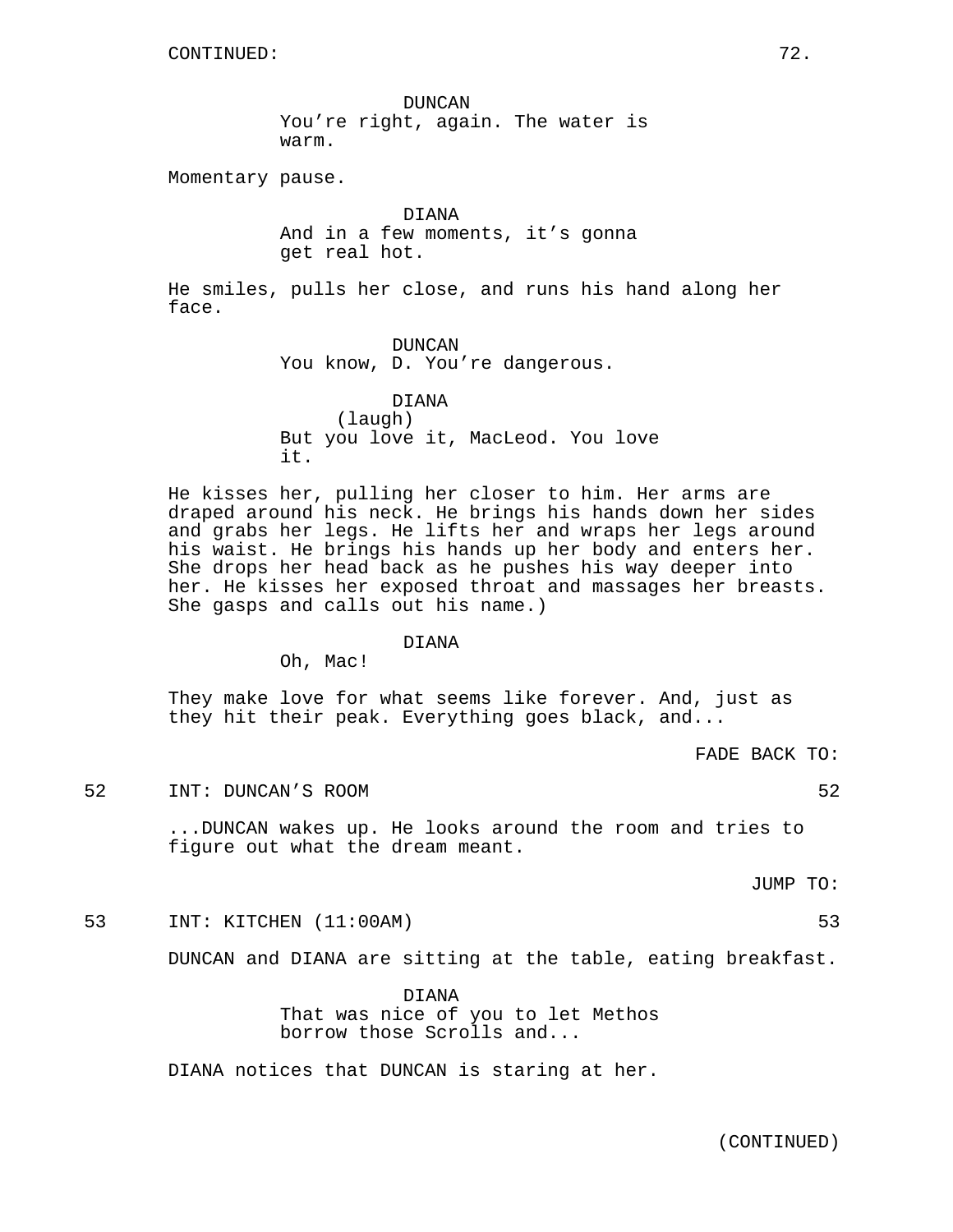CONTINUED:

DUNCAN
You're right, again. The water is warm.

Momentary pause.

DIANA
And in a few moments, it's gonna get real hot.

He smiles, pulls her close, and runs his hand along her face.

DUNCAN
You know, D. You're dangerous.

DIANA
(laugh)
But you love it, MacLeod. You love it.

He kisses her, pulling her closer to him. Her arms are draped around his neck. He brings his hands down her sides and grabs her legs. He lifts her and wraps her legs around his waist. He brings his hands up her body and enters her. She drops her head back as he pushes his way deeper into her. He kisses her exposed throat and massages her breasts. She gasps and calls out his name.)

DIANA
Oh, Mac!

They make love for what seems like forever. And, just as they hit their peak. Everything goes black, and...

FADE BACK TO:

52 INT: DUNCAN'S ROOM 52

...DUNCAN wakes up. He looks around the room and tries to figure out what the dream meant.

JUMP TO:

53 INT: KITCHEN (11:00AM) 53

DUNCAN and DIANA are sitting at the table, eating breakfast.

DIANA
That was nice of you to let Methos borrow those Scrolls and...

DIANA notices that DUNCAN is staring at her.

(CONTINUED)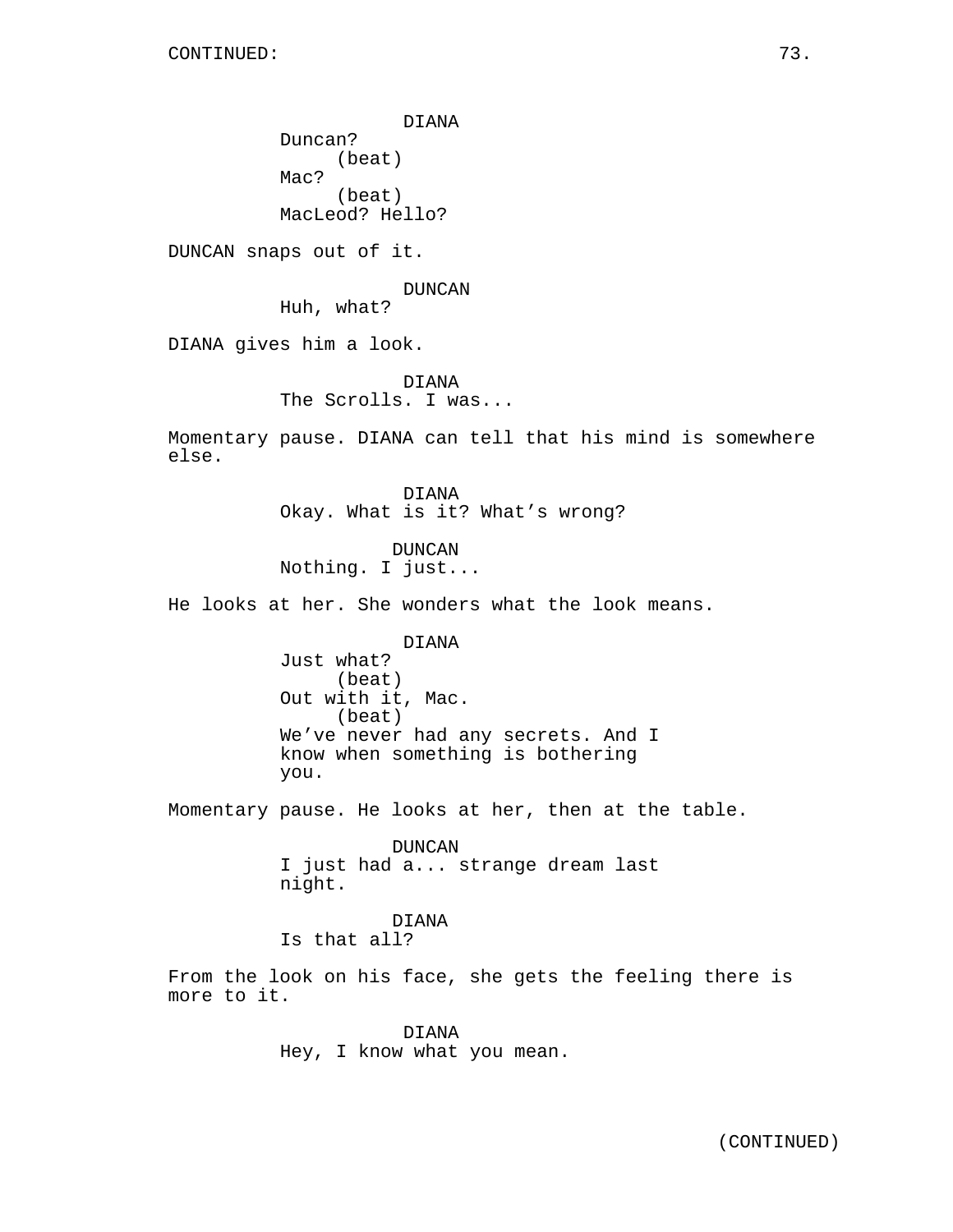CONTINUED:

DIANA
Duncan?
(beat)
Mac?
(beat)
MacLeod? Hello?

DUNCAN snaps out of it.

DUNCAN
Huh, what?

DIANA gives him a look.

DIANA
The Scrolls. I was...

Momentary pause. DIANA can tell that his mind is somewhere else.

DIANA
Okay. What is it? What's wrong?

DUNCAN
Nothing. I just...

He looks at her. She wonders what the look means.

DIANA
Just what?
(beat)
Out with it, Mac.
(beat)
We've never had any secrets. And I know when something is bothering you.

Momentary pause. He looks at her, then at the table.

DUNCAN
I just had a... strange dream last night.

DIANA
Is that all?

From the look on his face, she gets the feeling there is more to it.

DIANA
Hey, I know what you mean.

(CONTINUED)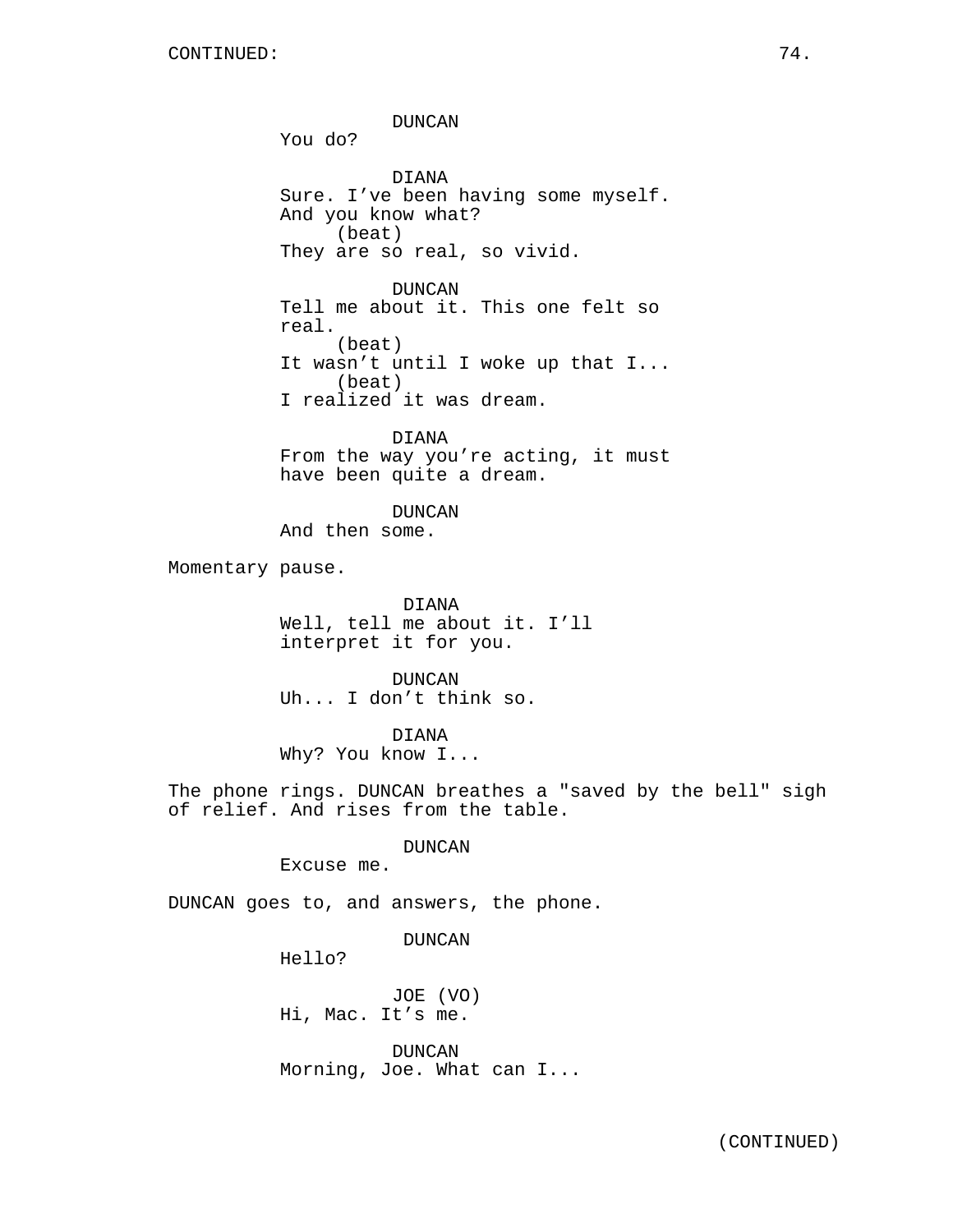DUNCAN
You do?

DIANA
Sure. I've been having some myself.
And you know what?
(beat)
They are so real, so vivid.

DUNCAN
Tell me about it. This one felt so
real.
(beat)
It wasn't until I woke up that I...
(beat)
I realized it was dream.

DIANA
From the way you're acting, it must
have been quite a dream.

DUNCAN
And then some.

Momentary pause.

DIANA
Well, tell me about it. I'll
interpret it for you.

DUNCAN
Uh... I don't think so.

DIANA
Why? You know I...

The phone rings. DUNCAN breathes a "saved by the bell" sigh
of relief. And rises from the table.

DUNCAN
Excuse me.

DUNCAN goes to, and answers, the phone.

DUNCAN
Hello?

JOE (VO)
Hi, Mac. It's me.

DUNCAN
Morning, Joe. What can I...

(CONTINUED)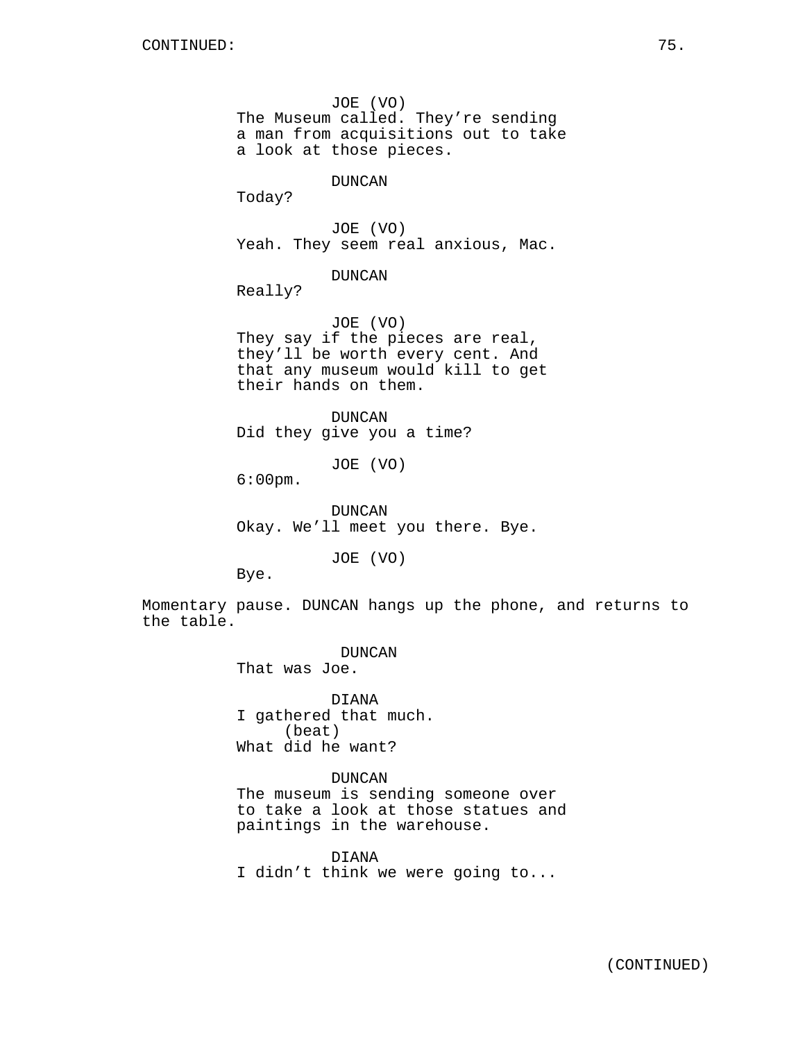JOE (VO)
The Museum called. They're sending a man from acquisitions out to take a look at those pieces.

DUNCAN
Today?

JOE (VO)
Yeah. They seem real anxious, Mac.

DUNCAN
Really?

JOE (VO)
They say if the pieces are real, they'll be worth every cent. And that any museum would kill to get their hands on them.

DUNCAN
Did they give you a time?

JOE (VO)
6:00pm.

DUNCAN
Okay. We'll meet you there. Bye.

JOE (VO)
Bye.

Momentary pause. DUNCAN hangs up the phone, and returns to the table.

DUNCAN
That was Joe.

DIANA
I gathered that much.
(beat)
What did he want?

DUNCAN
The museum is sending someone over to take a look at those statues and paintings in the warehouse.

DIANA
I didn't think we were going to...

(CONTINUED)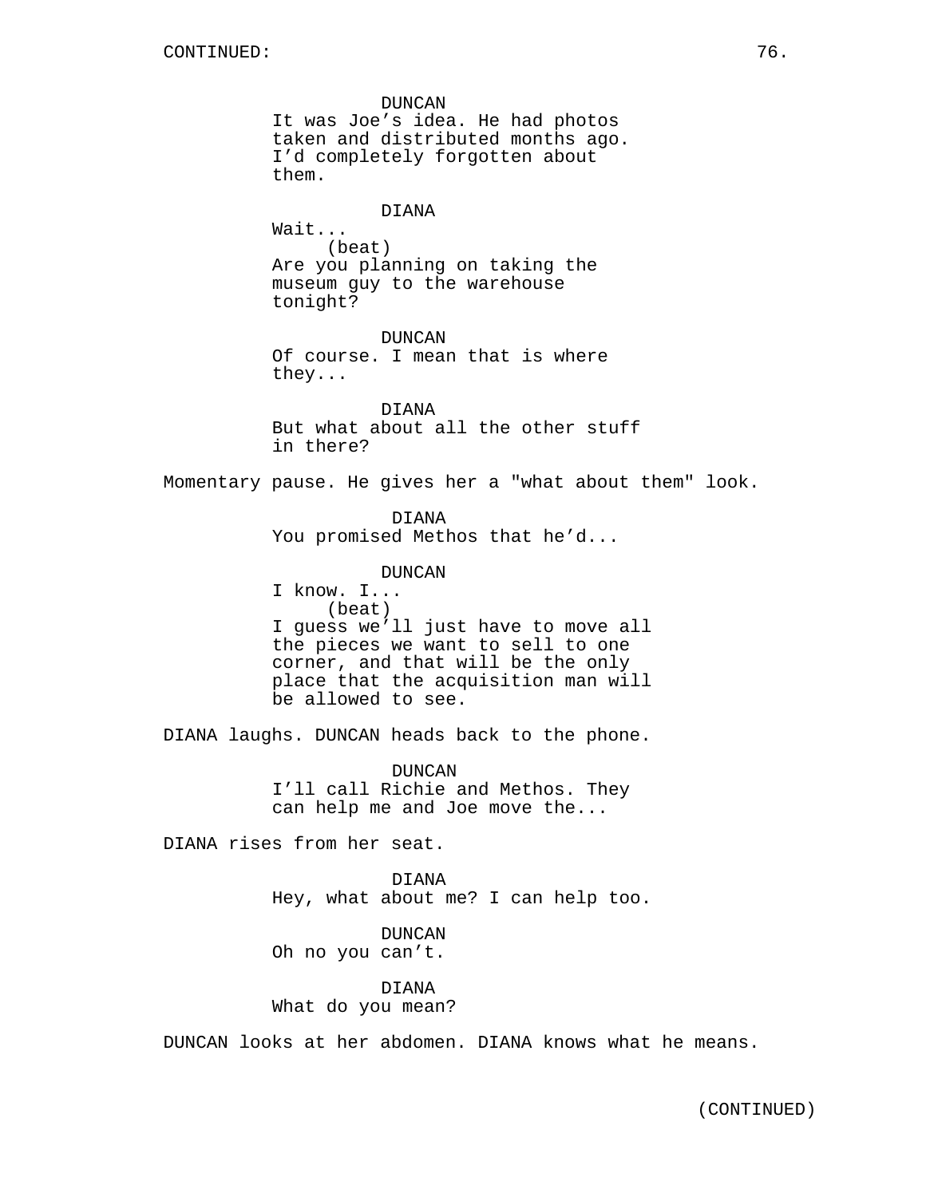DUNCAN
It was Joe's idea. He had photos taken and distributed months ago. I'd completely forgotten about them.

DIANA
Wait...
(beat)
Are you planning on taking the museum guy to the warehouse tonight?

DUNCAN
Of course. I mean that is where they...

DIANA
But what about all the other stuff in there?

Momentary pause. He gives her a "what about them" look.

DIANA
You promised Methos that he'd...

DUNCAN
I know. I...
(beat)
I guess we'll just have to move all the pieces we want to sell to one corner, and that will be the only place that the acquisition man will be allowed to see.

DIANA laughs. DUNCAN heads back to the phone.

DUNCAN
I'll call Richie and Methos. They can help me and Joe move the...

DIANA rises from her seat.

DIANA
Hey, what about me? I can help too.

DUNCAN
Oh no you can't.

DIANA
What do you mean?

DUNCAN looks at her abdomen. DIANA knows what he means.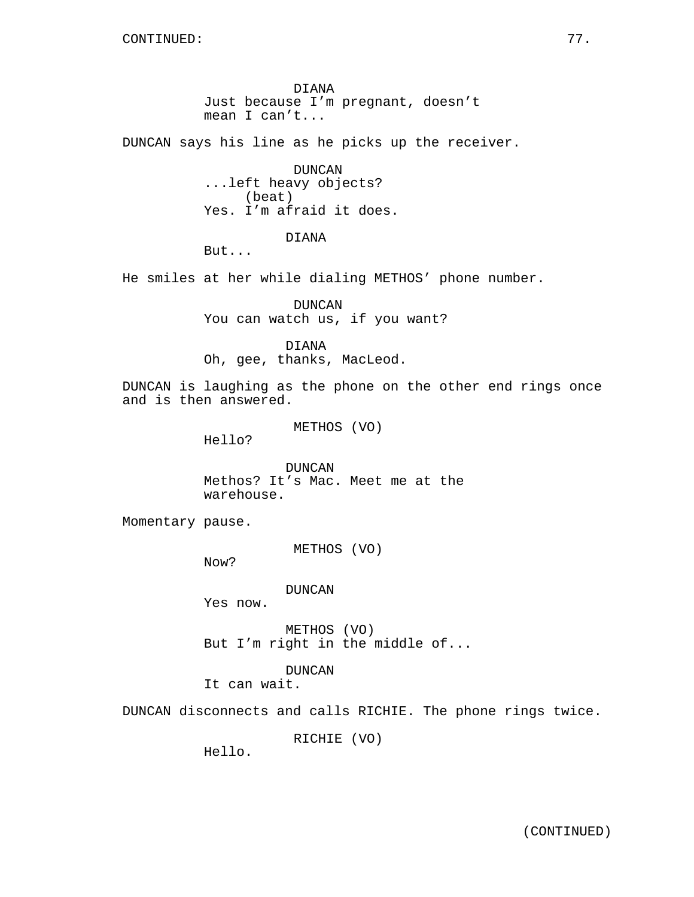DIANA
Just because I'm pregnant, doesn't mean I can't...

DUNCAN says his line as he picks up the receiver.

DUNCAN
...left heavy objects?
(beat)
Yes. I'm afraid it does.

DIANA
But...

He smiles at her while dialing METHOS' phone number.

DUNCAN
You can watch us, if you want?

DIANA
Oh, gee, thanks, MacLeod.

DUNCAN is laughing as the phone on the other end rings once and is then answered.

METHOS (VO)
Hello?

DUNCAN
Methos? It's Mac. Meet me at the warehouse.

Momentary pause.

METHOS (VO)
Now?

DUNCAN
Yes now.

METHOS (VO)
But I'm right in the middle of...

DUNCAN
It can wait.

DUNCAN disconnects and calls RICHIE. The phone rings twice.

RICHIE (VO)
Hello.

(CONTINUED)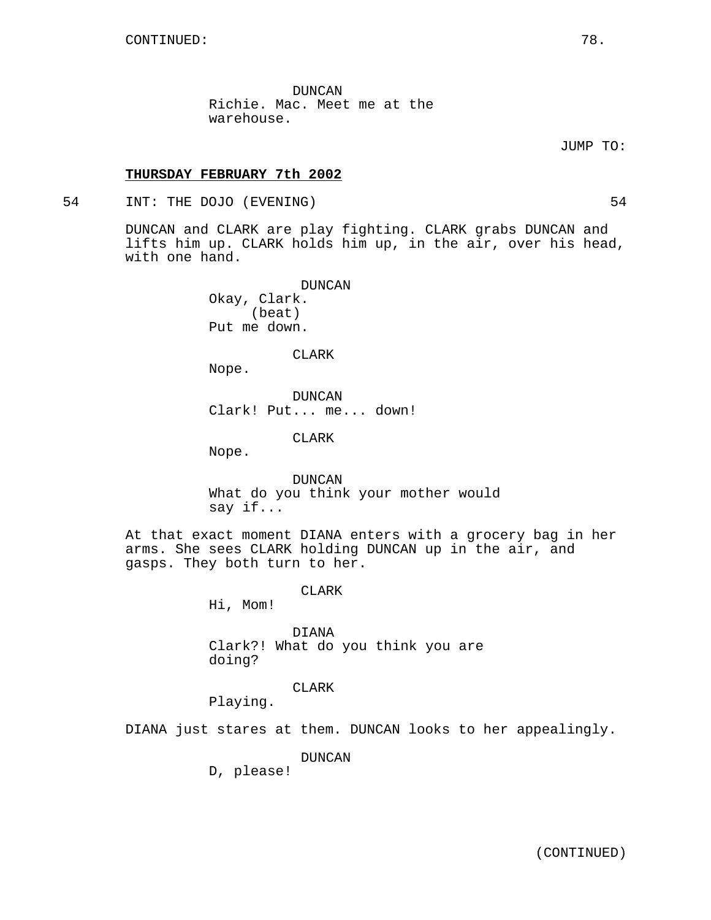CONTINUED:

DUNCAN
Richie. Mac. Meet me at the warehouse.

JUMP TO:

**THURSDAY FEBRUARY 7th 2002**

54 INT: THE DOJO (EVENING) 54

DUNCAN and CLARK are play fighting. CLARK grabs DUNCAN and lifts him up. CLARK holds him up, in the air, over his head, with one hand.

DUNCAN
Okay, Clark.
(beat)
Put me down.

CLARK
Nope.

DUNCAN
Clark! Put... me... down!

CLARK
Nope.

DUNCAN
What do you think your mother would say if...

At that exact moment DIANA enters with a grocery bag in her arms. She sees CLARK holding DUNCAN up in the air, and gasps. They both turn to her.

CLARK
Hi, Mom!

DIANA
Clark?! What do you think you are doing?

CLARK
Playing.

DIANA just stares at them. DUNCAN looks to her appealingly.

DUNCAN
D, please!

(CONTINUED)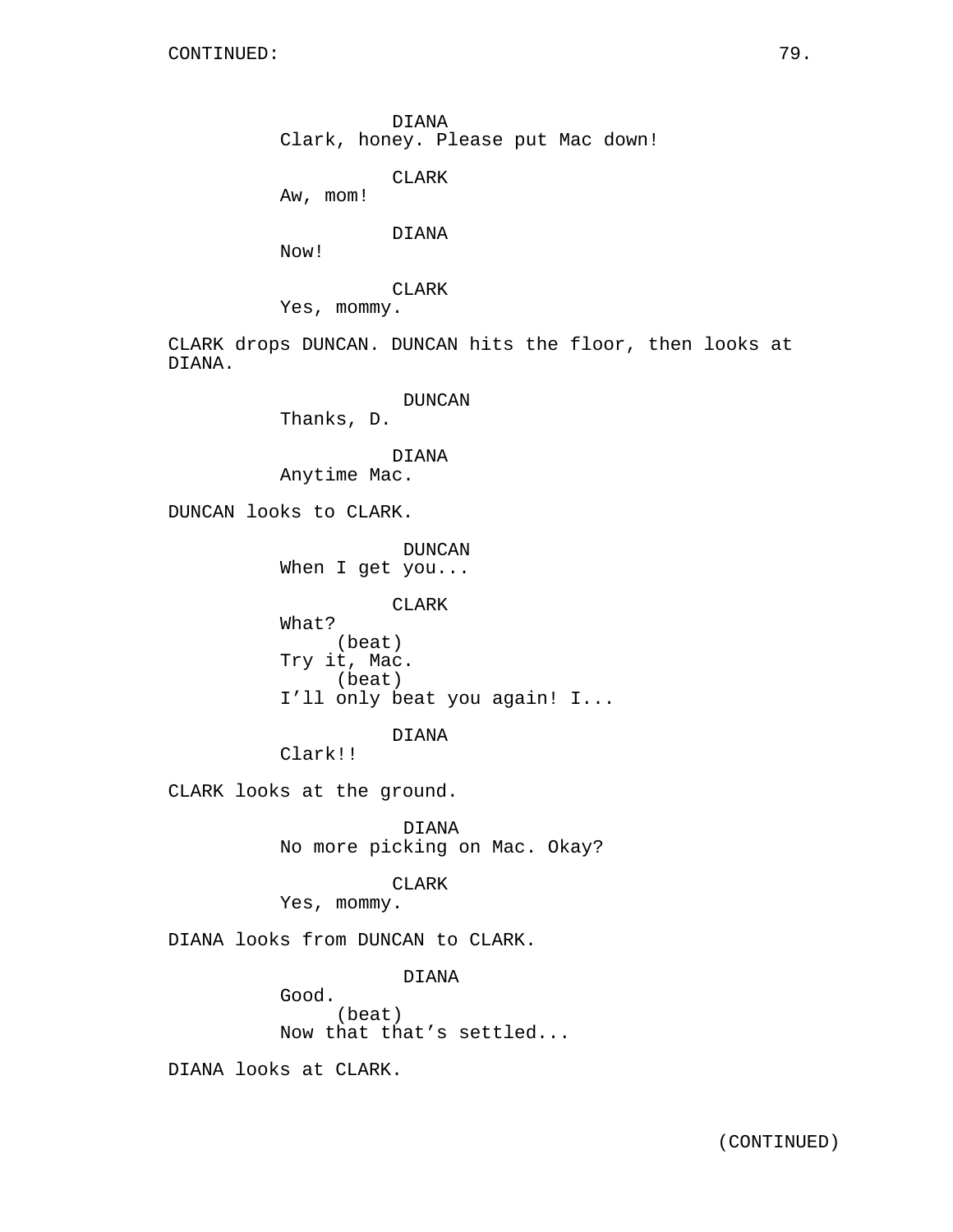DIANA
Clark, honey. Please put Mac down!

CLARK
Aw, mom!

DIANA
Now!

CLARK
Yes, mommy.

CLARK drops DUNCAN. DUNCAN hits the floor, then looks at DIANA.

DUNCAN
Thanks, D.

DIANA
Anytime Mac.

DUNCAN looks to CLARK.

DUNCAN
When I get you...

CLARK
What?
(beat)
Try it, Mac.
(beat)
I'll only beat you again! I...

DIANA
Clark!!

CLARK looks at the ground.

DIANA
No more picking on Mac. Okay?

CLARK
Yes, mommy.

DIANA looks from DUNCAN to CLARK.

DIANA
Good.
(beat)
Now that that's settled...

DIANA looks at CLARK.

(CONTINUED)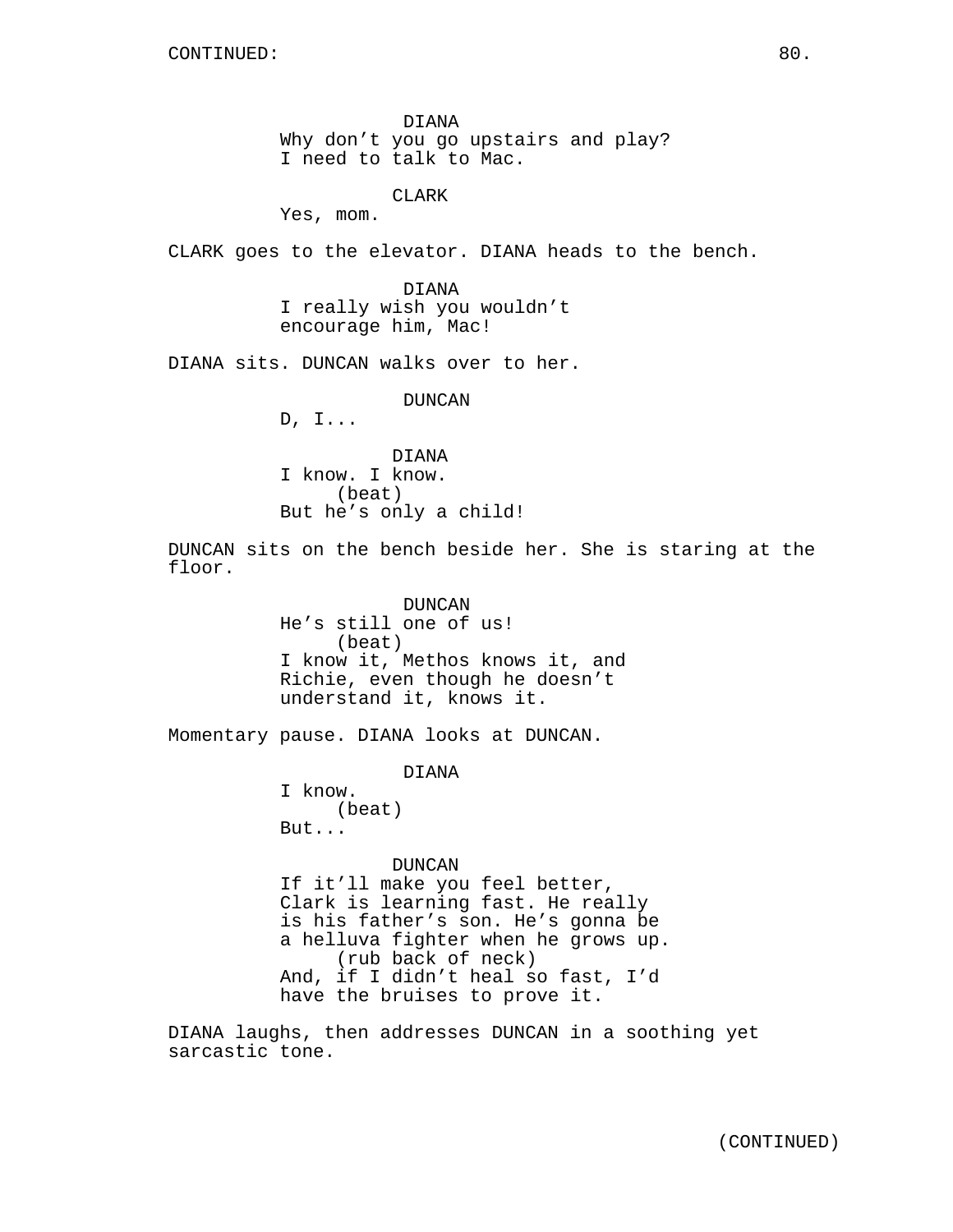CONTINUED:

DIANA
Why don't you go upstairs and play?
I need to talk to Mac.

CLARK
Yes, mom.

CLARK goes to the elevator. DIANA heads to the bench.

DIANA
I really wish you wouldn't
encourage him, Mac!

DIANA sits. DUNCAN walks over to her.

DUNCAN
D, I...

DIANA
I know. I know.
(beat)
But he's only a child!

DUNCAN sits on the bench beside her. She is staring at the floor.

DUNCAN
He's still one of us!
(beat)
I know it, Methos knows it, and
Richie, even though he doesn't
understand it, knows it.

Momentary pause. DIANA looks at DUNCAN.

DIANA
I know.
(beat)
But...

DUNCAN
If it'll make you feel better,
Clark is learning fast. He really
is his father's son. He's gonna be
a helluva fighter when he grows up.
(rub back of neck)
And, if I didn't heal so fast, I'd
have the bruises to prove it.

DIANA laughs, then addresses DUNCAN in a soothing yet sarcastic tone.

(CONTINUED)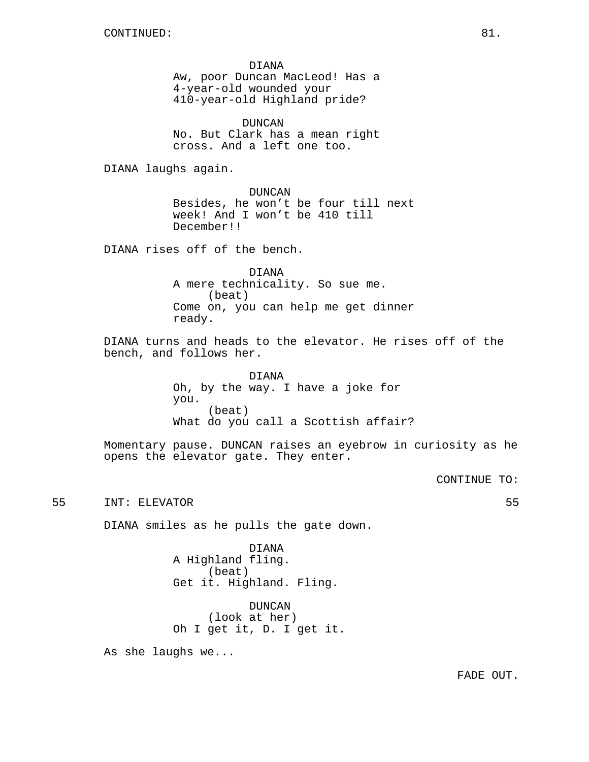CONTINUED:

DIANA
Aw, poor Duncan MacLeod! Has a 4-year-old wounded your 410-year-old Highland pride?

DUNCAN
No. But Clark has a mean right cross. And a left one too.

DIANA laughs again.

DUNCAN
Besides, he won't be four till next week! And I won't be 410 till December!!

DIANA rises off of the bench.

DIANA
A mere technicality. So sue me.
(beat)
Come on, you can help me get dinner ready.

DIANA turns and heads to the elevator. He rises off of the bench, and follows her.

DIANA
Oh, by the way. I have a joke for you.
(beat)
What do you call a Scottish affair?

Momentary pause. DUNCAN raises an eyebrow in curiosity as he opens the elevator gate. They enter.

CONTINUE TO:

55 INT: ELEVATOR 55

DIANA smiles as he pulls the gate down.

DIANA
A Highland fling.
(beat)
Get it. Highland. Fling.

DUNCAN
(look at her)
Oh I get it, D. I get it.

As she laughs we...

FADE OUT.